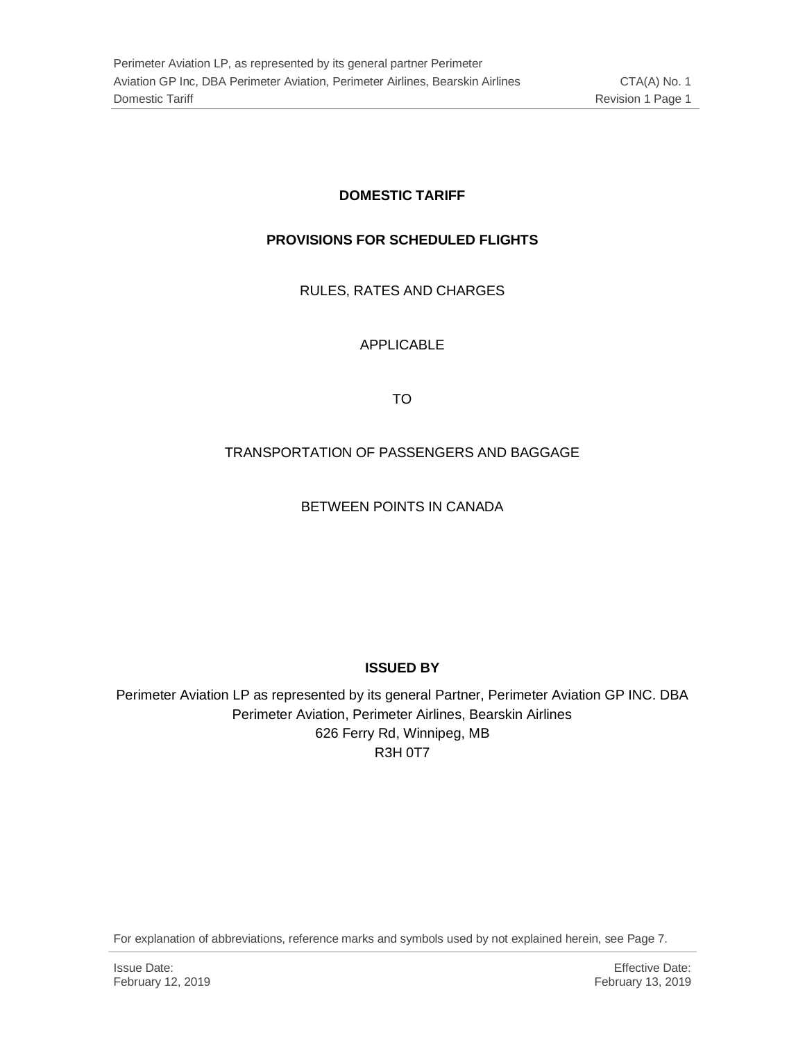# DOMESTIC TARIFF

## PROVISIONS FOR SCHEDULED FLIGHTS

RULES, RATES AND CHARGES

APPLICABLE

TO

TRANSPORTATION OF PASSENGERS AND BAGGAGE

BETWEEN POINTS IN CANADA

**ISSUED BY**

Perimeter Aviation LP as represented by its general Partner, Perimeter Aviation GP INC. DBA Perimeter Aviation, Perimeter Airlines, Bearskin Airlines
626 Ferry Rd, Winnipeg, MB
R3H 0T7

For explanation of abbreviations, reference marks and symbols used by not explained herein, see Page 7.

Issue Date:
February 12, 2019

Effective Date:
February 13, 2019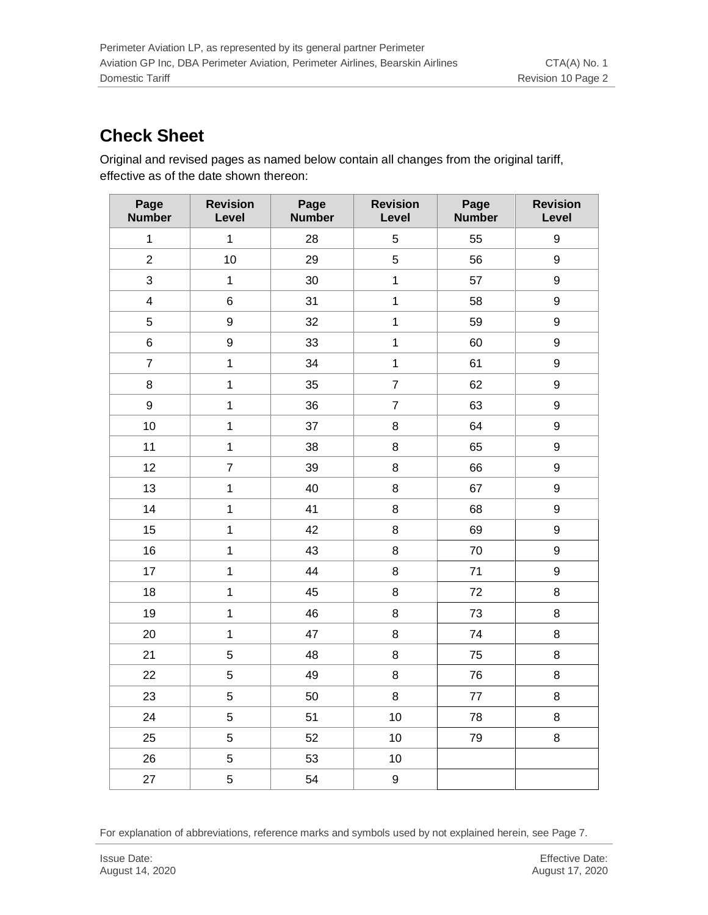## Check Sheet

Original and revised pages as named below contain all changes from the original tariff, effective as of the date shown thereon:

| Page Number | Revision Level | Page Number | Revision Level | Page Number | Revision Level |
|---|---|---|---|---|---|
| 1 | 1 | 28 | 5 | 55 | 9 |
| 2 | 10 | 29 | 5 | 56 | 9 |
| 3 | 1 | 30 | 1 | 57 | 9 |
| 4 | 6 | 31 | 1 | 58 | 9 |
| 5 | 9 | 32 | 1 | 59 | 9 |
| 6 | 9 | 33 | 1 | 60 | 9 |
| 7 | 1 | 34 | 1 | 61 | 9 |
| 8 | 1 | 35 | 7 | 62 | 9 |
| 9 | 1 | 36 | 7 | 63 | 9 |
| 10 | 1 | 37 | 8 | 64 | 9 |
| 11 | 1 | 38 | 8 | 65 | 9 |
| 12 | 7 | 39 | 8 | 66 | 9 |
| 13 | 1 | 40 | 8 | 67 | 9 |
| 14 | 1 | 41 | 8 | 68 | 9 |
| 15 | 1 | 42 | 8 | 69 | 9 |
| 16 | 1 | 43 | 8 | 70 | 9 |
| 17 | 1 | 44 | 8 | 71 | 9 |
| 18 | 1 | 45 | 8 | 72 | 8 |
| 19 | 1 | 46 | 8 | 73 | 8 |
| 20 | 1 | 47 | 8 | 74 | 8 |
| 21 | 5 | 48 | 8 | 75 | 8 |
| 22 | 5 | 49 | 8 | 76 | 8 |
| 23 | 5 | 50 | 8 | 77 | 8 |
| 24 | 5 | 51 | 10 | 78 | 8 |
| 25 | 5 | 52 | 10 | 79 | 8 |
| 26 | 5 | 53 | 10 | | |
| 27 | 5 | 54 | 9 | | |

For explanation of abbreviations, reference marks and symbols used by not explained herein, see Page 7.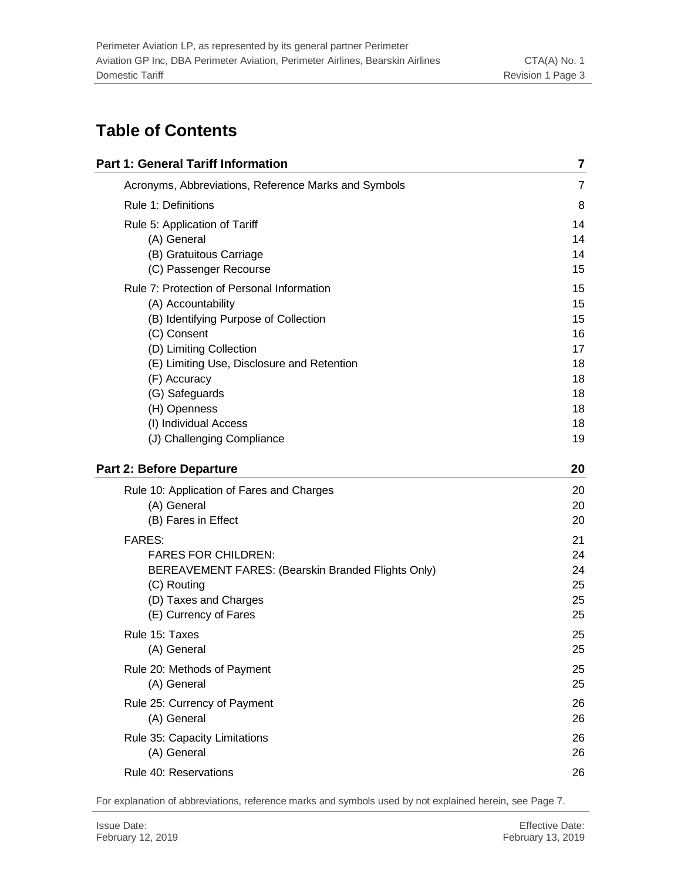# Table of Contents

| **Part 1: General Tariff Information** | **7** |
|---|---|
| Acronyms, Abbreviations, Reference Marks and Symbols | 7 |
| Rule 1: Definitions | 8 |
| Rule 5: Application of Tariff | 14 |
| (A) General | 14 |
| (B) Gratuitous Carriage | 14 |
| (C) Passenger Recourse | 15 |
| Rule 7: Protection of Personal Information | 15 |
| (A) Accountability | 15 |
| (B) Identifying Purpose of Collection | 15 |
| (C) Consent | 16 |
| (D) Limiting Collection | 17 |
| (E) Limiting Use, Disclosure and Retention | 18 |
| (F) Accuracy | 18 |
| (G) Safeguards | 18 |
| (H) Openness | 18 |
| (I) Individual Access | 18 |
| (J) Challenging Compliance | 19 |
| **Part 2: Before Departure** | **20** |
| Rule 10: Application of Fares and Charges | 20 |
| (A) General | 20 |
| (B) Fares in Effect | 20 |
| FARES: | 21 |
| FARES FOR CHILDREN: | 24 |
| BEREAVEMENT FARES: (Bearskin Branded Flights Only) | 24 |
| (C) Routing | 25 |
| (D) Taxes and Charges | 25 |
| (E) Currency of Fares | 25 |
| Rule 15: Taxes | 25 |
| (A) General | 25 |
| Rule 20: Methods of Payment | 25 |
| (A) General | 25 |
| Rule 25: Currency of Payment | 26 |
| (A) General | 26 |
| Rule 35: Capacity Limitations | 26 |
| (A) General | 26 |
| Rule 40: Reservations | 26 |

For explanation of abbreviations, reference marks and symbols used by not explained herein, see Page 7.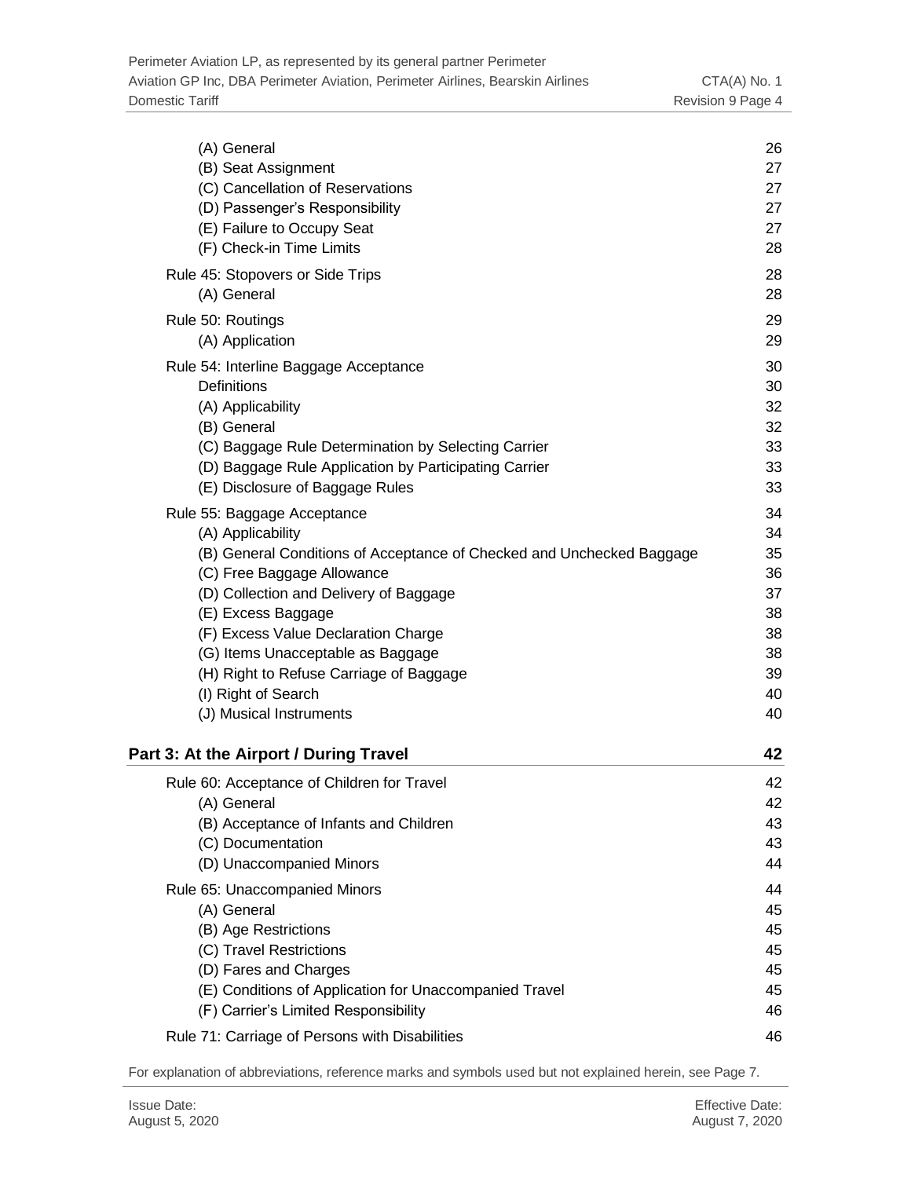| | |
|---|---|
| (A) General | 26 |
| (B) Seat Assignment | 27 |
| (C) Cancellation of Reservations | 27 |
| (D) Passenger's Responsibility | 27 |
| (E) Failure to Occupy Seat | 27 |
| (F) Check-in Time Limits | 28 |
| Rule 45: Stopovers or Side Trips | 28 |
| (A) General | 28 |
| Rule 50: Routings | 29 |
| (A) Application | 29 |
| Rule 54: Interline Baggage Acceptance | 30 |
| Definitions | 30 |
| (A) Applicability | 32 |
| (B) General | 32 |
| (C) Baggage Rule Determination by Selecting Carrier | 33 |
| (D) Baggage Rule Application by Participating Carrier | 33 |
| (E) Disclosure of Baggage Rules | 33 |
| Rule 55: Baggage Acceptance | 34 |
| (A) Applicability | 34 |
| (B) General Conditions of Acceptance of Checked and Unchecked Baggage | 35 |
| (C) Free Baggage Allowance | 36 |
| (D) Collection and Delivery of Baggage | 37 |
| (E) Excess Baggage | 38 |
| (F) Excess Value Declaration Charge | 38 |
| (G) Items Unacceptable as Baggage | 38 |
| (H) Right to Refuse Carriage of Baggage | 39 |
| (I) Right of Search | 40 |
| (J) Musical Instruments | 40 |

**Part 3: At the Airport / During Travel** 42

| | |
|---|---|
| Rule 60: Acceptance of Children for Travel | 42 |
| (A) General | 42 |
| (B) Acceptance of Infants and Children | 43 |
| (C) Documentation | 43 |
| (D) Unaccompanied Minors | 44 |
| Rule 65: Unaccompanied Minors | 44 |
| (A) General | 45 |
| (B) Age Restrictions | 45 |
| (C) Travel Restrictions | 45 |
| (D) Fares and Charges | 45 |
| (E) Conditions of Application for Unaccompanied Travel | 45 |
| (F) Carrier's Limited Responsibility | 46 |
| Rule 71: Carriage of Persons with Disabilities | 46 |

For explanation of abbreviations, reference marks and symbols used but not explained herein, see Page 7.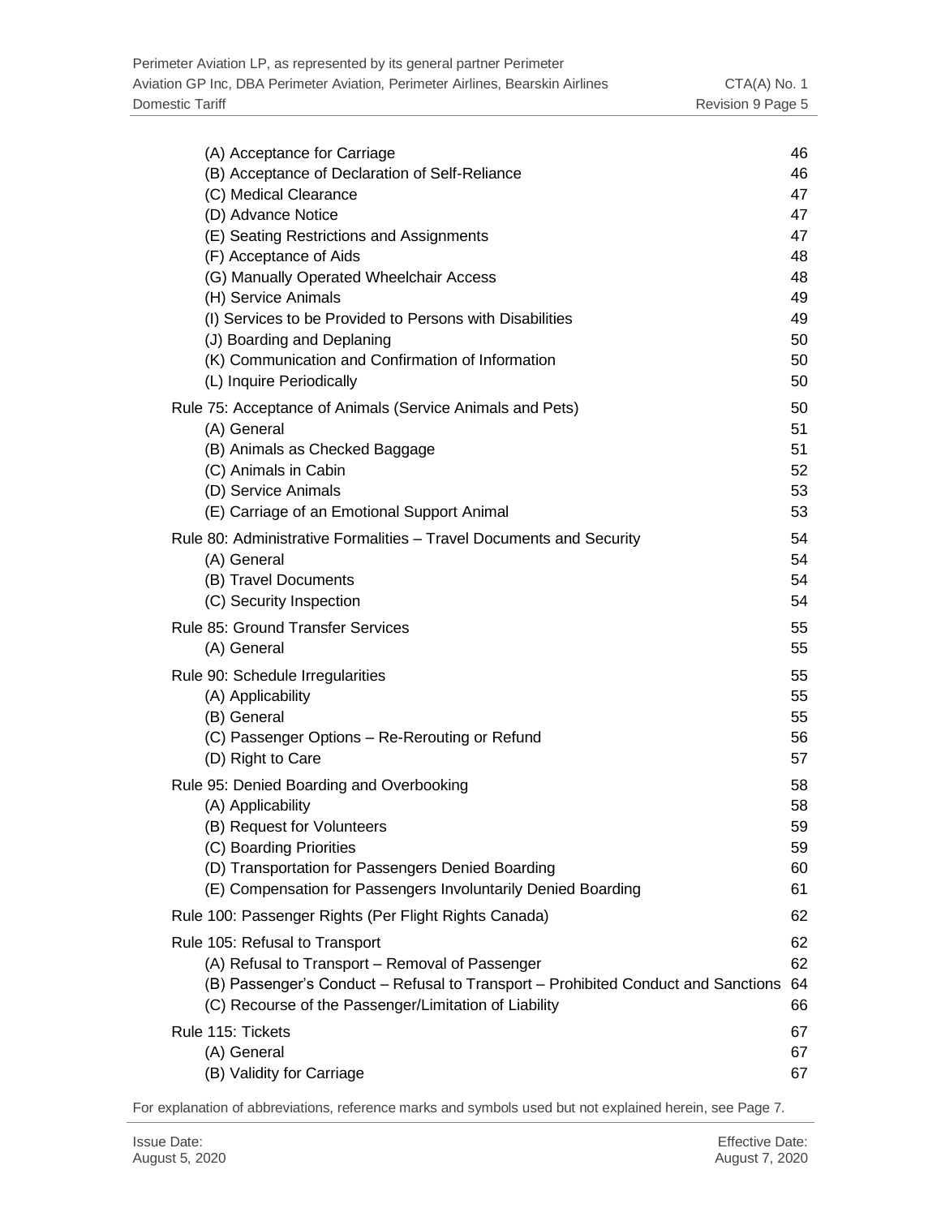| | |
|---|---|
| (A) Acceptance for Carriage | 46 |
| (B) Acceptance of Declaration of Self-Reliance | 46 |
| (C) Medical Clearance | 47 |
| (D) Advance Notice | 47 |
| (E) Seating Restrictions and Assignments | 47 |
| (F) Acceptance of Aids | 48 |
| (G) Manually Operated Wheelchair Access | 48 |
| (H) Service Animals | 49 |
| (I) Services to be Provided to Persons with Disabilities | 49 |
| (J) Boarding and Deplaning | 50 |
| (K) Communication and Confirmation of Information | 50 |
| (L) Inquire Periodically | 50 |
| Rule 75: Acceptance of Animals (Service Animals and Pets) | 50 |
| (A) General | 51 |
| (B) Animals as Checked Baggage | 51 |
| (C) Animals in Cabin | 52 |
| (D) Service Animals | 53 |
| (E) Carriage of an Emotional Support Animal | 53 |
| Rule 80: Administrative Formalities – Travel Documents and Security | 54 |
| (A) General | 54 |
| (B) Travel Documents | 54 |
| (C) Security Inspection | 54 |
| Rule 85: Ground Transfer Services | 55 |
| (A) General | 55 |
| Rule 90: Schedule Irregularities | 55 |
| (A) Applicability | 55 |
| (B) General | 55 |
| (C) Passenger Options – Re-Rerouting or Refund | 56 |
| (D) Right to Care | 57 |
| Rule 95: Denied Boarding and Overbooking | 58 |
| (A) Applicability | 58 |
| (B) Request for Volunteers | 59 |
| (C) Boarding Priorities | 59 |
| (D) Transportation for Passengers Denied Boarding | 60 |
| (E) Compensation for Passengers Involuntarily Denied Boarding | 61 |
| Rule 100: Passenger Rights (Per Flight Rights Canada) | 62 |
| Rule 105: Refusal to Transport | 62 |
| (A) Refusal to Transport – Removal of Passenger | 62 |
| (B) Passenger's Conduct – Refusal to Transport – Prohibited Conduct and Sanctions | 64 |
| (C) Recourse of the Passenger/Limitation of Liability | 66 |
| Rule 115: Tickets | 67 |
| (A) General | 67 |
| (B) Validity for Carriage | 67 |

For explanation of abbreviations, reference marks and symbols used but not explained herein, see Page 7.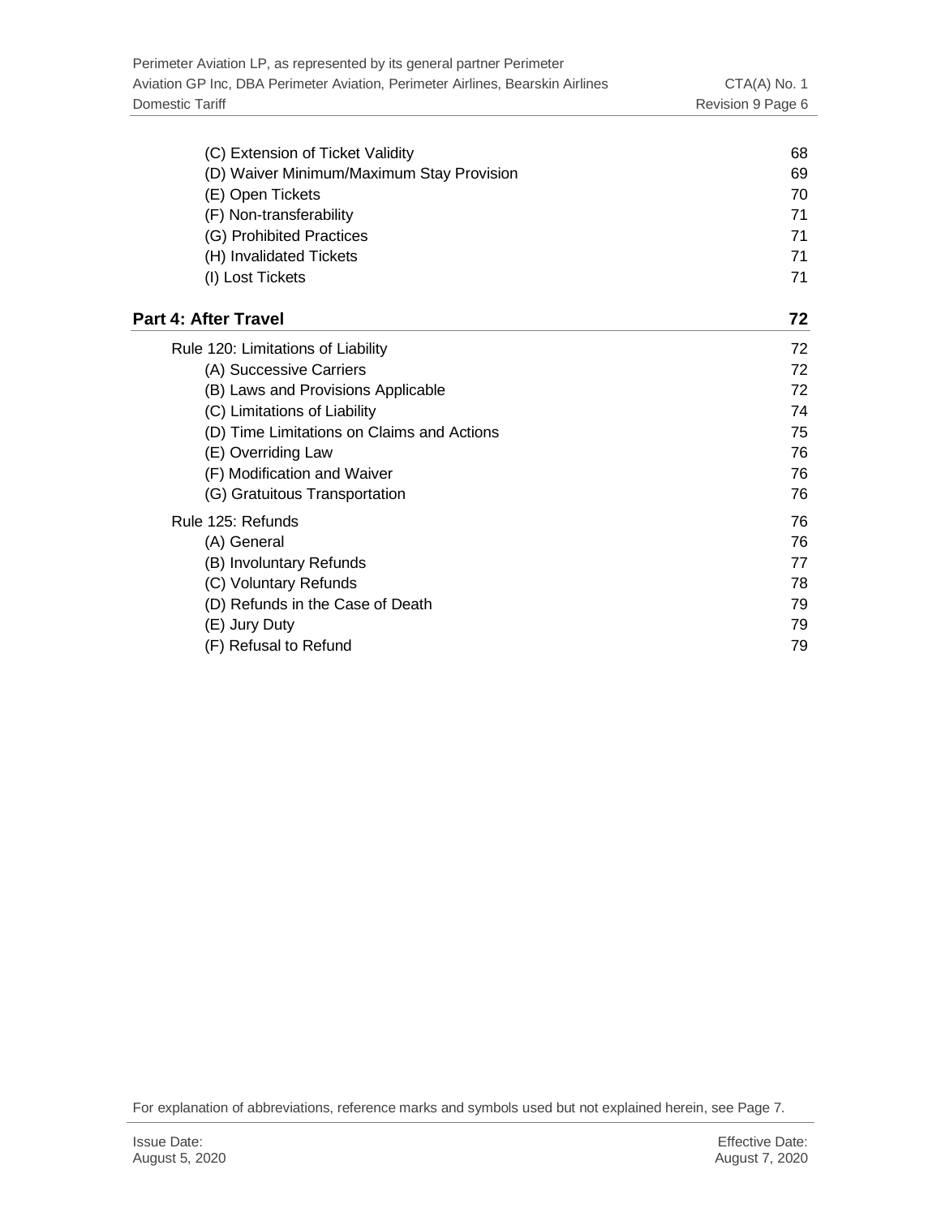| | |
|---|---|
| (C) Extension of Ticket Validity | 68 |
| (D) Waiver Minimum/Maximum Stay Provision | 69 |
| (E) Open Tickets | 70 |
| (F) Non-transferability | 71 |
| (G) Prohibited Practices | 71 |
| (H) Invalidated Tickets | 71 |
| (I) Lost Tickets | 71 |

## Part 4: After Travel — 72

| | |
|---|---|
| Rule 120: Limitations of Liability | 72 |
| (A) Successive Carriers | 72 |
| (B) Laws and Provisions Applicable | 72 |
| (C) Limitations of Liability | 74 |
| (D) Time Limitations on Claims and Actions | 75 |
| (E) Overriding Law | 76 |
| (F) Modification and Waiver | 76 |
| (G) Gratuitous Transportation | 76 |
| Rule 125: Refunds | 76 |
| (A) General | 76 |
| (B) Involuntary Refunds | 77 |
| (C) Voluntary Refunds | 78 |
| (D) Refunds in the Case of Death | 79 |
| (E) Jury Duty | 79 |
| (F) Refusal to Refund | 79 |

For explanation of abbreviations, reference marks and symbols used but not explained herein, see Page 7.

Issue Date: August 5, 2020

Effective Date: August 7, 2020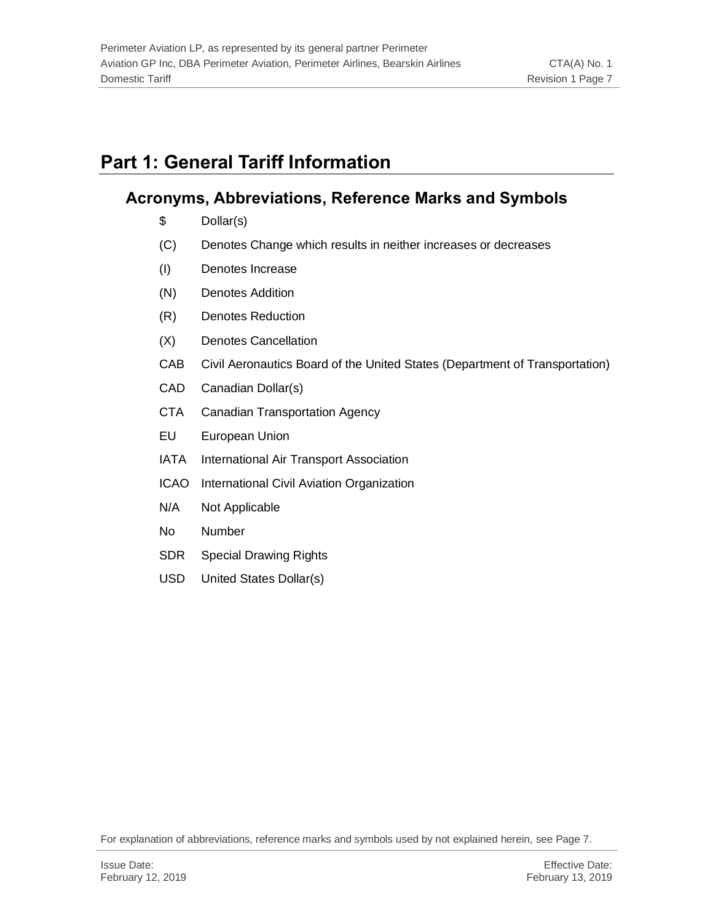# Part 1: General Tariff Information

## Acronyms, Abbreviations, Reference Marks and Symbols

| | |
|---|---|
| $ | Dollar(s) |
| (C) | Denotes Change which results in neither increases or decreases |
| (I) | Denotes Increase |
| (N) | Denotes Addition |
| (R) | Denotes Reduction |
| (X) | Denotes Cancellation |
| CAB | Civil Aeronautics Board of the United States (Department of Transportation) |
| CAD | Canadian Dollar(s) |
| CTA | Canadian Transportation Agency |
| EU | European Union |
| IATA | International Air Transport Association |
| ICAO | International Civil Aviation Organization |
| N/A | Not Applicable |
| No | Number |
| SDR | Special Drawing Rights |
| USD | United States Dollar(s) |

For explanation of abbreviations, reference marks and symbols used by not explained herein, see Page 7.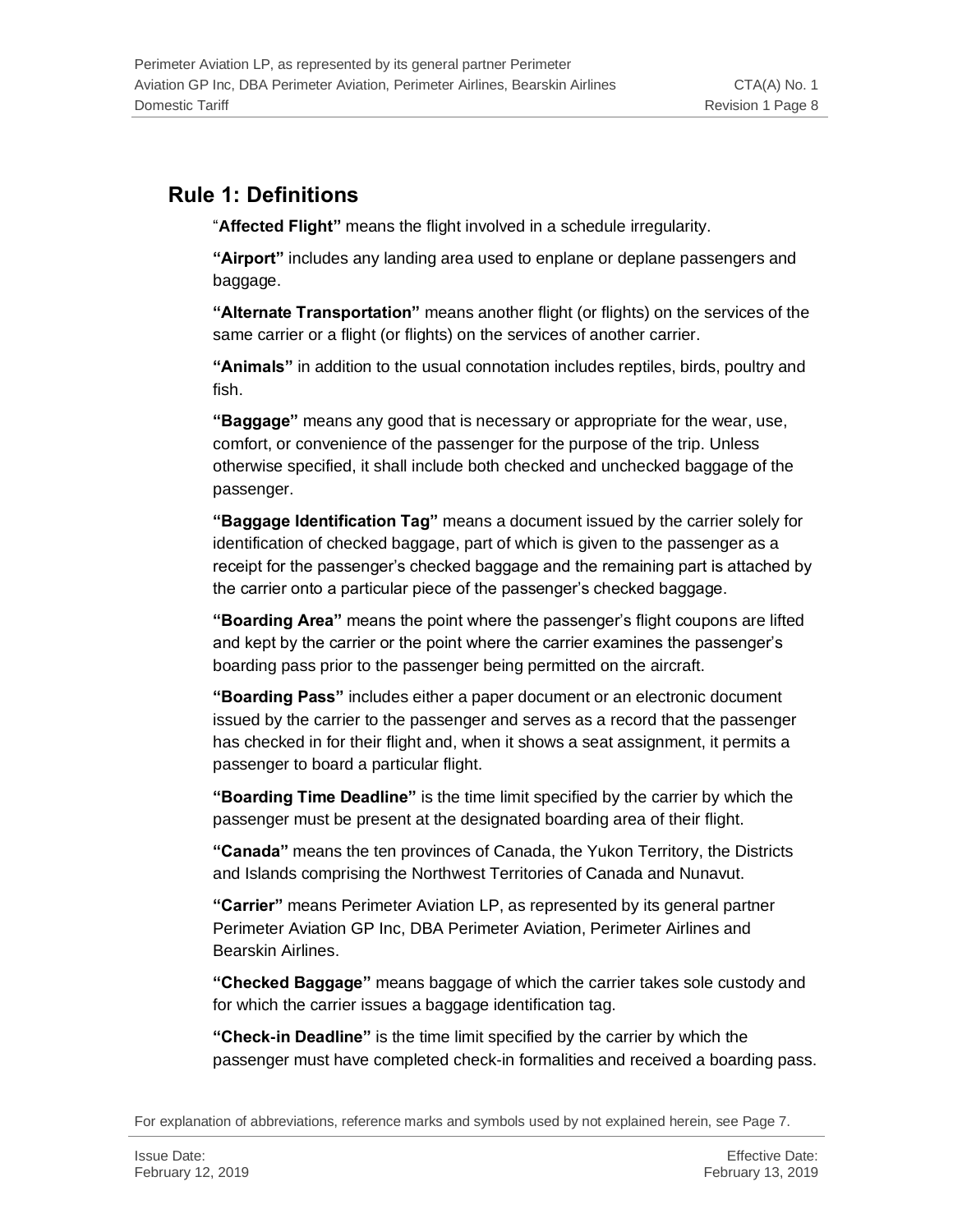## Rule 1: Definitions

"**Affected Flight"** means the flight involved in a schedule irregularity.

**"Airport"** includes any landing area used to enplane or deplane passengers and baggage.

**"Alternate Transportation"** means another flight (or flights) on the services of the same carrier or a flight (or flights) on the services of another carrier.

**"Animals"** in addition to the usual connotation includes reptiles, birds, poultry and fish.

**"Baggage"** means any good that is necessary or appropriate for the wear, use, comfort, or convenience of the passenger for the purpose of the trip. Unless otherwise specified, it shall include both checked and unchecked baggage of the passenger.

**"Baggage Identification Tag"** means a document issued by the carrier solely for identification of checked baggage, part of which is given to the passenger as a receipt for the passenger's checked baggage and the remaining part is attached by the carrier onto a particular piece of the passenger's checked baggage.

**"Boarding Area"** means the point where the passenger's flight coupons are lifted and kept by the carrier or the point where the carrier examines the passenger's boarding pass prior to the passenger being permitted on the aircraft.

**"Boarding Pass"** includes either a paper document or an electronic document issued by the carrier to the passenger and serves as a record that the passenger has checked in for their flight and, when it shows a seat assignment, it permits a passenger to board a particular flight.

**"Boarding Time Deadline"** is the time limit specified by the carrier by which the passenger must be present at the designated boarding area of their flight.

**"Canada"** means the ten provinces of Canada, the Yukon Territory, the Districts and Islands comprising the Northwest Territories of Canada and Nunavut.

**"Carrier"** means Perimeter Aviation LP, as represented by its general partner Perimeter Aviation GP Inc, DBA Perimeter Aviation, Perimeter Airlines and Bearskin Airlines.

**"Checked Baggage"** means baggage of which the carrier takes sole custody and for which the carrier issues a baggage identification tag.

**"Check-in Deadline"** is the time limit specified by the carrier by which the passenger must have completed check-in formalities and received a boarding pass.

For explanation of abbreviations, reference marks and symbols used by not explained herein, see Page 7.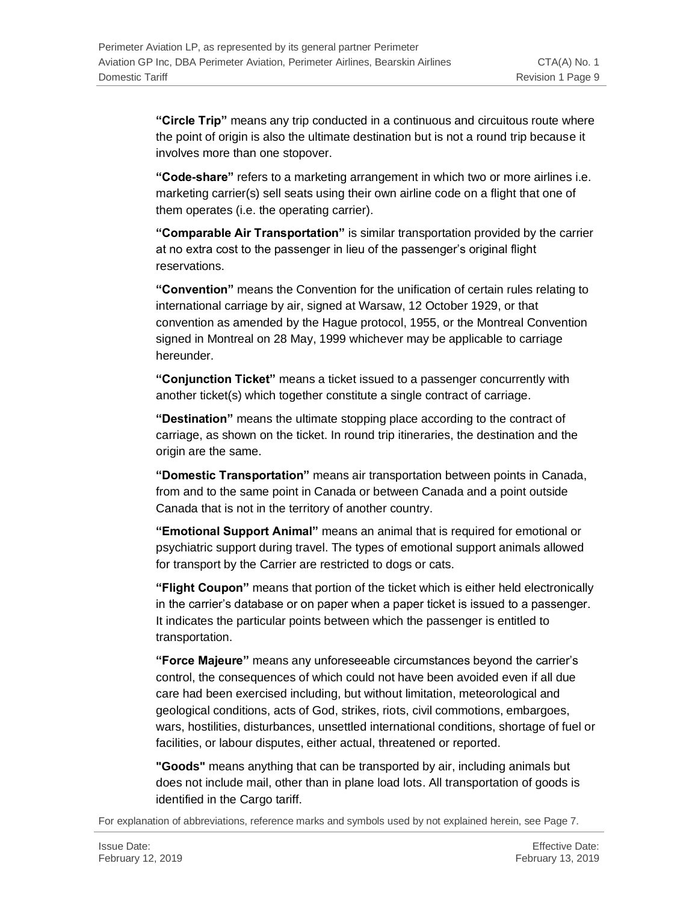**"Circle Trip"** means any trip conducted in a continuous and circuitous route where the point of origin is also the ultimate destination but is not a round trip because it involves more than one stopover.

**"Code-share"** refers to a marketing arrangement in which two or more airlines i.e. marketing carrier(s) sell seats using their own airline code on a flight that one of them operates (i.e. the operating carrier).

**"Comparable Air Transportation"** is similar transportation provided by the carrier at no extra cost to the passenger in lieu of the passenger's original flight reservations.

**"Convention"** means the Convention for the unification of certain rules relating to international carriage by air, signed at Warsaw, 12 October 1929, or that convention as amended by the Hague protocol, 1955, or the Montreal Convention signed in Montreal on 28 May, 1999 whichever may be applicable to carriage hereunder.

**"Conjunction Ticket"** means a ticket issued to a passenger concurrently with another ticket(s) which together constitute a single contract of carriage.

**"Destination"** means the ultimate stopping place according to the contract of carriage, as shown on the ticket. In round trip itineraries, the destination and the origin are the same.

**"Domestic Transportation"** means air transportation between points in Canada, from and to the same point in Canada or between Canada and a point outside Canada that is not in the territory of another country.

**"Emotional Support Animal"** means an animal that is required for emotional or psychiatric support during travel. The types of emotional support animals allowed for transport by the Carrier are restricted to dogs or cats.

**"Flight Coupon"** means that portion of the ticket which is either held electronically in the carrier's database or on paper when a paper ticket is issued to a passenger. It indicates the particular points between which the passenger is entitled to transportation.

**"Force Majeure"** means any unforeseeable circumstances beyond the carrier's control, the consequences of which could not have been avoided even if all due care had been exercised including, but without limitation, meteorological and geological conditions, acts of God, strikes, riots, civil commotions, embargoes, wars, hostilities, disturbances, unsettled international conditions, shortage of fuel or facilities, or labour disputes, either actual, threatened or reported.

**"Goods"** means anything that can be transported by air, including animals but does not include mail, other than in plane load lots. All transportation of goods is identified in the Cargo tariff.

For explanation of abbreviations, reference marks and symbols used by not explained herein, see Page 7.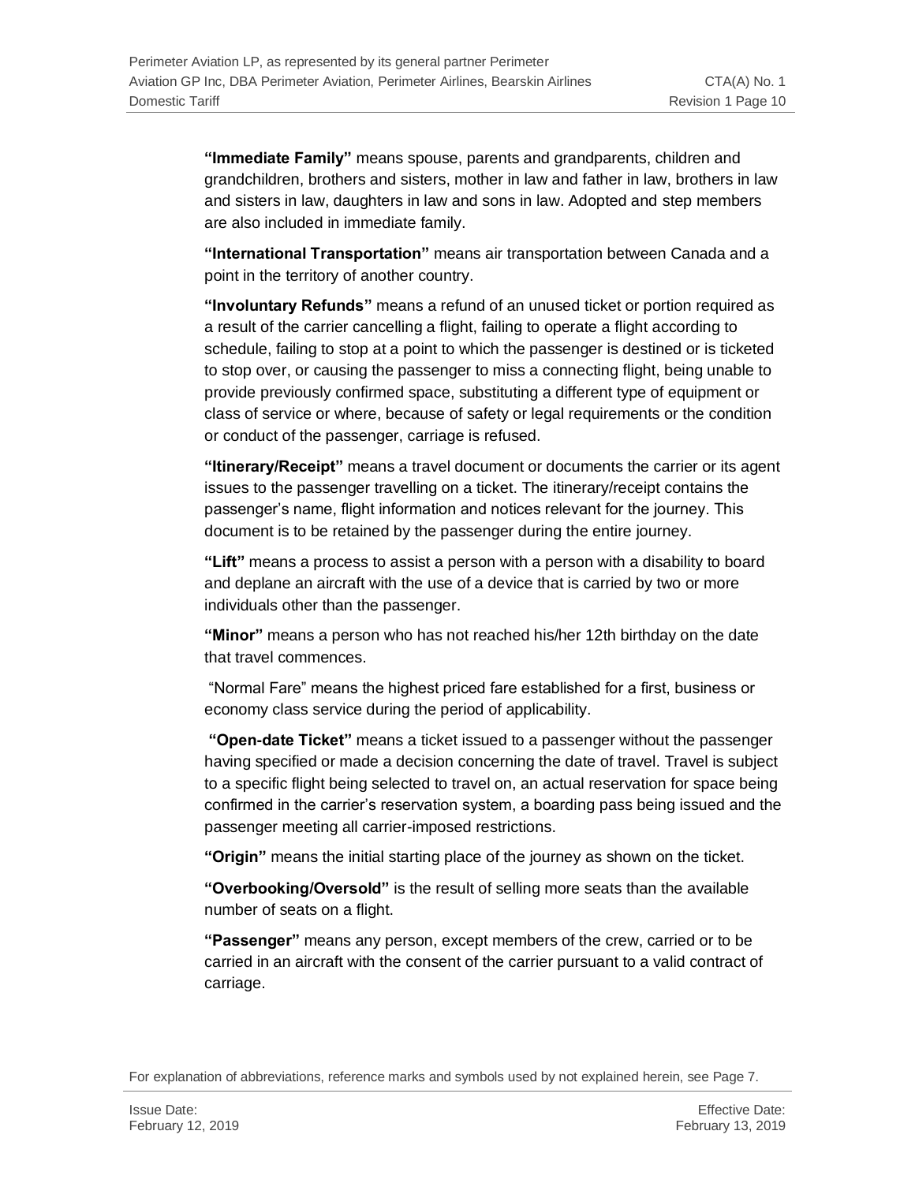**"Immediate Family"** means spouse, parents and grandparents, children and grandchildren, brothers and sisters, mother in law and father in law, brothers in law and sisters in law, daughters in law and sons in law. Adopted and step members are also included in immediate family.

**"International Transportation"** means air transportation between Canada and a point in the territory of another country.

**"Involuntary Refunds"** means a refund of an unused ticket or portion required as a result of the carrier cancelling a flight, failing to operate a flight according to schedule, failing to stop at a point to which the passenger is destined or is ticketed to stop over, or causing the passenger to miss a connecting flight, being unable to provide previously confirmed space, substituting a different type of equipment or class of service or where, because of safety or legal requirements or the condition or conduct of the passenger, carriage is refused.

**"Itinerary/Receipt"** means a travel document or documents the carrier or its agent issues to the passenger travelling on a ticket. The itinerary/receipt contains the passenger's name, flight information and notices relevant for the journey. This document is to be retained by the passenger during the entire journey.

**"Lift"** means a process to assist a person with a person with a disability to board and deplane an aircraft with the use of a device that is carried by two or more individuals other than the passenger.

**"Minor"** means a person who has not reached his/her 12th birthday on the date that travel commences.

"Normal Fare" means the highest priced fare established for a first, business or economy class service during the period of applicability.

**"Open-date Ticket"** means a ticket issued to a passenger without the passenger having specified or made a decision concerning the date of travel. Travel is subject to a specific flight being selected to travel on, an actual reservation for space being confirmed in the carrier's reservation system, a boarding pass being issued and the passenger meeting all carrier-imposed restrictions.

**"Origin"** means the initial starting place of the journey as shown on the ticket.

**"Overbooking/Oversold"** is the result of selling more seats than the available number of seats on a flight.

**"Passenger"** means any person, except members of the crew, carried or to be carried in an aircraft with the consent of the carrier pursuant to a valid contract of carriage.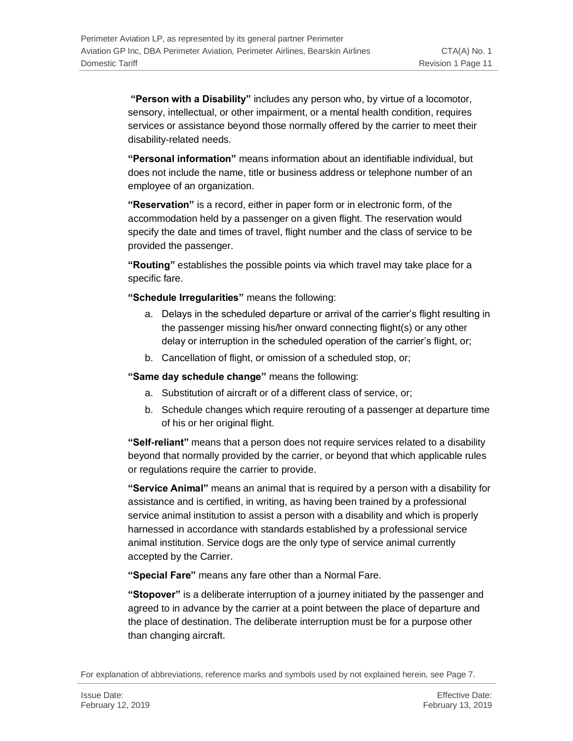**"Person with a Disability"** includes any person who, by virtue of a locomotor, sensory, intellectual, or other impairment, or a mental health condition, requires services or assistance beyond those normally offered by the carrier to meet their disability-related needs.

**"Personal information"** means information about an identifiable individual, but does not include the name, title or business address or telephone number of an employee of an organization.

**"Reservation"** is a record, either in paper form or in electronic form, of the accommodation held by a passenger on a given flight. The reservation would specify the date and times of travel, flight number and the class of service to be provided the passenger.

**"Routing"** establishes the possible points via which travel may take place for a specific fare.

**"Schedule Irregularities"** means the following:

a. Delays in the scheduled departure or arrival of the carrier's flight resulting in the passenger missing his/her onward connecting flight(s) or any other delay or interruption in the scheduled operation of the carrier's flight, or;
b. Cancellation of flight, or omission of a scheduled stop, or;

**"Same day schedule change"** means the following:

a. Substitution of aircraft or of a different class of service, or;
b. Schedule changes which require rerouting of a passenger at departure time of his or her original flight.

**"Self-reliant"** means that a person does not require services related to a disability beyond that normally provided by the carrier, or beyond that which applicable rules or regulations require the carrier to provide.

**"Service Animal"** means an animal that is required by a person with a disability for assistance and is certified, in writing, as having been trained by a professional service animal institution to assist a person with a disability and which is properly harnessed in accordance with standards established by a professional service animal institution. Service dogs are the only type of service animal currently accepted by the Carrier.

**"Special Fare"** means any fare other than a Normal Fare.

**"Stopover"** is a deliberate interruption of a journey initiated by the passenger and agreed to in advance by the carrier at a point between the place of departure and the place of destination. The deliberate interruption must be for a purpose other than changing aircraft.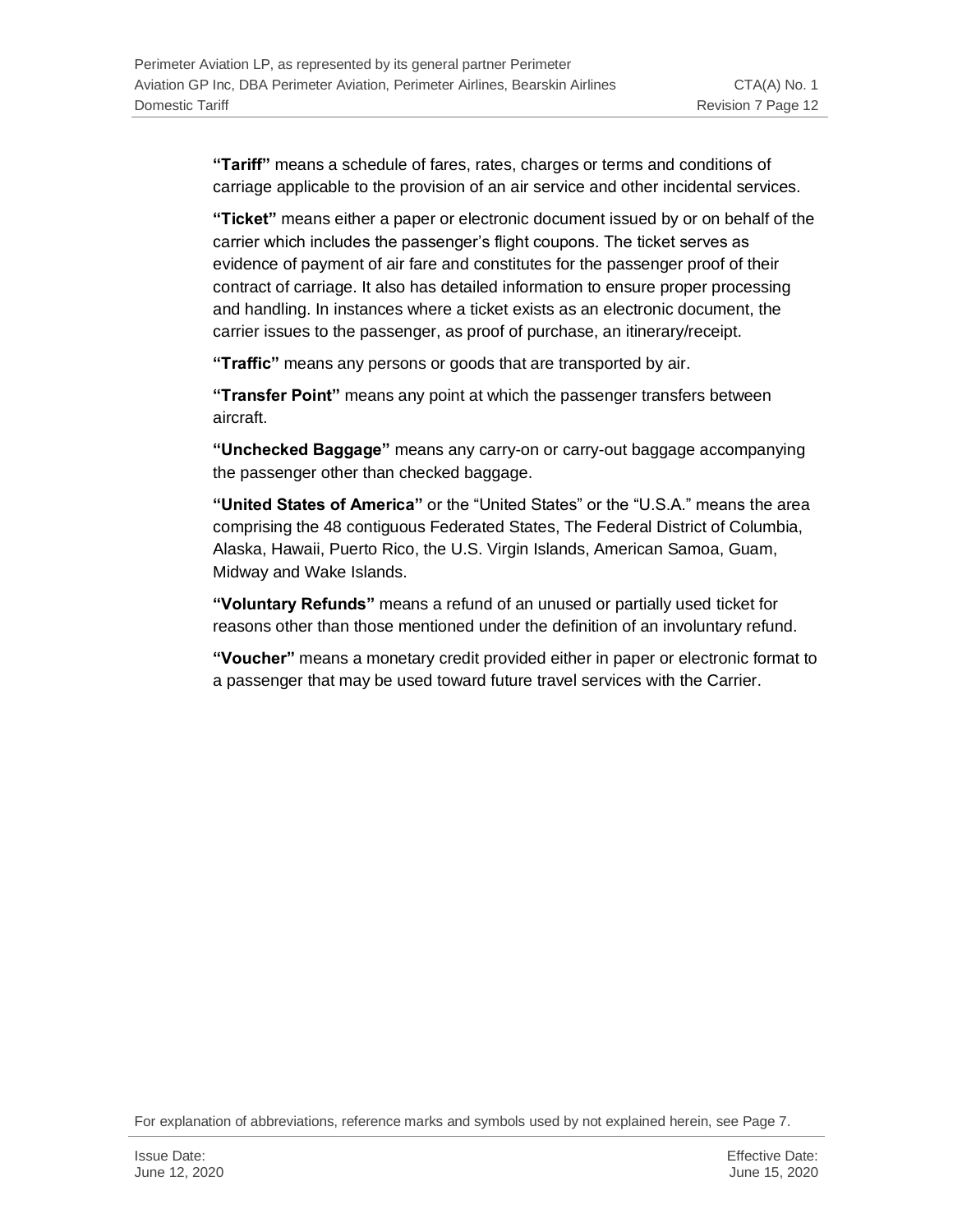**"Tariff"** means a schedule of fares, rates, charges or terms and conditions of carriage applicable to the provision of an air service and other incidental services.

**"Ticket"** means either a paper or electronic document issued by or on behalf of the carrier which includes the passenger's flight coupons. The ticket serves as evidence of payment of air fare and constitutes for the passenger proof of their contract of carriage. It also has detailed information to ensure proper processing and handling. In instances where a ticket exists as an electronic document, the carrier issues to the passenger, as proof of purchase, an itinerary/receipt.

**"Traffic"** means any persons or goods that are transported by air.

**"Transfer Point"** means any point at which the passenger transfers between aircraft.

**"Unchecked Baggage"** means any carry-on or carry-out baggage accompanying the passenger other than checked baggage.

**"United States of America"** or the "United States" or the "U.S.A." means the area comprising the 48 contiguous Federated States, The Federal District of Columbia, Alaska, Hawaii, Puerto Rico, the U.S. Virgin Islands, American Samoa, Guam, Midway and Wake Islands.

**"Voluntary Refunds"** means a refund of an unused or partially used ticket for reasons other than those mentioned under the definition of an involuntary refund.

**"Voucher"** means a monetary credit provided either in paper or electronic format to a passenger that may be used toward future travel services with the Carrier.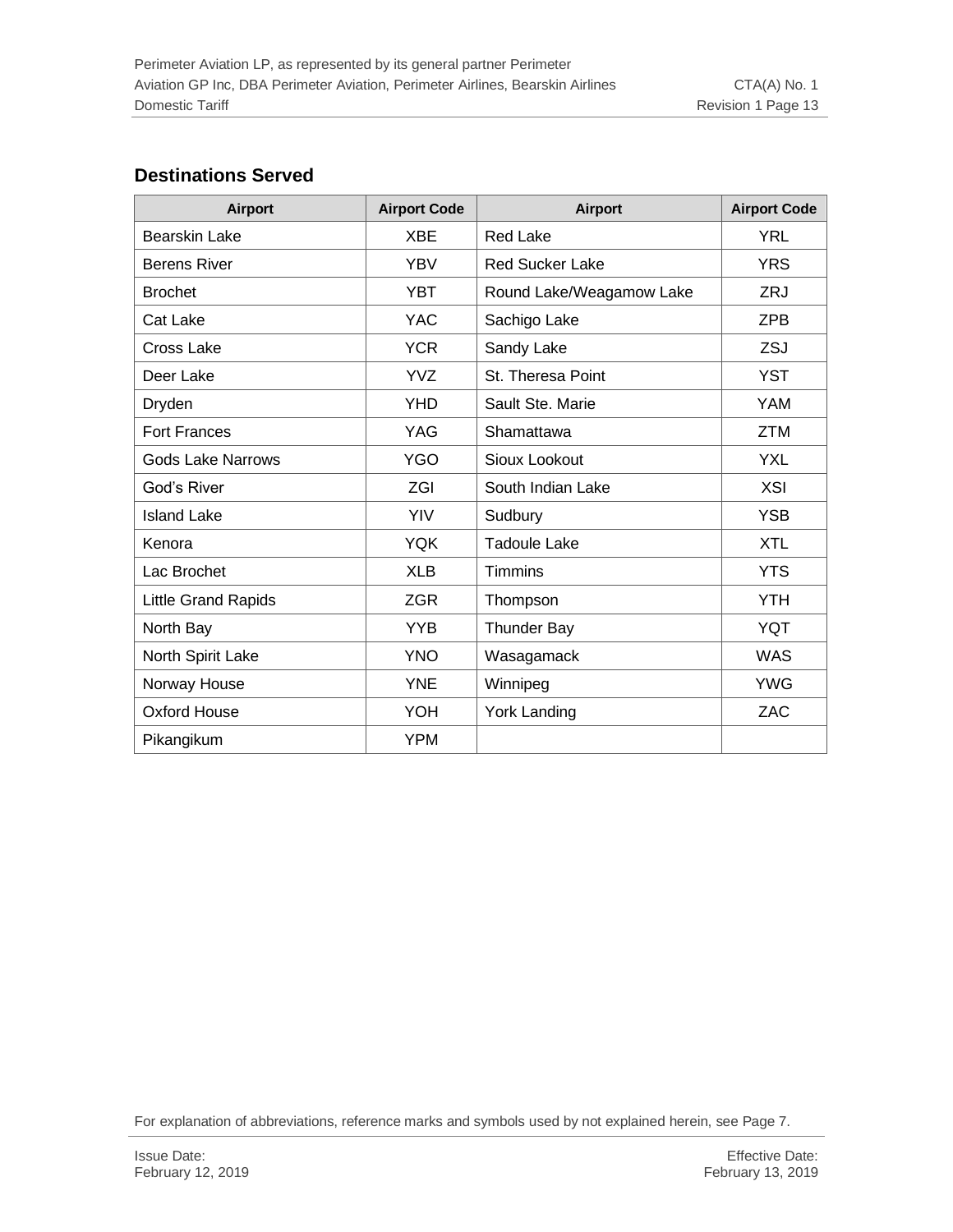## Destinations Served

| Airport | Airport Code | Airport | Airport Code |
|---|---|---|---|
| Bearskin Lake | XBE | Red Lake | YRL |
| Berens River | YBV | Red Sucker Lake | YRS |
| Brochet | YBT | Round Lake/Weagamow Lake | ZRJ |
| Cat Lake | YAC | Sachigo Lake | ZPB |
| Cross Lake | YCR | Sandy Lake | ZSJ |
| Deer Lake | YVZ | St. Theresa Point | YST |
| Dryden | YHD | Sault Ste. Marie | YAM |
| Fort Frances | YAG | Shamattawa | ZTM |
| Gods Lake Narrows | YGO | Sioux Lookout | YXL |
| God's River | ZGI | South Indian Lake | XSI |
| Island Lake | YIV | Sudbury | YSB |
| Kenora | YQK | Tadoule Lake | XTL |
| Lac Brochet | XLB | Timmins | YTS |
| Little Grand Rapids | ZGR | Thompson | YTH |
| North Bay | YYB | Thunder Bay | YQT |
| North Spirit Lake | YNO | Wasagamack | WAS |
| Norway House | YNE | Winnipeg | YWG |
| Oxford House | YOH | York Landing | ZAC |
| Pikangikum | YPM | | |

For explanation of abbreviations, reference marks and symbols used by not explained herein, see Page 7.

Issue Date:
February 12, 2019

Effective Date:
February 13, 2019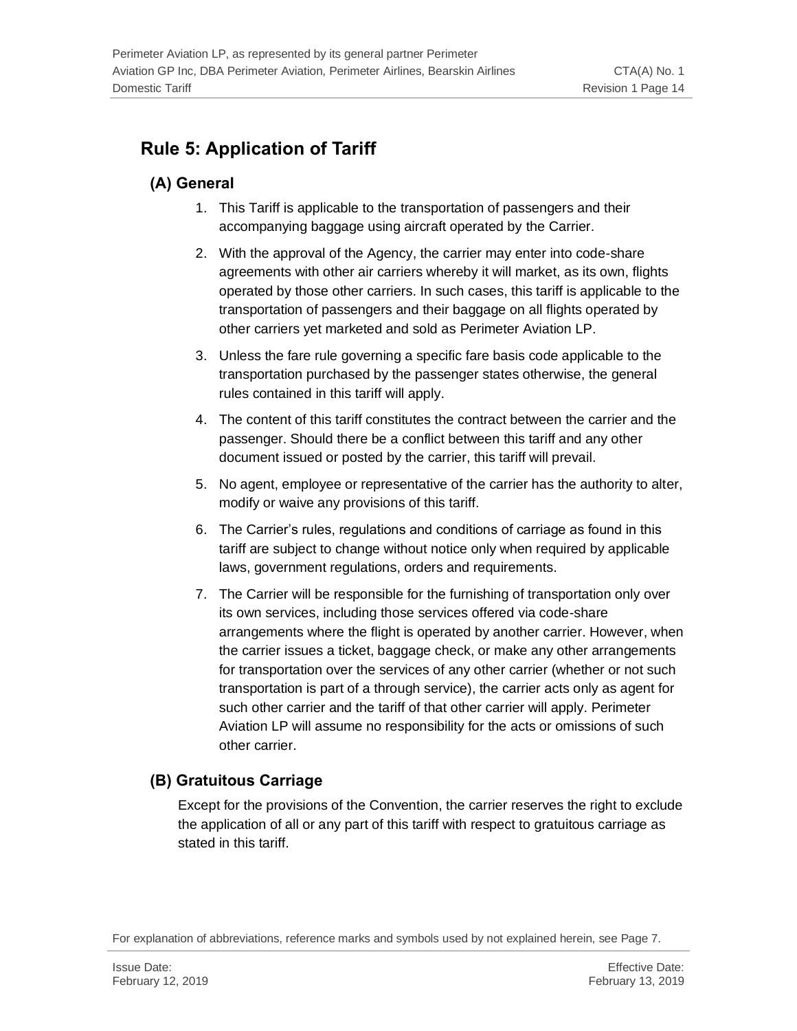## Rule 5: Application of Tariff

### (A) General

1. This Tariff is applicable to the transportation of passengers and their accompanying baggage using aircraft operated by the Carrier.
2. With the approval of the Agency, the carrier may enter into code-share agreements with other air carriers whereby it will market, as its own, flights operated by those other carriers. In such cases, this tariff is applicable to the transportation of passengers and their baggage on all flights operated by other carriers yet marketed and sold as Perimeter Aviation LP.
3. Unless the fare rule governing a specific fare basis code applicable to the transportation purchased by the passenger states otherwise, the general rules contained in this tariff will apply.
4. The content of this tariff constitutes the contract between the carrier and the passenger. Should there be a conflict between this tariff and any other document issued or posted by the carrier, this tariff will prevail.
5. No agent, employee or representative of the carrier has the authority to alter, modify or waive any provisions of this tariff.
6. The Carrier's rules, regulations and conditions of carriage as found in this tariff are subject to change without notice only when required by applicable laws, government regulations, orders and requirements.
7. The Carrier will be responsible for the furnishing of transportation only over its own services, including those services offered via code-share arrangements where the flight is operated by another carrier. However, when the carrier issues a ticket, baggage check, or make any other arrangements for transportation over the services of any other carrier (whether or not such transportation is part of a through service), the carrier acts only as agent for such other carrier and the tariff of that other carrier will apply. Perimeter Aviation LP will assume no responsibility for the acts or omissions of such other carrier.

### (B) Gratuitous Carriage

Except for the provisions of the Convention, the carrier reserves the right to exclude the application of all or any part of this tariff with respect to gratuitous carriage as stated in this tariff.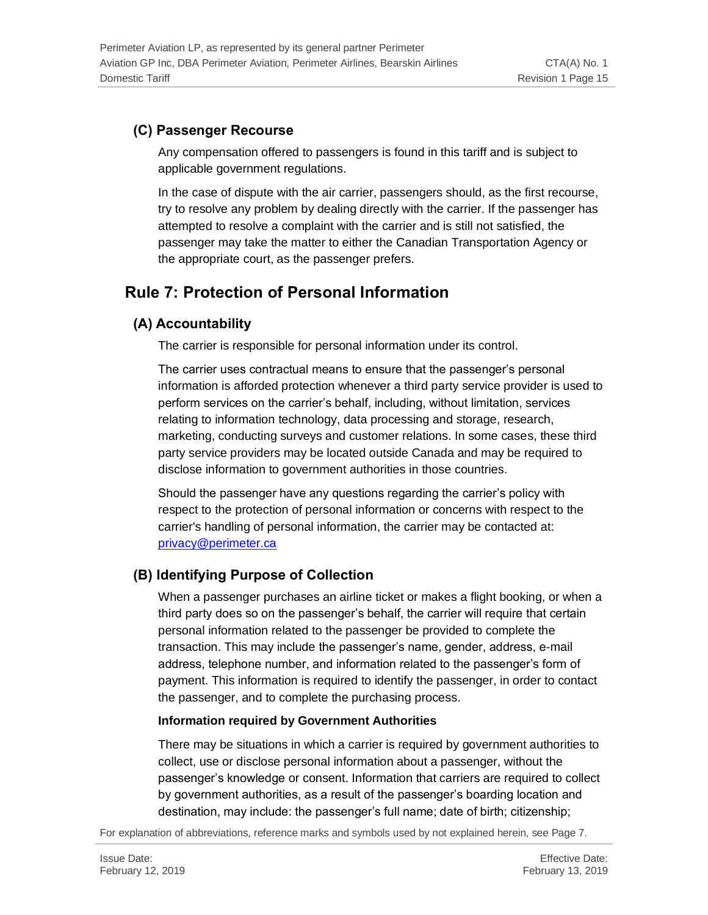### (C) Passenger Recourse

Any compensation offered to passengers is found in this tariff and is subject to applicable government regulations.

In the case of dispute with the air carrier, passengers should, as the first recourse, try to resolve any problem by dealing directly with the carrier. If the passenger has attempted to resolve a complaint with the carrier and is still not satisfied, the passenger may take the matter to either the Canadian Transportation Agency or the appropriate court, as the passenger prefers.

## Rule 7: Protection of Personal Information

### (A) Accountability

The carrier is responsible for personal information under its control.

The carrier uses contractual means to ensure that the passenger's personal information is afforded protection whenever a third party service provider is used to perform services on the carrier's behalf, including, without limitation, services relating to information technology, data processing and storage, research, marketing, conducting surveys and customer relations. In some cases, these third party service providers may be located outside Canada and may be required to disclose information to government authorities in those countries.

Should the passenger have any questions regarding the carrier's policy with respect to the protection of personal information or concerns with respect to the carrier's handling of personal information, the carrier may be contacted at: privacy@perimeter.ca

### (B) Identifying Purpose of Collection

When a passenger purchases an airline ticket or makes a flight booking, or when a third party does so on the passenger's behalf, the carrier will require that certain personal information related to the passenger be provided to complete the transaction. This may include the passenger's name, gender, address, e-mail address, telephone number, and information related to the passenger's form of payment. This information is required to identify the passenger, in order to contact the passenger, and to complete the purchasing process.

**Information required by Government Authorities**

There may be situations in which a carrier is required by government authorities to collect, use or disclose personal information about a passenger, without the passenger's knowledge or consent. Information that carriers are required to collect by government authorities, as a result of the passenger's boarding location and destination, may include: the passenger's full name; date of birth; citizenship;

For explanation of abbreviations, reference marks and symbols used by not explained herein, see Page 7.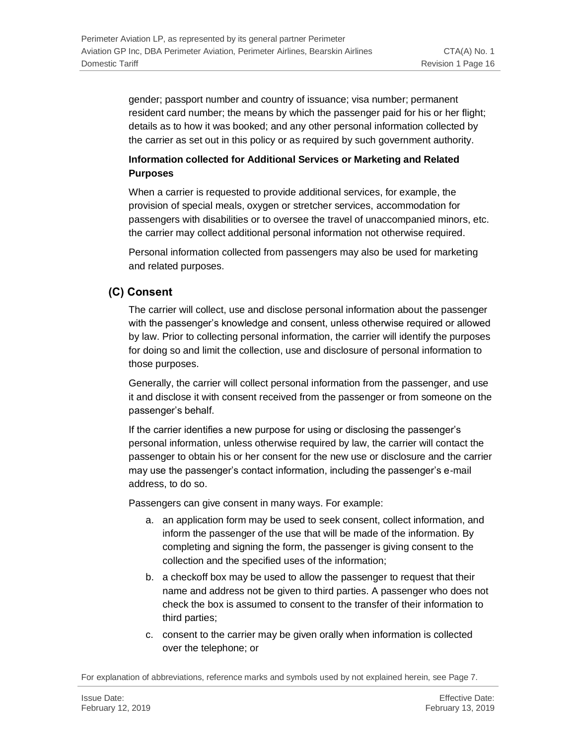gender; passport number and country of issuance; visa number; permanent resident card number; the means by which the passenger paid for his or her flight; details as to how it was booked; and any other personal information collected by the carrier as set out in this policy or as required by such government authority.

**Information collected for Additional Services or Marketing and Related Purposes**

When a carrier is requested to provide additional services, for example, the provision of special meals, oxygen or stretcher services, accommodation for passengers with disabilities or to oversee the travel of unaccompanied minors, etc. the carrier may collect additional personal information not otherwise required.

Personal information collected from passengers may also be used for marketing and related purposes.

## (C) Consent

The carrier will collect, use and disclose personal information about the passenger with the passenger's knowledge and consent, unless otherwise required or allowed by law. Prior to collecting personal information, the carrier will identify the purposes for doing so and limit the collection, use and disclosure of personal information to those purposes.

Generally, the carrier will collect personal information from the passenger, and use it and disclose it with consent received from the passenger or from someone on the passenger's behalf.

If the carrier identifies a new purpose for using or disclosing the passenger's personal information, unless otherwise required by law, the carrier will contact the passenger to obtain his or her consent for the new use or disclosure and the carrier may use the passenger's contact information, including the passenger's e-mail address, to do so.

Passengers can give consent in many ways. For example:

a. an application form may be used to seek consent, collect information, and inform the passenger of the use that will be made of the information. By completing and signing the form, the passenger is giving consent to the collection and the specified uses of the information;
b. a checkoff box may be used to allow the passenger to request that their name and address not be given to third parties. A passenger who does not check the box is assumed to consent to the transfer of their information to third parties;
c. consent to the carrier may be given orally when information is collected over the telephone; or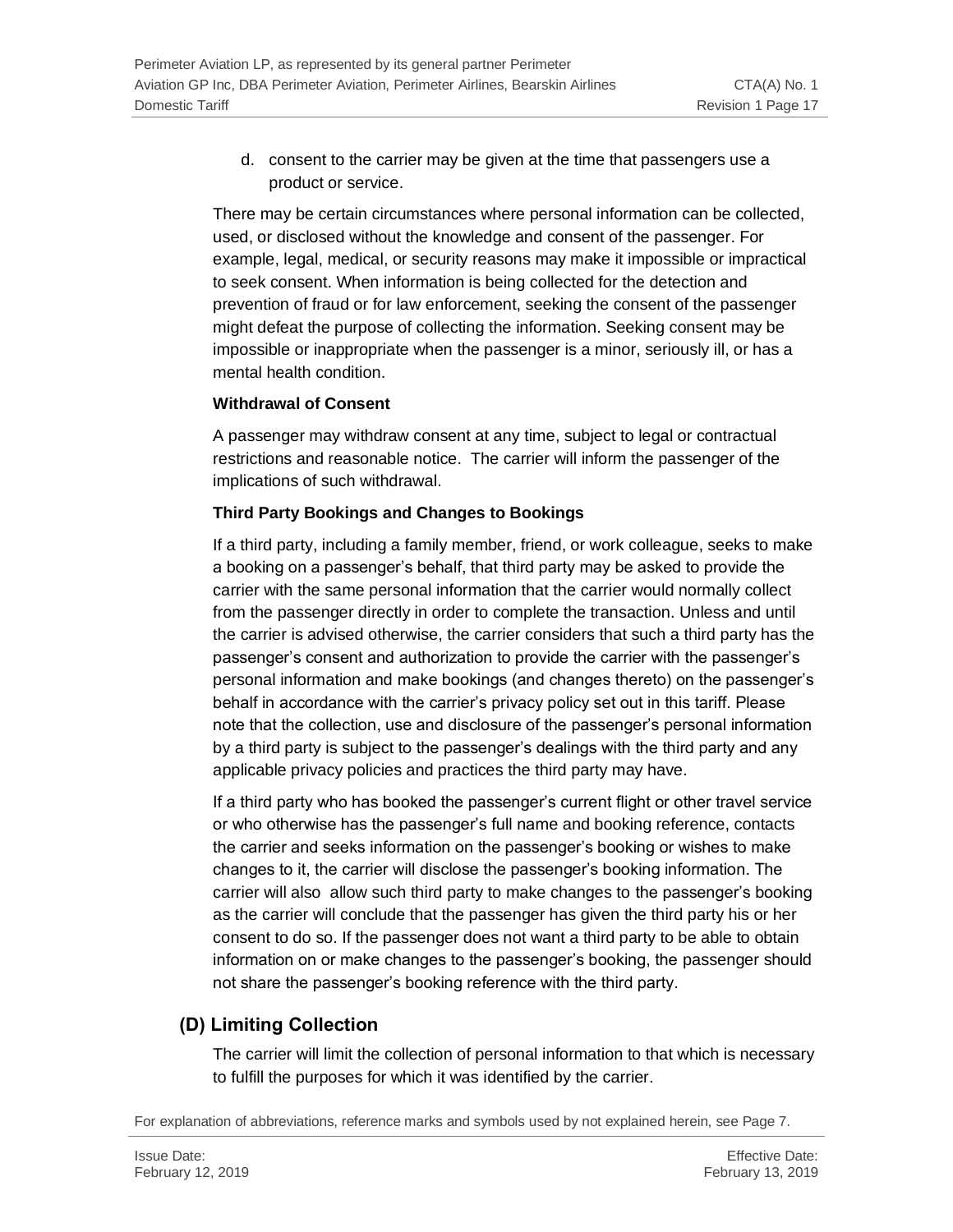d. consent to the carrier may be given at the time that passengers use a product or service.

There may be certain circumstances where personal information can be collected, used, or disclosed without the knowledge and consent of the passenger. For example, legal, medical, or security reasons may make it impossible or impractical to seek consent. When information is being collected for the detection and prevention of fraud or for law enforcement, seeking the consent of the passenger might defeat the purpose of collecting the information. Seeking consent may be impossible or inappropriate when the passenger is a minor, seriously ill, or has a mental health condition.

**Withdrawal of Consent**

A passenger may withdraw consent at any time, subject to legal or contractual restrictions and reasonable notice. The carrier will inform the passenger of the implications of such withdrawal.

**Third Party Bookings and Changes to Bookings**

If a third party, including a family member, friend, or work colleague, seeks to make a booking on a passenger's behalf, that third party may be asked to provide the carrier with the same personal information that the carrier would normally collect from the passenger directly in order to complete the transaction. Unless and until the carrier is advised otherwise, the carrier considers that such a third party has the passenger's consent and authorization to provide the carrier with the passenger's personal information and make bookings (and changes thereto) on the passenger's behalf in accordance with the carrier's privacy policy set out in this tariff. Please note that the collection, use and disclosure of the passenger's personal information by a third party is subject to the passenger's dealings with the third party and any applicable privacy policies and practices the third party may have.

If a third party who has booked the passenger's current flight or other travel service or who otherwise has the passenger's full name and booking reference, contacts the carrier and seeks information on the passenger's booking or wishes to make changes to it, the carrier will disclose the passenger's booking information. The carrier will also allow such third party to make changes to the passenger's booking as the carrier will conclude that the passenger has given the third party his or her consent to do so. If the passenger does not want a third party to be able to obtain information on or make changes to the passenger's booking, the passenger should not share the passenger's booking reference with the third party.

## (D) Limiting Collection

The carrier will limit the collection of personal information to that which is necessary to fulfill the purposes for which it was identified by the carrier.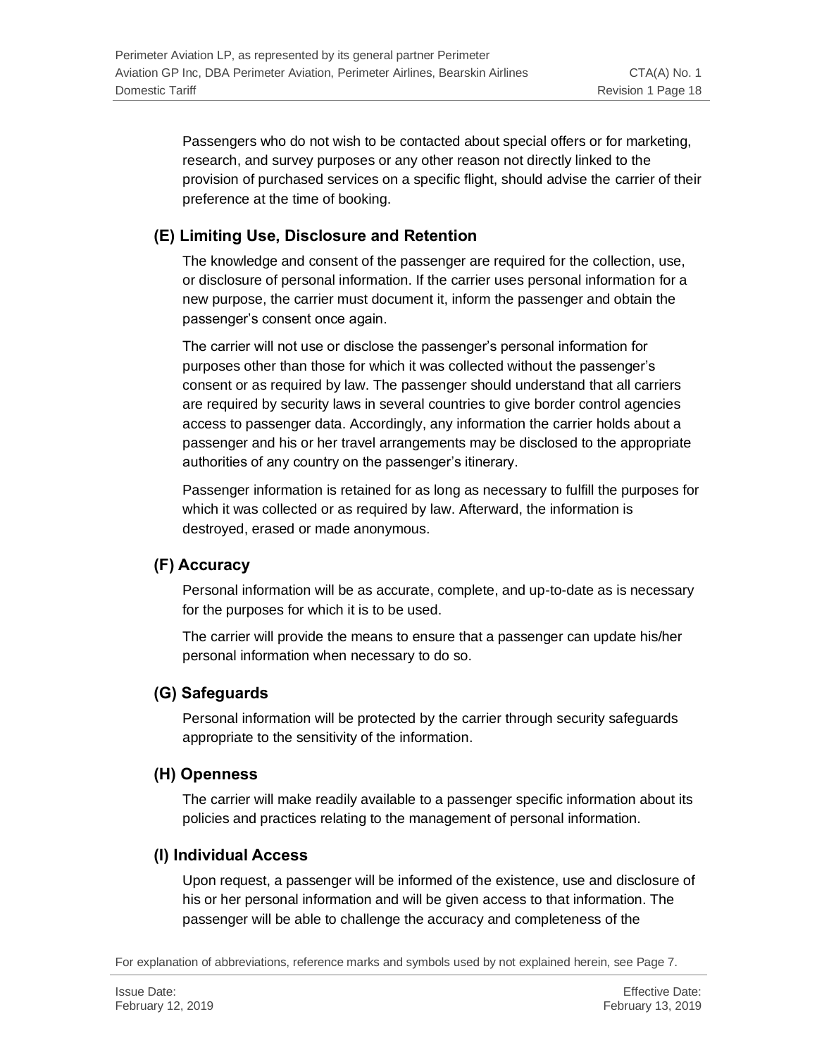Passengers who do not wish to be contacted about special offers or for marketing, research, and survey purposes or any other reason not directly linked to the provision of purchased services on a specific flight, should advise the carrier of their preference at the time of booking.

## (E) Limiting Use, Disclosure and Retention

The knowledge and consent of the passenger are required for the collection, use, or disclosure of personal information. If the carrier uses personal information for a new purpose, the carrier must document it, inform the passenger and obtain the passenger's consent once again.

The carrier will not use or disclose the passenger's personal information for purposes other than those for which it was collected without the passenger's consent or as required by law. The passenger should understand that all carriers are required by security laws in several countries to give border control agencies access to passenger data. Accordingly, any information the carrier holds about a passenger and his or her travel arrangements may be disclosed to the appropriate authorities of any country on the passenger's itinerary.

Passenger information is retained for as long as necessary to fulfill the purposes for which it was collected or as required by law. Afterward, the information is destroyed, erased or made anonymous.

## (F) Accuracy

Personal information will be as accurate, complete, and up-to-date as is necessary for the purposes for which it is to be used.

The carrier will provide the means to ensure that a passenger can update his/her personal information when necessary to do so.

## (G) Safeguards

Personal information will be protected by the carrier through security safeguards appropriate to the sensitivity of the information.

## (H) Openness

The carrier will make readily available to a passenger specific information about its policies and practices relating to the management of personal information.

## (I) Individual Access

Upon request, a passenger will be informed of the existence, use and disclosure of his or her personal information and will be given access to that information. The passenger will be able to challenge the accuracy and completeness of the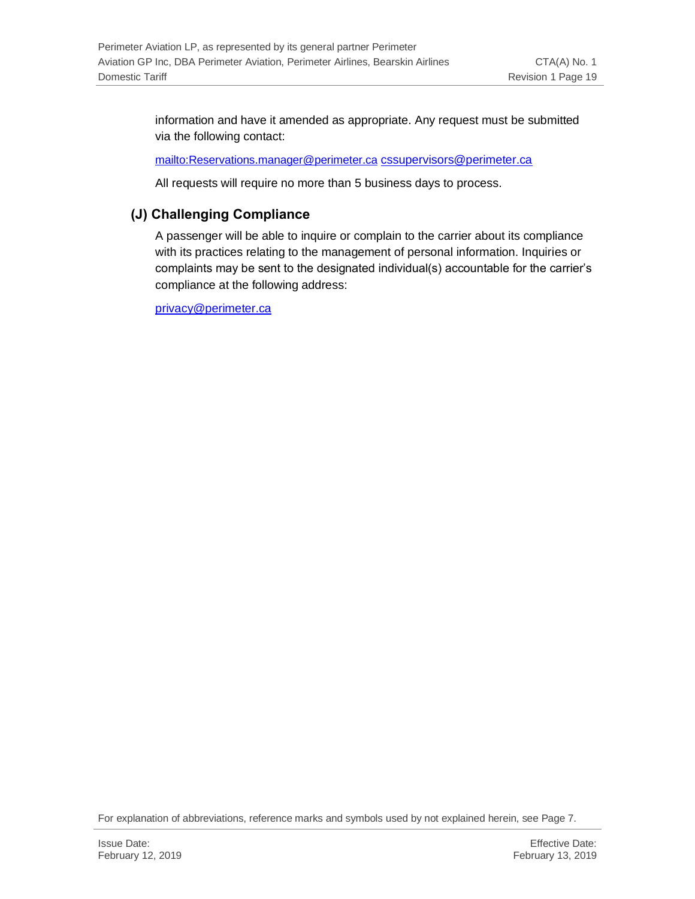information and have it amended as appropriate. Any request must be submitted via the following contact:

mailto:Reservations.manager@perimeter.ca cssupervisors@perimeter.ca

All requests will require no more than 5 business days to process.

### (J) Challenging Compliance

A passenger will be able to inquire or complain to the carrier about its compliance with its practices relating to the management of personal information. Inquiries or complaints may be sent to the designated individual(s) accountable for the carrier's compliance at the following address:

privacy@perimeter.ca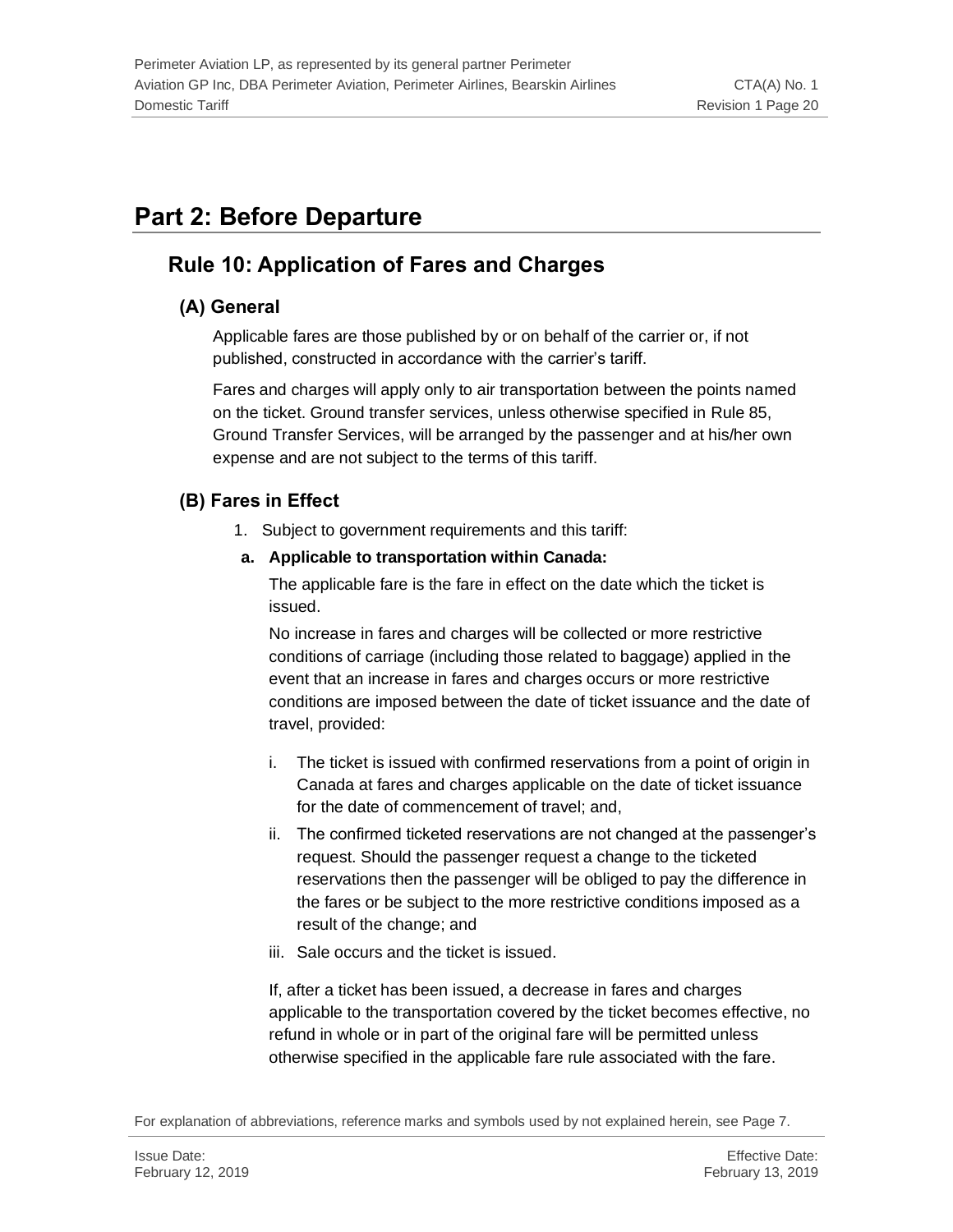# Part 2: Before Departure

## Rule 10: Application of Fares and Charges

### (A) General

Applicable fares are those published by or on behalf of the carrier or, if not published, constructed in accordance with the carrier's tariff.

Fares and charges will apply only to air transportation between the points named on the ticket. Ground transfer services, unless otherwise specified in Rule 85, Ground Transfer Services, will be arranged by the passenger and at his/her own expense and are not subject to the terms of this tariff.

### (B) Fares in Effect

1. Subject to government requirements and this tariff:

**a. Applicable to transportation within Canada:**

The applicable fare is the fare in effect on the date which the ticket is issued.

No increase in fares and charges will be collected or more restrictive conditions of carriage (including those related to baggage) applied in the event that an increase in fares and charges occurs or more restrictive conditions are imposed between the date of ticket issuance and the date of travel, provided:

i. The ticket is issued with confirmed reservations from a point of origin in Canada at fares and charges applicable on the date of ticket issuance for the date of commencement of travel; and,

ii. The confirmed ticketed reservations are not changed at the passenger's request. Should the passenger request a change to the ticketed reservations then the passenger will be obliged to pay the difference in the fares or be subject to the more restrictive conditions imposed as a result of the change; and

iii. Sale occurs and the ticket is issued.

If, after a ticket has been issued, a decrease in fares and charges applicable to the transportation covered by the ticket becomes effective, no refund in whole or in part of the original fare will be permitted unless otherwise specified in the applicable fare rule associated with the fare.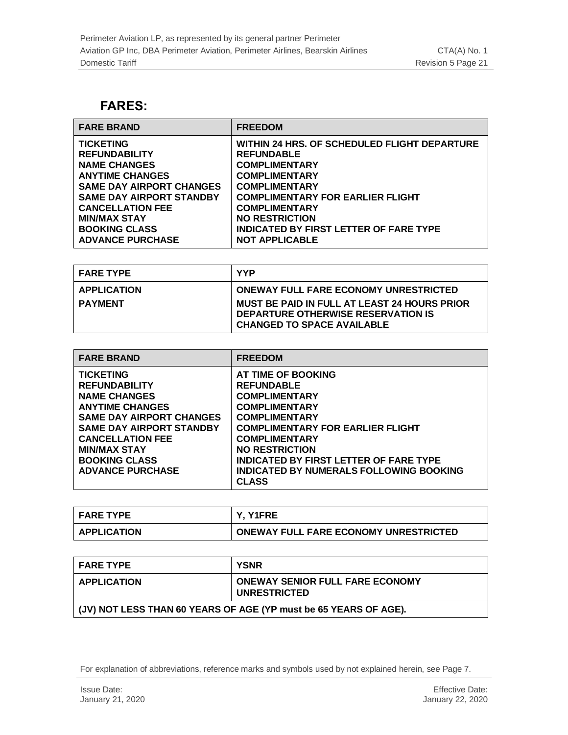## FARES:

| FARE BRAND | FREEDOM |
|---|---|
| TICKETING | WITHIN 24 HRS. OF SCHEDULED FLIGHT DEPARTURE |
| REFUNDABILITY | REFUNDABLE |
| NAME CHANGES | COMPLIMENTARY |
| ANYTIME CHANGES | COMPLIMENTARY |
| SAME DAY AIRPORT CHANGES | COMPLIMENTARY |
| SAME DAY AIRPORT STANDBY | COMPLIMENTARY FOR EARLIER FLIGHT |
| CANCELLATION FEE | COMPLIMENTARY |
| MIN/MAX STAY | NO RESTRICTION |
| BOOKING CLASS | INDICATED BY FIRST LETTER OF FARE TYPE |
| ADVANCE PURCHASE | NOT APPLICABLE |

| FARE TYPE | YYP |
|---|---|
| APPLICATION | ONEWAY FULL FARE ECONOMY UNRESTRICTED |
| PAYMENT | MUST BE PAID IN FULL AT LEAST 24 HOURS PRIOR DEPARTURE OTHERWISE RESERVATION IS CHANGED TO SPACE AVAILABLE |

| FARE BRAND | FREEDOM |
|---|---|
| TICKETING | AT TIME OF BOOKING |
| REFUNDABILITY | REFUNDABLE |
| NAME CHANGES | COMPLIMENTARY |
| ANYTIME CHANGES | COMPLIMENTARY |
| SAME DAY AIRPORT CHANGES | COMPLIMENTARY |
| SAME DAY AIRPORT STANDBY | COMPLIMENTARY FOR EARLIER FLIGHT |
| CANCELLATION FEE | COMPLIMENTARY |
| MIN/MAX STAY | NO RESTRICTION |
| BOOKING CLASS | INDICATED BY FIRST LETTER OF FARE TYPE |
| ADVANCE PURCHASE | INDICATED BY NUMERALS FOLLOWING BOOKING CLASS |

| FARE TYPE | Y, Y1FRE |
|---|---|
| APPLICATION | ONEWAY FULL FARE ECONOMY UNRESTRICTED |

| FARE TYPE | YSNR |
|---|---|
| APPLICATION | ONEWAY SENIOR FULL FARE ECONOMY UNRESTRICTED |
| (JV) NOT LESS THAN 60 YEARS OF AGE (YP must be 65 YEARS OF AGE). | |

For explanation of abbreviations, reference marks and symbols used by not explained herein, see Page 7.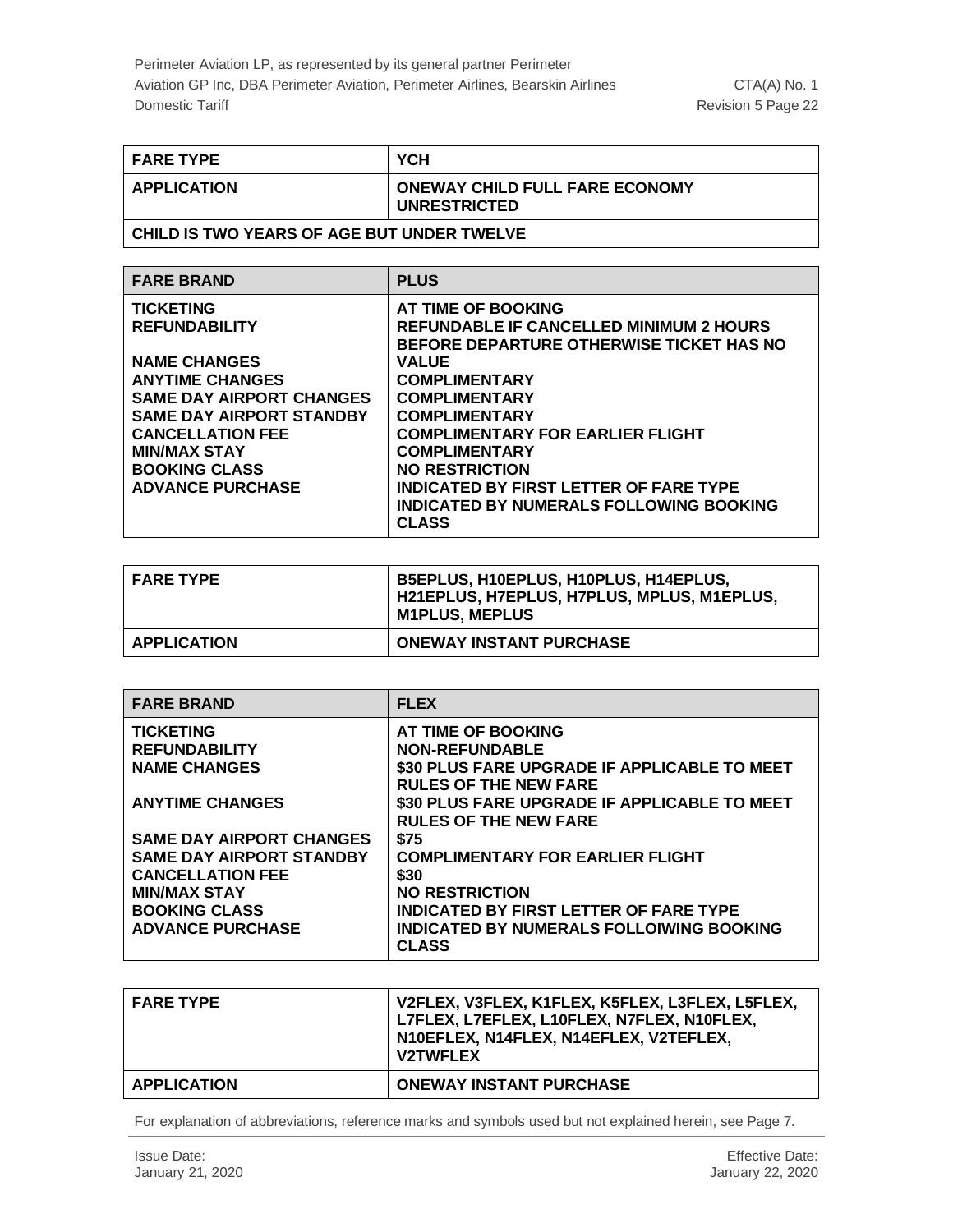| FARE TYPE | YCH |
|---|---|
| APPLICATION | ONEWAY CHILD FULL FARE ECONOMY UNRESTRICTED |
| CHILD IS TWO YEARS OF AGE BUT UNDER TWELVE | |

| FARE BRAND | PLUS |
|---|---|
| TICKETING | AT TIME OF BOOKING |
| REFUNDABILITY | REFUNDABLE IF CANCELLED MINIMUM 2 HOURS BEFORE DEPARTURE OTHERWISE TICKET HAS NO VALUE |
| NAME CHANGES | COMPLIMENTARY |
| ANYTIME CHANGES | COMPLIMENTARY |
| SAME DAY AIRPORT CHANGES | COMPLIMENTARY |
| SAME DAY AIRPORT STANDBY | COMPLIMENTARY FOR EARLIER FLIGHT |
| CANCELLATION FEE | COMPLIMENTARY |
| MIN/MAX STAY | NO RESTRICTION |
| BOOKING CLASS | INDICATED BY FIRST LETTER OF FARE TYPE |
| ADVANCE PURCHASE | INDICATED BY NUMERALS FOLLOWING BOOKING CLASS |

| FARE TYPE | B5EPLUS, H10EPLUS, H10PLUS, H14EPLUS, H21EPLUS, H7EPLUS, H7PLUS, MPLUS, M1EPLUS, M1PLUS, MEPLUS |
|---|---|
| APPLICATION | ONEWAY INSTANT PURCHASE |

| FARE BRAND | FLEX |
|---|---|
| TICKETING | AT TIME OF BOOKING |
| REFUNDABILITY | NON-REFUNDABLE |
| NAME CHANGES | $30 PLUS FARE UPGRADE IF APPLICABLE TO MEET RULES OF THE NEW FARE |
| ANYTIME CHANGES | $30 PLUS FARE UPGRADE IF APPLICABLE TO MEET RULES OF THE NEW FARE |
| SAME DAY AIRPORT CHANGES | $75 |
| SAME DAY AIRPORT STANDBY | COMPLIMENTARY FOR EARLIER FLIGHT |
| CANCELLATION FEE | $30 |
| MIN/MAX STAY | NO RESTRICTION |
| BOOKING CLASS | INDICATED BY FIRST LETTER OF FARE TYPE |
| ADVANCE PURCHASE | INDICATED BY NUMERALS FOLLOIWING BOOKING CLASS |

| FARE TYPE | V2FLEX, V3FLEX, K1FLEX, K5FLEX, L3FLEX, L5FLEX, L7FLEX, L7EFLEX, L10FLEX, N7FLEX, N10FLEX, N10EFLEX, N14FLEX, N14EFLEX, V2TEFLEX, V2TWFLEX |
|---|---|
| APPLICATION | ONEWAY INSTANT PURCHASE |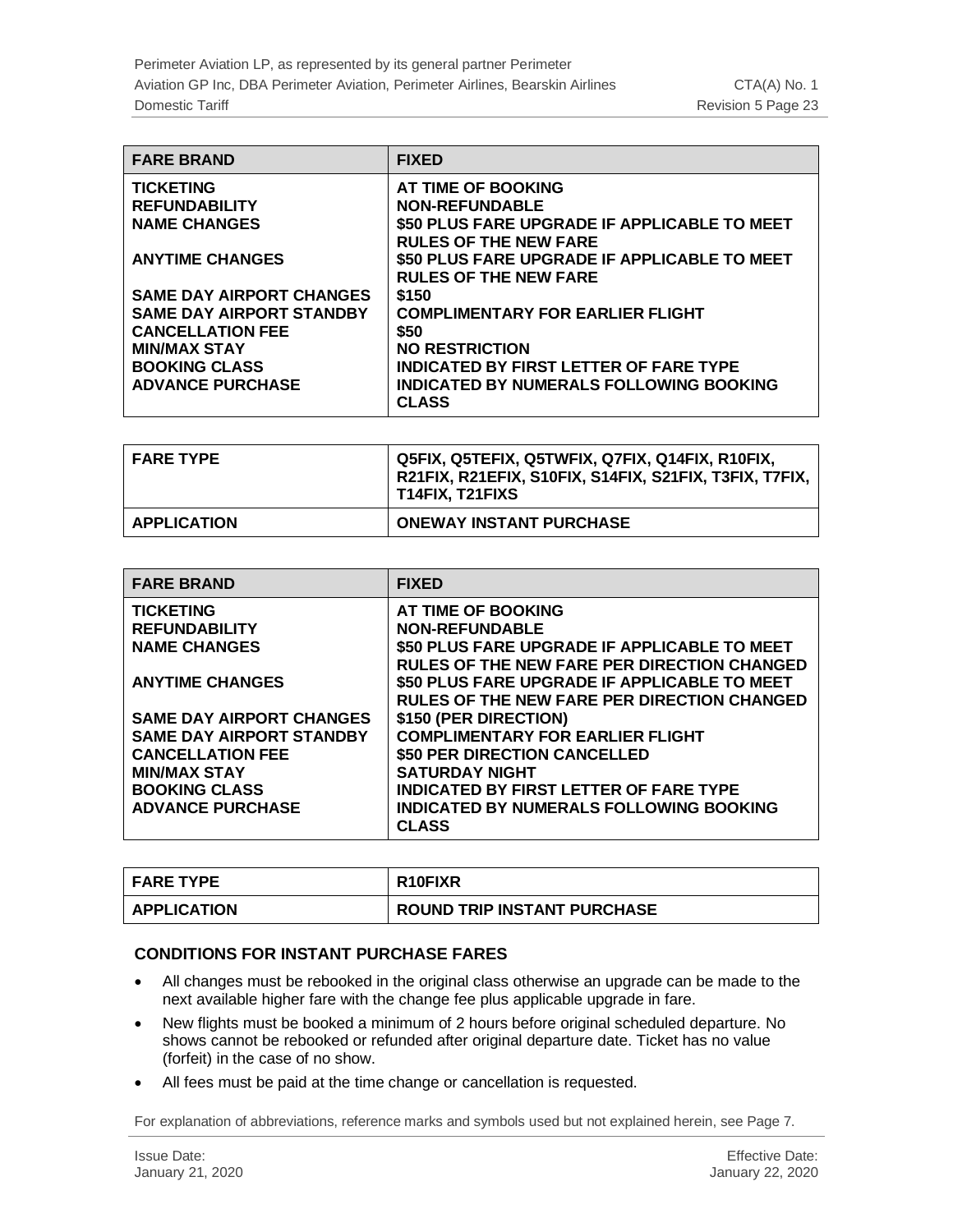| FARE BRAND | FIXED |
|---|---|
| TICKETING | AT TIME OF BOOKING |
| REFUNDABILITY | NON-REFUNDABLE |
| NAME CHANGES | $50 PLUS FARE UPGRADE IF APPLICABLE TO MEET RULES OF THE NEW FARE |
| ANYTIME CHANGES | $50 PLUS FARE UPGRADE IF APPLICABLE TO MEET RULES OF THE NEW FARE |
| SAME DAY AIRPORT CHANGES | $150 |
| SAME DAY AIRPORT STANDBY | COMPLIMENTARY FOR EARLIER FLIGHT |
| CANCELLATION FEE | $50 |
| MIN/MAX STAY | NO RESTRICTION |
| BOOKING CLASS | INDICATED BY FIRST LETTER OF FARE TYPE |
| ADVANCE PURCHASE | INDICATED BY NUMERALS FOLLOWING BOOKING CLASS |

| FARE TYPE | Q5FIX, Q5TEFIX, Q5TWFIX, Q7FIX, Q14FIX, R10FIX, R21FIX, R21EFIX, S10FIX, S14FIX, S21FIX, T3FIX, T7FIX, T14FIX, T21FIXS |
|---|---|
| APPLICATION | ONEWAY INSTANT PURCHASE |

| FARE BRAND | FIXED |
|---|---|
| TICKETING | AT TIME OF BOOKING |
| REFUNDABILITY | NON-REFUNDABLE |
| NAME CHANGES | $50 PLUS FARE UPGRADE IF APPLICABLE TO MEET RULES OF THE NEW FARE PER DIRECTION CHANGED |
| ANYTIME CHANGES | $50 PLUS FARE UPGRADE IF APPLICABLE TO MEET RULES OF THE NEW FARE PER DIRECTION CHANGED |
| SAME DAY AIRPORT CHANGES | $150 (PER DIRECTION) |
| SAME DAY AIRPORT STANDBY | COMPLIMENTARY FOR EARLIER FLIGHT |
| CANCELLATION FEE | $50 PER DIRECTION CANCELLED |
| MIN/MAX STAY | SATURDAY NIGHT |
| BOOKING CLASS | INDICATED BY FIRST LETTER OF FARE TYPE |
| ADVANCE PURCHASE | INDICATED BY NUMERALS FOLLOWING BOOKING CLASS |

| FARE TYPE | R10FIXR |
|---|---|
| APPLICATION | ROUND TRIP INSTANT PURCHASE |

### CONDITIONS FOR INSTANT PURCHASE FARES

- All changes must be rebooked in the original class otherwise an upgrade can be made to the next available higher fare with the change fee plus applicable upgrade in fare.
- New flights must be booked a minimum of 2 hours before original scheduled departure. No shows cannot be rebooked or refunded after original departure date. Ticket has no value (forfeit) in the case of no show.
- All fees must be paid at the time change or cancellation is requested.

For explanation of abbreviations, reference marks and symbols used but not explained herein, see Page 7.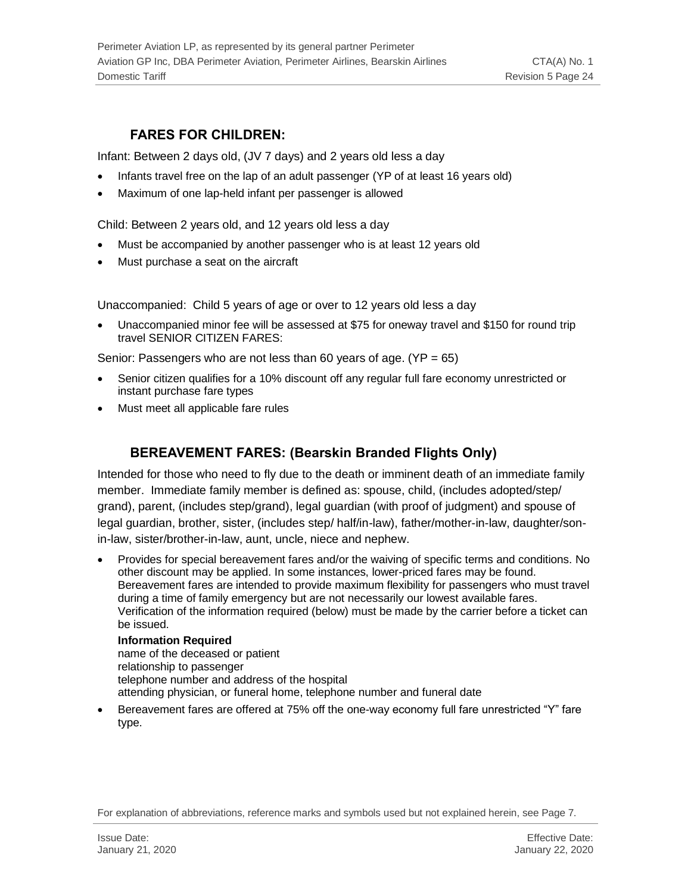## FARES FOR CHILDREN:

Infant: Between 2 days old, (JV 7 days) and 2 years old less a day

- Infants travel free on the lap of an adult passenger (YP of at least 16 years old)
- Maximum of one lap-held infant per passenger is allowed

Child: Between 2 years old, and 12 years old less a day

- Must be accompanied by another passenger who is at least 12 years old
- Must purchase a seat on the aircraft

Unaccompanied: Child 5 years of age or over to 12 years old less a day

- Unaccompanied minor fee will be assessed at $75 for oneway travel and $150 for round trip travel SENIOR CITIZEN FARES:

Senior: Passengers who are not less than 60 years of age. (YP = 65)

- Senior citizen qualifies for a 10% discount off any regular full fare economy unrestricted or instant purchase fare types
- Must meet all applicable fare rules

## BEREAVEMENT FARES: (Bearskin Branded Flights Only)

Intended for those who need to fly due to the death or imminent death of an immediate family member. Immediate family member is defined as: spouse, child, (includes adopted/step/ grand), parent, (includes step/grand), legal guardian (with proof of judgment) and spouse of legal guardian, brother, sister, (includes step/ half/in-law), father/mother-in-law, daughter/son-in-law, sister/brother-in-law, aunt, uncle, niece and nephew.

- Provides for special bereavement fares and/or the waiving of specific terms and conditions. No other discount may be applied. In some instances, lower-priced fares may be found. Bereavement fares are intended to provide maximum flexibility for passengers who must travel during a time of family emergency but are not necessarily our lowest available fares. Verification of the information required (below) must be made by the carrier before a ticket can be issued.

  **Information Required**
  name of the deceased or patient
  relationship to passenger
  telephone number and address of the hospital
  attending physician, or funeral home, telephone number and funeral date

- Bereavement fares are offered at 75% off the one-way economy full fare unrestricted "Y" fare type.

For explanation of abbreviations, reference marks and symbols used but not explained herein, see Page 7.

Issue Date: January 21, 2020

Effective Date: January 22, 2020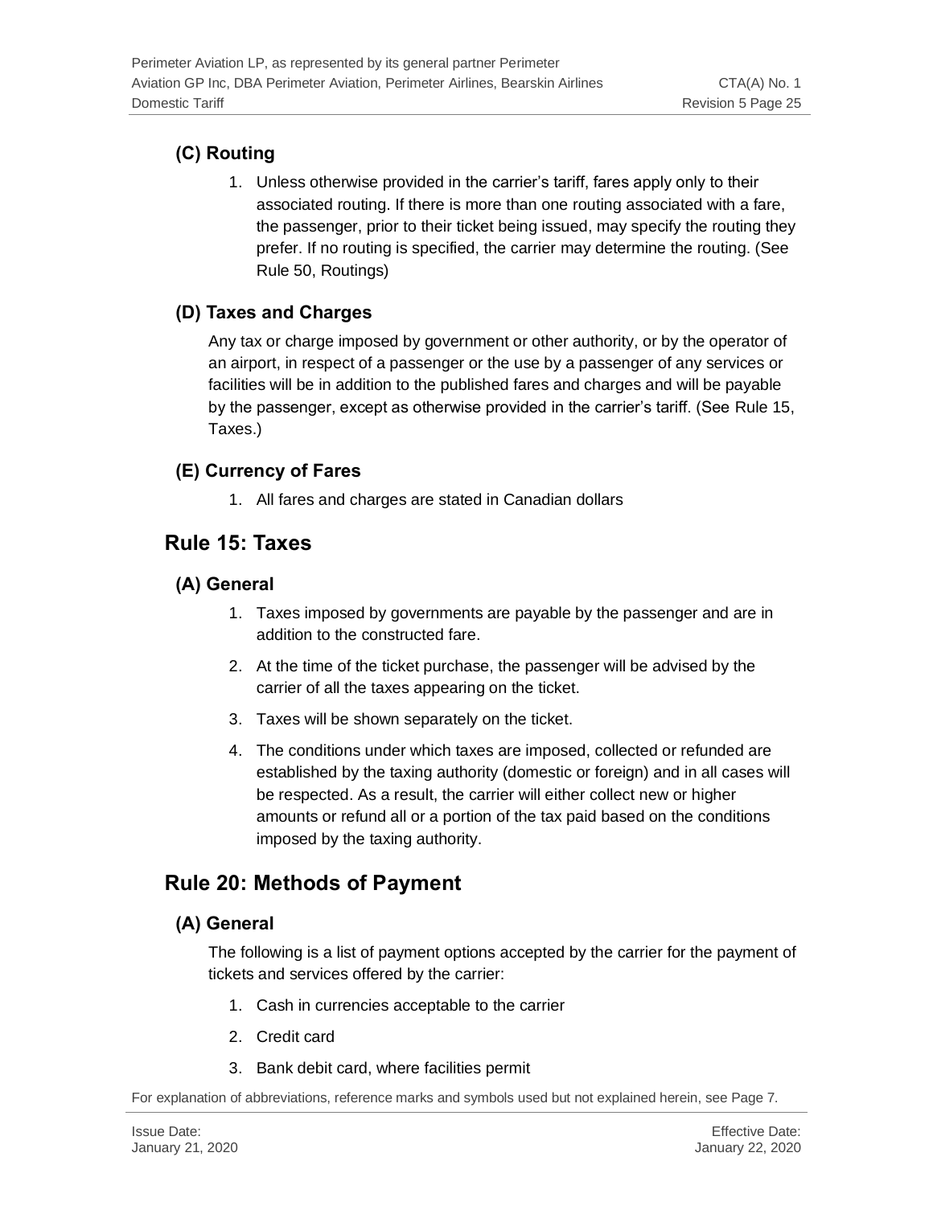### (C) Routing

1. Unless otherwise provided in the carrier's tariff, fares apply only to their associated routing. If there is more than one routing associated with a fare, the passenger, prior to their ticket being issued, may specify the routing they prefer. If no routing is specified, the carrier may determine the routing. (See Rule 50, Routings)

### (D) Taxes and Charges

Any tax or charge imposed by government or other authority, or by the operator of an airport, in respect of a passenger or the use by a passenger of any services or facilities will be in addition to the published fares and charges and will be payable by the passenger, except as otherwise provided in the carrier's tariff. (See Rule 15, Taxes.)

### (E) Currency of Fares

1. All fares and charges are stated in Canadian dollars

## Rule 15: Taxes

### (A) General

1. Taxes imposed by governments are payable by the passenger and are in addition to the constructed fare.
2. At the time of the ticket purchase, the passenger will be advised by the carrier of all the taxes appearing on the ticket.
3. Taxes will be shown separately on the ticket.
4. The conditions under which taxes are imposed, collected or refunded are established by the taxing authority (domestic or foreign) and in all cases will be respected. As a result, the carrier will either collect new or higher amounts or refund all or a portion of the tax paid based on the conditions imposed by the taxing authority.

## Rule 20: Methods of Payment

### (A) General

The following is a list of payment options accepted by the carrier for the payment of tickets and services offered by the carrier:

1. Cash in currencies acceptable to the carrier
2. Credit card
3. Bank debit card, where facilities permit

For explanation of abbreviations, reference marks and symbols used but not explained herein, see Page 7.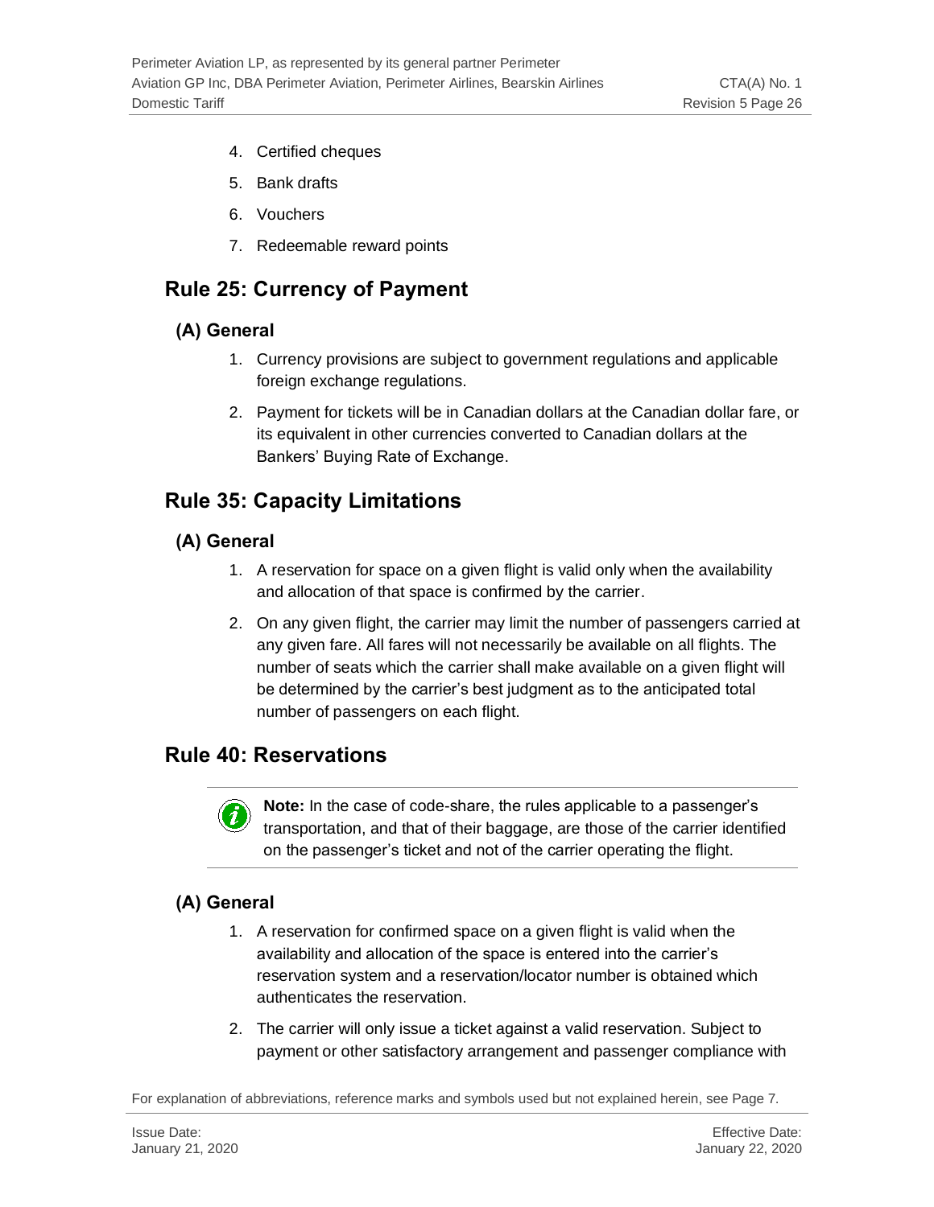4. Certified cheques
5. Bank drafts
6. Vouchers
7. Redeemable reward points

## Rule 25: Currency of Payment

### (A) General

1. Currency provisions are subject to government regulations and applicable foreign exchange regulations.
2. Payment for tickets will be in Canadian dollars at the Canadian dollar fare, or its equivalent in other currencies converted to Canadian dollars at the Bankers' Buying Rate of Exchange.

## Rule 35: Capacity Limitations

### (A) General

1. A reservation for space on a given flight is valid only when the availability and allocation of that space is confirmed by the carrier.
2. On any given flight, the carrier may limit the number of passengers carried at any given fare. All fares will not necessarily be available on all flights. The number of seats which the carrier shall make available on a given flight will be determined by the carrier's best judgment as to the anticipated total number of passengers on each flight.

## Rule 40: Reservations

**Note:** In the case of code-share, the rules applicable to a passenger's transportation, and that of their baggage, are those of the carrier identified on the passenger's ticket and not of the carrier operating the flight.

### (A) General

1. A reservation for confirmed space on a given flight is valid when the availability and allocation of the space is entered into the carrier's reservation system and a reservation/locator number is obtained which authenticates the reservation.
2. The carrier will only issue a ticket against a valid reservation. Subject to payment or other satisfactory arrangement and passenger compliance with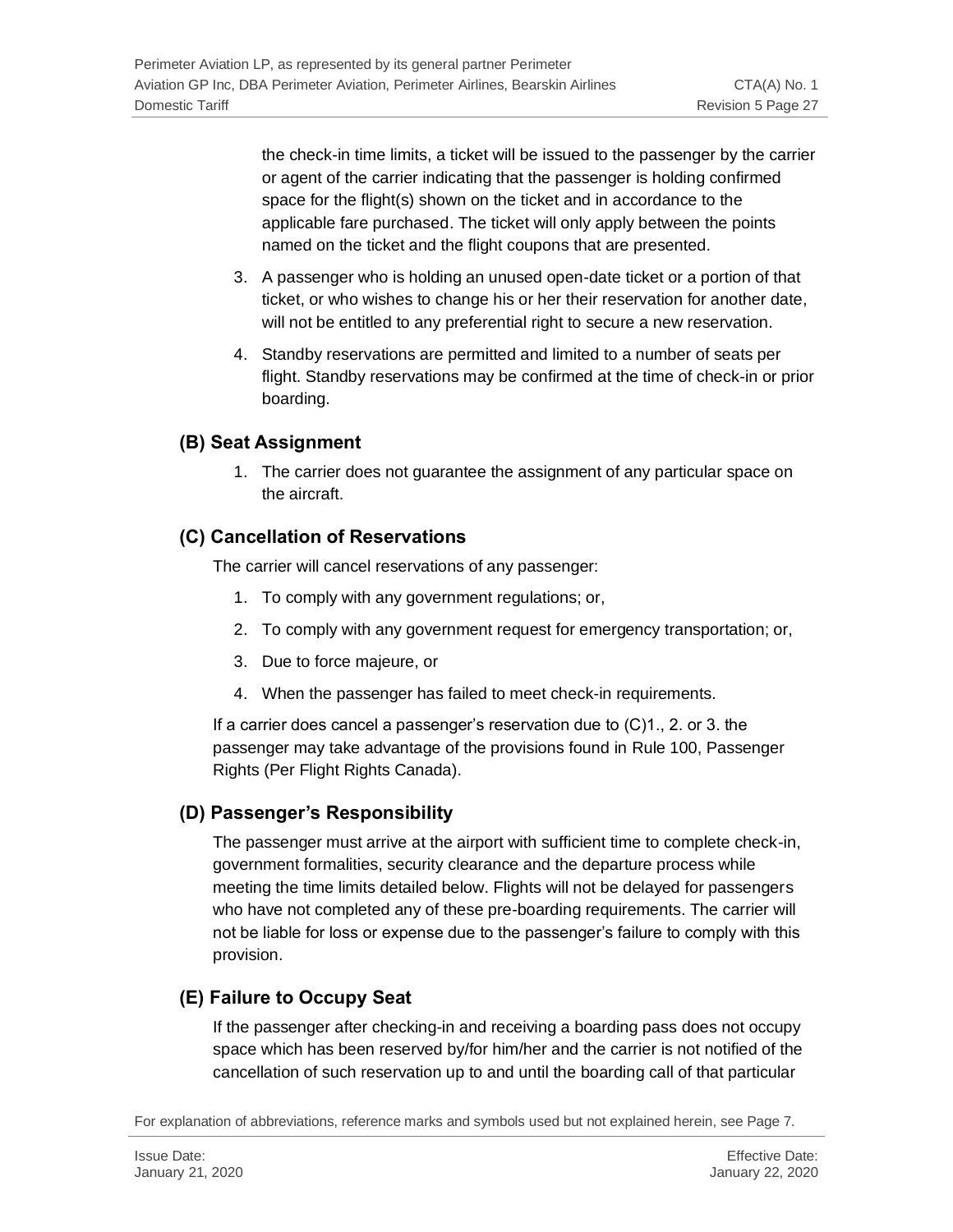the check-in time limits, a ticket will be issued to the passenger by the carrier or agent of the carrier indicating that the passenger is holding confirmed space for the flight(s) shown on the ticket and in accordance to the applicable fare purchased. The ticket will only apply between the points named on the ticket and the flight coupons that are presented.

3. A passenger who is holding an unused open-date ticket or a portion of that ticket, or who wishes to change his or her their reservation for another date, will not be entitled to any preferential right to secure a new reservation.

4. Standby reservations are permitted and limited to a number of seats per flight. Standby reservations may be confirmed at the time of check-in or prior boarding.

## (B) Seat Assignment

1. The carrier does not guarantee the assignment of any particular space on the aircraft.

## (C) Cancellation of Reservations

The carrier will cancel reservations of any passenger:

1. To comply with any government regulations; or,
2. To comply with any government request for emergency transportation; or,
3. Due to force majeure, or
4. When the passenger has failed to meet check-in requirements.

If a carrier does cancel a passenger's reservation due to (C)1., 2. or 3. the passenger may take advantage of the provisions found in Rule 100, Passenger Rights (Per Flight Rights Canada).

## (D) Passenger's Responsibility

The passenger must arrive at the airport with sufficient time to complete check-in, government formalities, security clearance and the departure process while meeting the time limits detailed below. Flights will not be delayed for passengers who have not completed any of these pre-boarding requirements. The carrier will not be liable for loss or expense due to the passenger's failure to comply with this provision.

## (E) Failure to Occupy Seat

If the passenger after checking-in and receiving a boarding pass does not occupy space which has been reserved by/for him/her and the carrier is not notified of the cancellation of such reservation up to and until the boarding call of that particular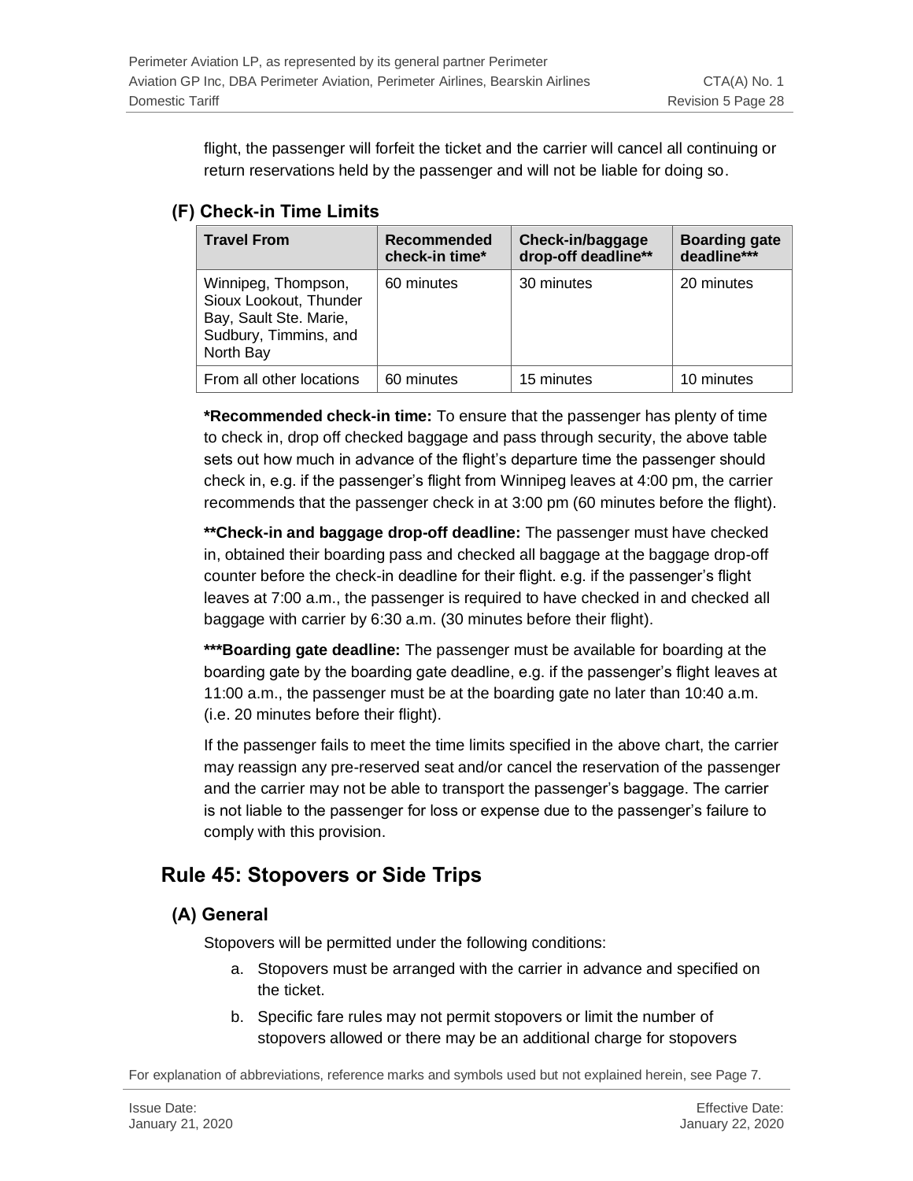flight, the passenger will forfeit the ticket and the carrier will cancel all continuing or return reservations held by the passenger and will not be liable for doing so.

### (F) Check-in Time Limits

| Travel From | Recommended check-in time* | Check-in/baggage drop-off deadline** | Boarding gate deadline*** |
|---|---|---|---|
| Winnipeg, Thompson, Sioux Lookout, Thunder Bay, Sault Ste. Marie, Sudbury, Timmins, and North Bay | 60 minutes | 30 minutes | 20 minutes |
| From all other locations | 60 minutes | 15 minutes | 10 minutes |

**\*Recommended check-in time:** To ensure that the passenger has plenty of time to check in, drop off checked baggage and pass through security, the above table sets out how much in advance of the flight's departure time the passenger should check in, e.g. if the passenger's flight from Winnipeg leaves at 4:00 pm, the carrier recommends that the passenger check in at 3:00 pm (60 minutes before the flight).

**\*\*Check-in and baggage drop-off deadline:** The passenger must have checked in, obtained their boarding pass and checked all baggage at the baggage drop-off counter before the check-in deadline for their flight. e.g. if the passenger's flight leaves at 7:00 a.m., the passenger is required to have checked in and checked all baggage with carrier by 6:30 a.m. (30 minutes before their flight).

**\*\*\*Boarding gate deadline:** The passenger must be available for boarding at the boarding gate by the boarding gate deadline, e.g. if the passenger's flight leaves at 11:00 a.m., the passenger must be at the boarding gate no later than 10:40 a.m. (i.e. 20 minutes before their flight).

If the passenger fails to meet the time limits specified in the above chart, the carrier may reassign any pre-reserved seat and/or cancel the reservation of the passenger and the carrier may not be able to transport the passenger's baggage. The carrier is not liable to the passenger for loss or expense due to the passenger's failure to comply with this provision.

## Rule 45: Stopovers or Side Trips

### (A) General

Stopovers will be permitted under the following conditions:

a. Stopovers must be arranged with the carrier in advance and specified on the ticket.

b. Specific fare rules may not permit stopovers or limit the number of stopovers allowed or there may be an additional charge for stopovers

For explanation of abbreviations, reference marks and symbols used but not explained herein, see Page 7.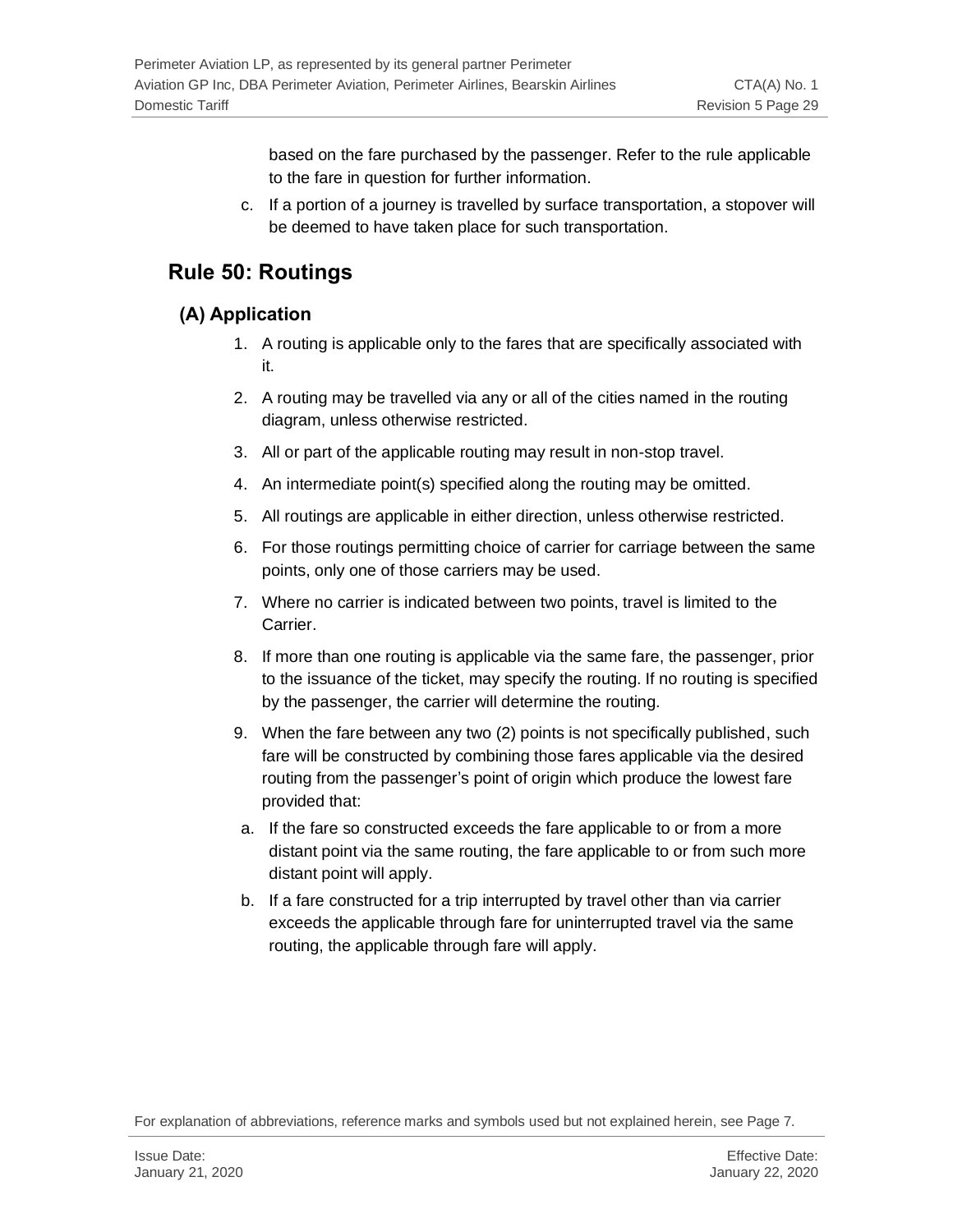based on the fare purchased by the passenger. Refer to the rule applicable to the fare in question for further information.

c. If a portion of a journey is travelled by surface transportation, a stopover will be deemed to have taken place for such transportation.

## Rule 50: Routings

### (A) Application

1. A routing is applicable only to the fares that are specifically associated with it.
2. A routing may be travelled via any or all of the cities named in the routing diagram, unless otherwise restricted.
3. All or part of the applicable routing may result in non-stop travel.
4. An intermediate point(s) specified along the routing may be omitted.
5. All routings are applicable in either direction, unless otherwise restricted.
6. For those routings permitting choice of carrier for carriage between the same points, only one of those carriers may be used.
7. Where no carrier is indicated between two points, travel is limited to the Carrier.
8. If more than one routing is applicable via the same fare, the passenger, prior to the issuance of the ticket, may specify the routing. If no routing is specified by the passenger, the carrier will determine the routing.
9. When the fare between any two (2) points is not specifically published, such fare will be constructed by combining those fares applicable via the desired routing from the passenger's point of origin which produce the lowest fare provided that:

a. If the fare so constructed exceeds the fare applicable to or from a more distant point via the same routing, the fare applicable to or from such more distant point will apply.

b. If a fare constructed for a trip interrupted by travel other than via carrier exceeds the applicable through fare for uninterrupted travel via the same routing, the applicable through fare will apply.

For explanation of abbreviations, reference marks and symbols used but not explained herein, see Page 7.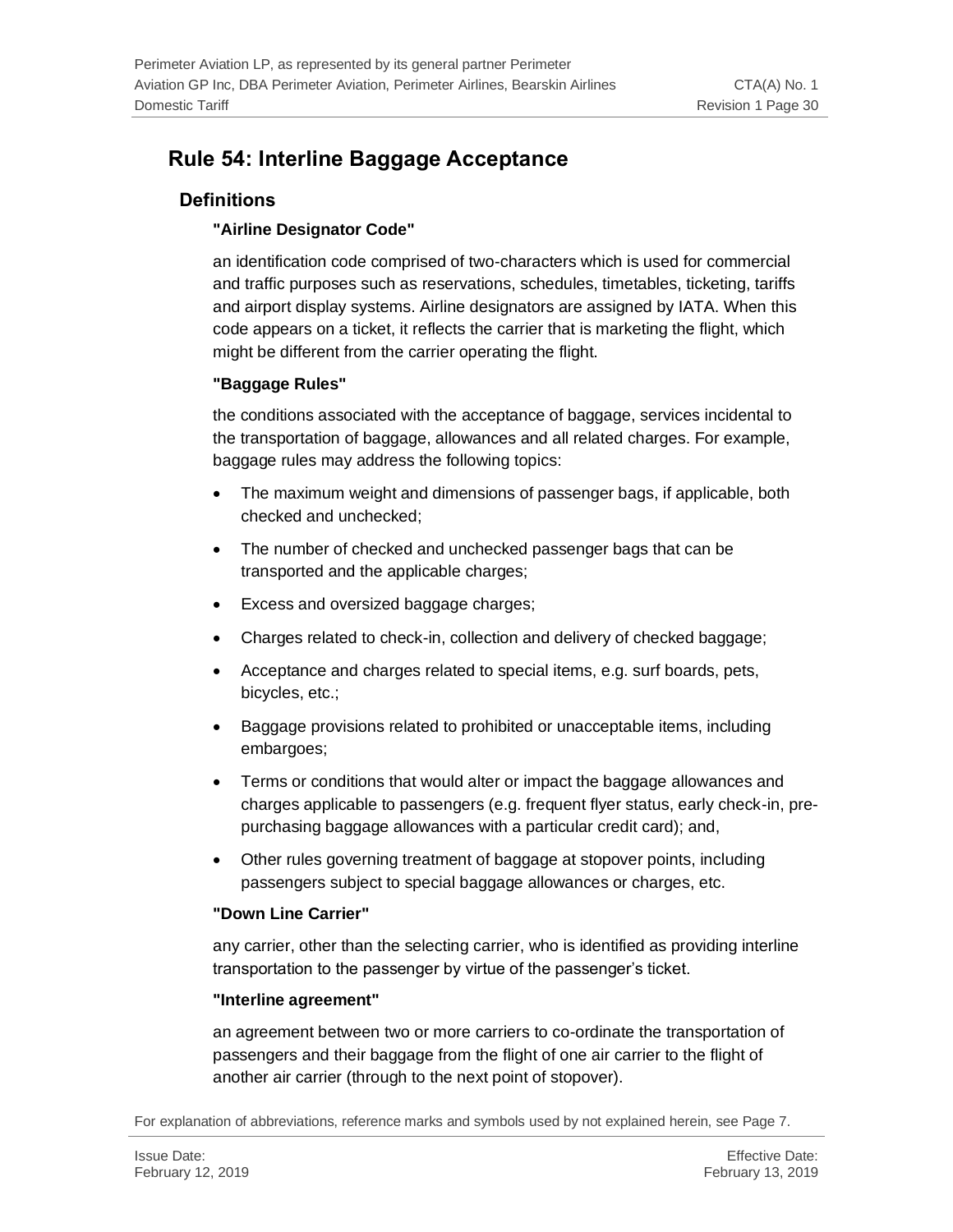# Rule 54: Interline Baggage Acceptance

## Definitions

**"Airline Designator Code"**

an identification code comprised of two-characters which is used for commercial and traffic purposes such as reservations, schedules, timetables, ticketing, tariffs and airport display systems. Airline designators are assigned by IATA. When this code appears on a ticket, it reflects the carrier that is marketing the flight, which might be different from the carrier operating the flight.

**"Baggage Rules"**

the conditions associated with the acceptance of baggage, services incidental to the transportation of baggage, allowances and all related charges. For example, baggage rules may address the following topics:

- The maximum weight and dimensions of passenger bags, if applicable, both checked and unchecked;
- The number of checked and unchecked passenger bags that can be transported and the applicable charges;
- Excess and oversized baggage charges;
- Charges related to check-in, collection and delivery of checked baggage;
- Acceptance and charges related to special items, e.g. surf boards, pets, bicycles, etc.;
- Baggage provisions related to prohibited or unacceptable items, including embargoes;
- Terms or conditions that would alter or impact the baggage allowances and charges applicable to passengers (e.g. frequent flyer status, early check-in, pre-purchasing baggage allowances with a particular credit card); and,
- Other rules governing treatment of baggage at stopover points, including passengers subject to special baggage allowances or charges, etc.

**"Down Line Carrier"**

any carrier, other than the selecting carrier, who is identified as providing interline transportation to the passenger by virtue of the passenger's ticket.

**"Interline agreement"**

an agreement between two or more carriers to co-ordinate the transportation of passengers and their baggage from the flight of one air carrier to the flight of another air carrier (through to the next point of stopover).

For explanation of abbreviations, reference marks and symbols used by not explained herein, see Page 7.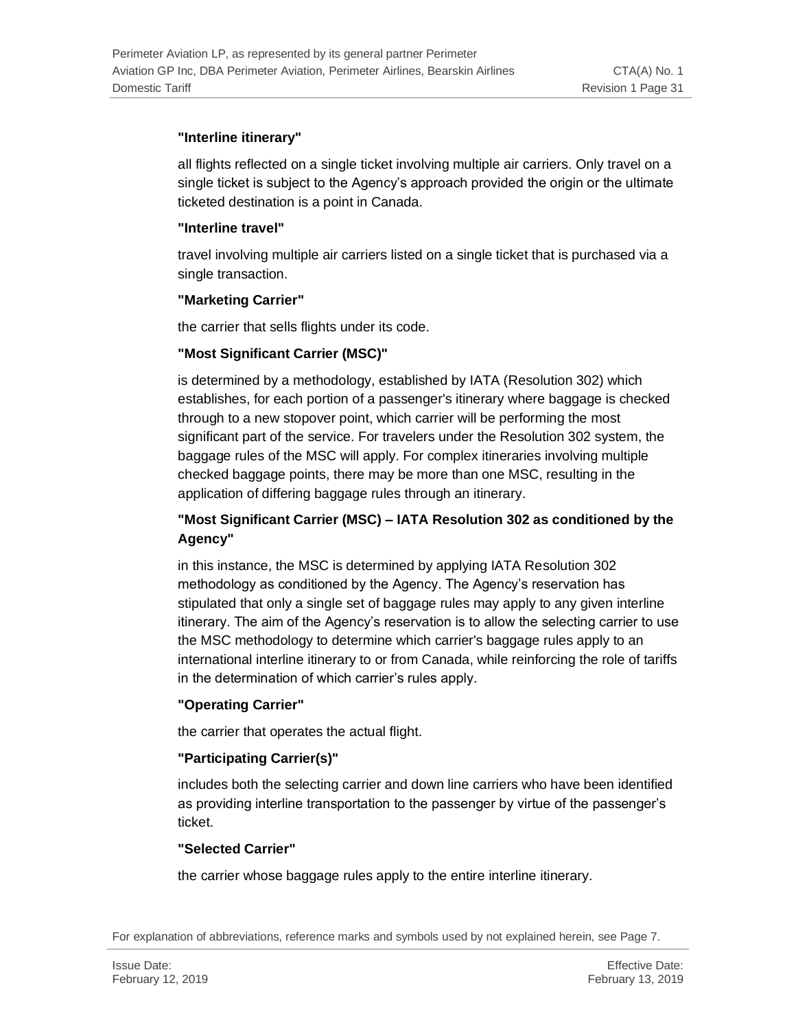**"Interline itinerary"**

all flights reflected on a single ticket involving multiple air carriers. Only travel on a single ticket is subject to the Agency's approach provided the origin or the ultimate ticketed destination is a point in Canada.

**"Interline travel"**

travel involving multiple air carriers listed on a single ticket that is purchased via a single transaction.

**"Marketing Carrier"**

the carrier that sells flights under its code.

**"Most Significant Carrier (MSC)"**

is determined by a methodology, established by IATA (Resolution 302) which establishes, for each portion of a passenger's itinerary where baggage is checked through to a new stopover point, which carrier will be performing the most significant part of the service. For travelers under the Resolution 302 system, the baggage rules of the MSC will apply. For complex itineraries involving multiple checked baggage points, there may be more than one MSC, resulting in the application of differing baggage rules through an itinerary.

**"Most Significant Carrier (MSC) – IATA Resolution 302 as conditioned by the Agency"**

in this instance, the MSC is determined by applying IATA Resolution 302 methodology as conditioned by the Agency. The Agency's reservation has stipulated that only a single set of baggage rules may apply to any given interline itinerary. The aim of the Agency's reservation is to allow the selecting carrier to use the MSC methodology to determine which carrier's baggage rules apply to an international interline itinerary to or from Canada, while reinforcing the role of tariffs in the determination of which carrier's rules apply.

**"Operating Carrier"**

the carrier that operates the actual flight.

**"Participating Carrier(s)"**

includes both the selecting carrier and down line carriers who have been identified as providing interline transportation to the passenger by virtue of the passenger's ticket.

**"Selected Carrier"**

the carrier whose baggage rules apply to the entire interline itinerary.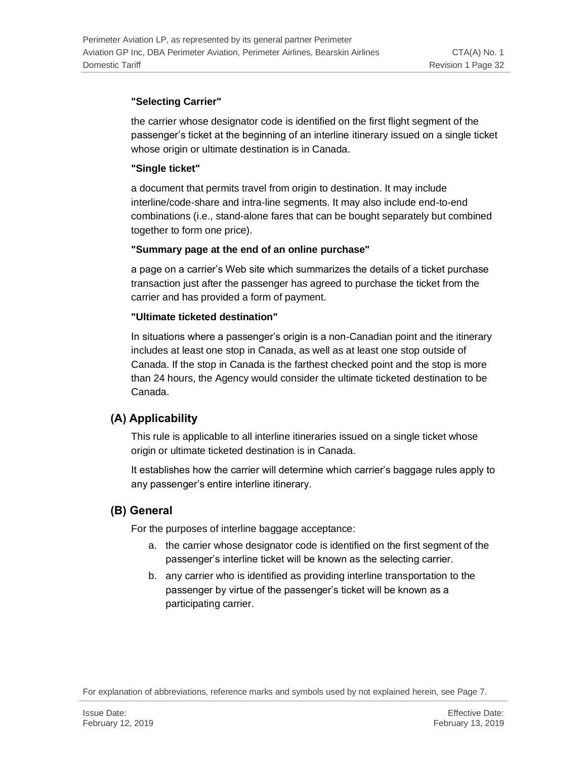**"Selecting Carrier"**

the carrier whose designator code is identified on the first flight segment of the passenger's ticket at the beginning of an interline itinerary issued on a single ticket whose origin or ultimate destination is in Canada.

**"Single ticket"**

a document that permits travel from origin to destination. It may include interline/code-share and intra-line segments. It may also include end-to-end combinations (i.e., stand-alone fares that can be bought separately but combined together to form one price).

**"Summary page at the end of an online purchase"**

a page on a carrier's Web site which summarizes the details of a ticket purchase transaction just after the passenger has agreed to purchase the ticket from the carrier and has provided a form of payment.

**"Ultimate ticketed destination"**

In situations where a passenger's origin is a non-Canadian point and the itinerary includes at least one stop in Canada, as well as at least one stop outside of Canada. If the stop in Canada is the farthest checked point and the stop is more than 24 hours, the Agency would consider the ultimate ticketed destination to be Canada.

## (A) Applicability

This rule is applicable to all interline itineraries issued on a single ticket whose origin or ultimate ticketed destination is in Canada.

It establishes how the carrier will determine which carrier's baggage rules apply to any passenger's entire interline itinerary.

## (B) General

For the purposes of interline baggage acceptance:

a. the carrier whose designator code is identified on the first segment of the passenger's interline ticket will be known as the selecting carrier.
b. any carrier who is identified as providing interline transportation to the passenger by virtue of the passenger's ticket will be known as a participating carrier.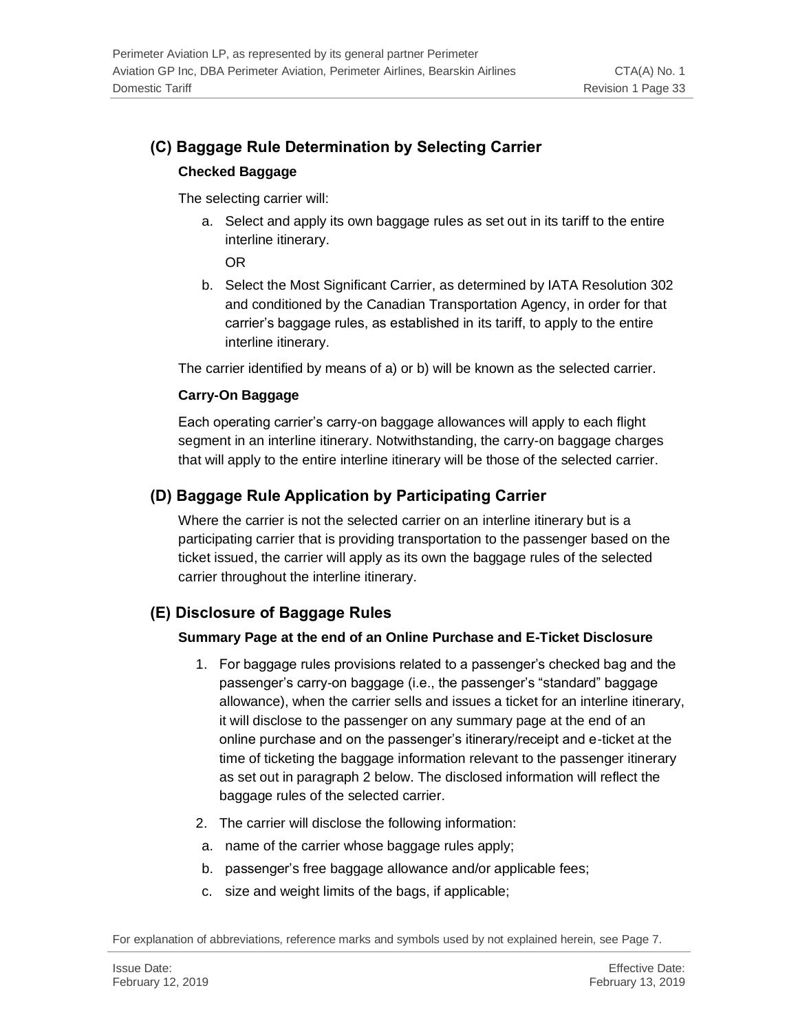## (C) Baggage Rule Determination by Selecting Carrier

### Checked Baggage

The selecting carrier will:

a. Select and apply its own baggage rules as set out in its tariff to the entire interline itinerary.

   OR

b. Select the Most Significant Carrier, as determined by IATA Resolution 302 and conditioned by the Canadian Transportation Agency, in order for that carrier's baggage rules, as established in its tariff, to apply to the entire interline itinerary.

The carrier identified by means of a) or b) will be known as the selected carrier.

### Carry-On Baggage

Each operating carrier's carry-on baggage allowances will apply to each flight segment in an interline itinerary. Notwithstanding, the carry-on baggage charges that will apply to the entire interline itinerary will be those of the selected carrier.

## (D) Baggage Rule Application by Participating Carrier

Where the carrier is not the selected carrier on an interline itinerary but is a participating carrier that is providing transportation to the passenger based on the ticket issued, the carrier will apply as its own the baggage rules of the selected carrier throughout the interline itinerary.

## (E) Disclosure of Baggage Rules

### Summary Page at the end of an Online Purchase and E-Ticket Disclosure

1. For baggage rules provisions related to a passenger's checked bag and the passenger's carry-on baggage (i.e., the passenger's "standard" baggage allowance), when the carrier sells and issues a ticket for an interline itinerary, it will disclose to the passenger on any summary page at the end of an online purchase and on the passenger's itinerary/receipt and e-ticket at the time of ticketing the baggage information relevant to the passenger itinerary as set out in paragraph 2 below. The disclosed information will reflect the baggage rules of the selected carrier.
2. The carrier will disclose the following information:

a. name of the carrier whose baggage rules apply;

b. passenger's free baggage allowance and/or applicable fees;

c. size and weight limits of the bags, if applicable;

For explanation of abbreviations, reference marks and symbols used by not explained herein, see Page 7.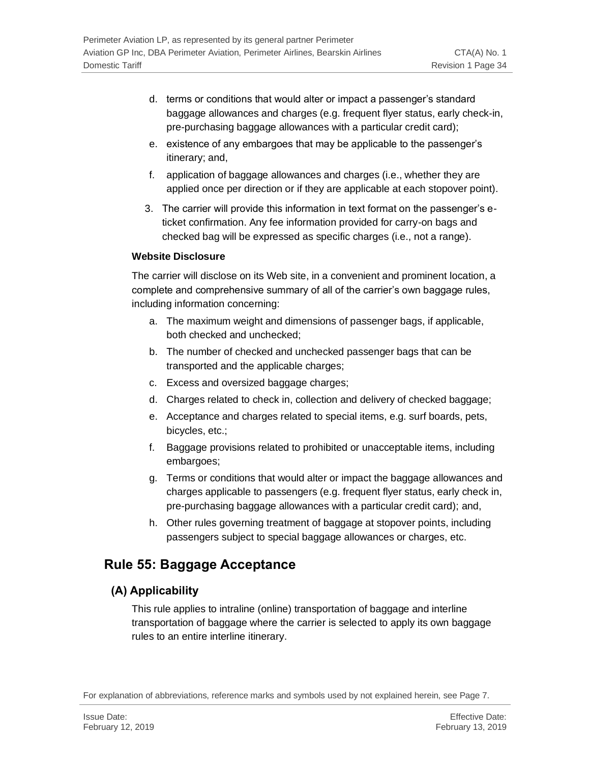d. terms or conditions that would alter or impact a passenger's standard baggage allowances and charges (e.g. frequent flyer status, early check-in, pre-purchasing baggage allowances with a particular credit card);
e. existence of any embargoes that may be applicable to the passenger's itinerary; and,
f. application of baggage allowances and charges (i.e., whether they are applied once per direction or if they are applicable at each stopover point).

3. The carrier will provide this information in text format on the passenger's e-ticket confirmation. Any fee information provided for carry-on bags and checked bag will be expressed as specific charges (i.e., not a range).

**Website Disclosure**

The carrier will disclose on its Web site, in a convenient and prominent location, a complete and comprehensive summary of all of the carrier's own baggage rules, including information concerning:

a. The maximum weight and dimensions of passenger bags, if applicable, both checked and unchecked;
b. The number of checked and unchecked passenger bags that can be transported and the applicable charges;
c. Excess and oversized baggage charges;
d. Charges related to check in, collection and delivery of checked baggage;
e. Acceptance and charges related to special items, e.g. surf boards, pets, bicycles, etc.;
f. Baggage provisions related to prohibited or unacceptable items, including embargoes;
g. Terms or conditions that would alter or impact the baggage allowances and charges applicable to passengers (e.g. frequent flyer status, early check in, pre-purchasing baggage allowances with a particular credit card); and,
h. Other rules governing treatment of baggage at stopover points, including passengers subject to special baggage allowances or charges, etc.

## Rule 55: Baggage Acceptance

### (A) Applicability

This rule applies to intraline (online) transportation of baggage and interline transportation of baggage where the carrier is selected to apply its own baggage rules to an entire interline itinerary.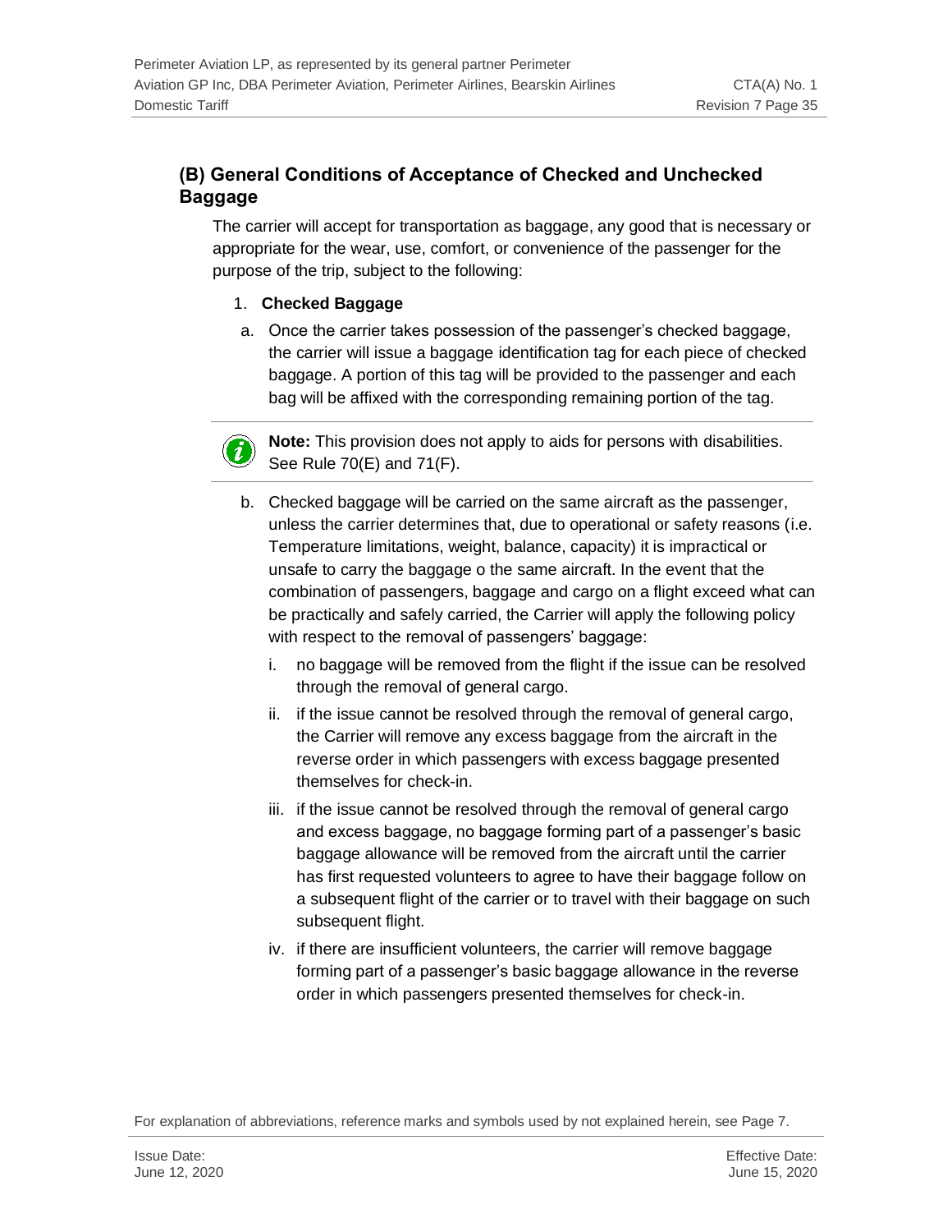## (B) General Conditions of Acceptance of Checked and Unchecked Baggage

The carrier will accept for transportation as baggage, any good that is necessary or appropriate for the wear, use, comfort, or convenience of the passenger for the purpose of the trip, subject to the following:

1. **Checked Baggage**

a. Once the carrier takes possession of the passenger's checked baggage, the carrier will issue a baggage identification tag for each piece of checked baggage. A portion of this tag will be provided to the passenger and each bag will be affixed with the corresponding remaining portion of the tag.

**Note:** This provision does not apply to aids for persons with disabilities. See Rule 70(E) and 71(F).

b. Checked baggage will be carried on the same aircraft as the passenger, unless the carrier determines that, due to operational or safety reasons (i.e. Temperature limitations, weight, balance, capacity) it is impractical or unsafe to carry the baggage o the same aircraft. In the event that the combination of passengers, baggage and cargo on a flight exceed what can be practically and safely carried, the Carrier will apply the following policy with respect to the removal of passengers' baggage:

   i. no baggage will be removed from the flight if the issue can be resolved through the removal of general cargo.

   ii. if the issue cannot be resolved through the removal of general cargo, the Carrier will remove any excess baggage from the aircraft in the reverse order in which passengers with excess baggage presented themselves for check-in.

   iii. if the issue cannot be resolved through the removal of general cargo and excess baggage, no baggage forming part of a passenger's basic baggage allowance will be removed from the aircraft until the carrier has first requested volunteers to agree to have their baggage follow on a subsequent flight of the carrier or to travel with their baggage on such subsequent flight.

   iv. if there are insufficient volunteers, the carrier will remove baggage forming part of a passenger's basic baggage allowance in the reverse order in which passengers presented themselves for check-in.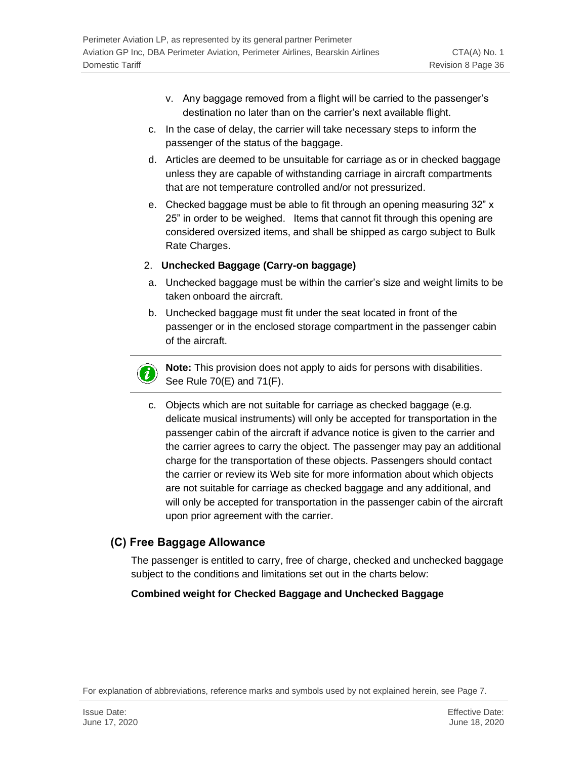v. Any baggage removed from a flight will be carried to the passenger's destination no later than on the carrier's next available flight.

c. In the case of delay, the carrier will take necessary steps to inform the passenger of the status of the baggage.

d. Articles are deemed to be unsuitable for carriage as or in checked baggage unless they are capable of withstanding carriage in aircraft compartments that are not temperature controlled and/or not pressurized.

e. Checked baggage must be able to fit through an opening measuring 32" x 25" in order to be weighed. Items that cannot fit through this opening are considered oversized items, and shall be shipped as cargo subject to Bulk Rate Charges.

2. **Unchecked Baggage (Carry-on baggage)**

a. Unchecked baggage must be within the carrier's size and weight limits to be taken onboard the aircraft.

b. Unchecked baggage must fit under the seat located in front of the passenger or in the enclosed storage compartment in the passenger cabin of the aircraft.

**Note:** This provision does not apply to aids for persons with disabilities. See Rule 70(E) and 71(F).

c. Objects which are not suitable for carriage as checked baggage (e.g. delicate musical instruments) will only be accepted for transportation in the passenger cabin of the aircraft if advance notice is given to the carrier and the carrier agrees to carry the object. The passenger may pay an additional charge for the transportation of these objects. Passengers should contact the carrier or review its Web site for more information about which objects are not suitable for carriage as checked baggage and any additional, and will only be accepted for transportation in the passenger cabin of the aircraft upon prior agreement with the carrier.

## (C) Free Baggage Allowance

The passenger is entitled to carry, free of charge, checked and unchecked baggage subject to the conditions and limitations set out in the charts below:

**Combined weight for Checked Baggage and Unchecked Baggage**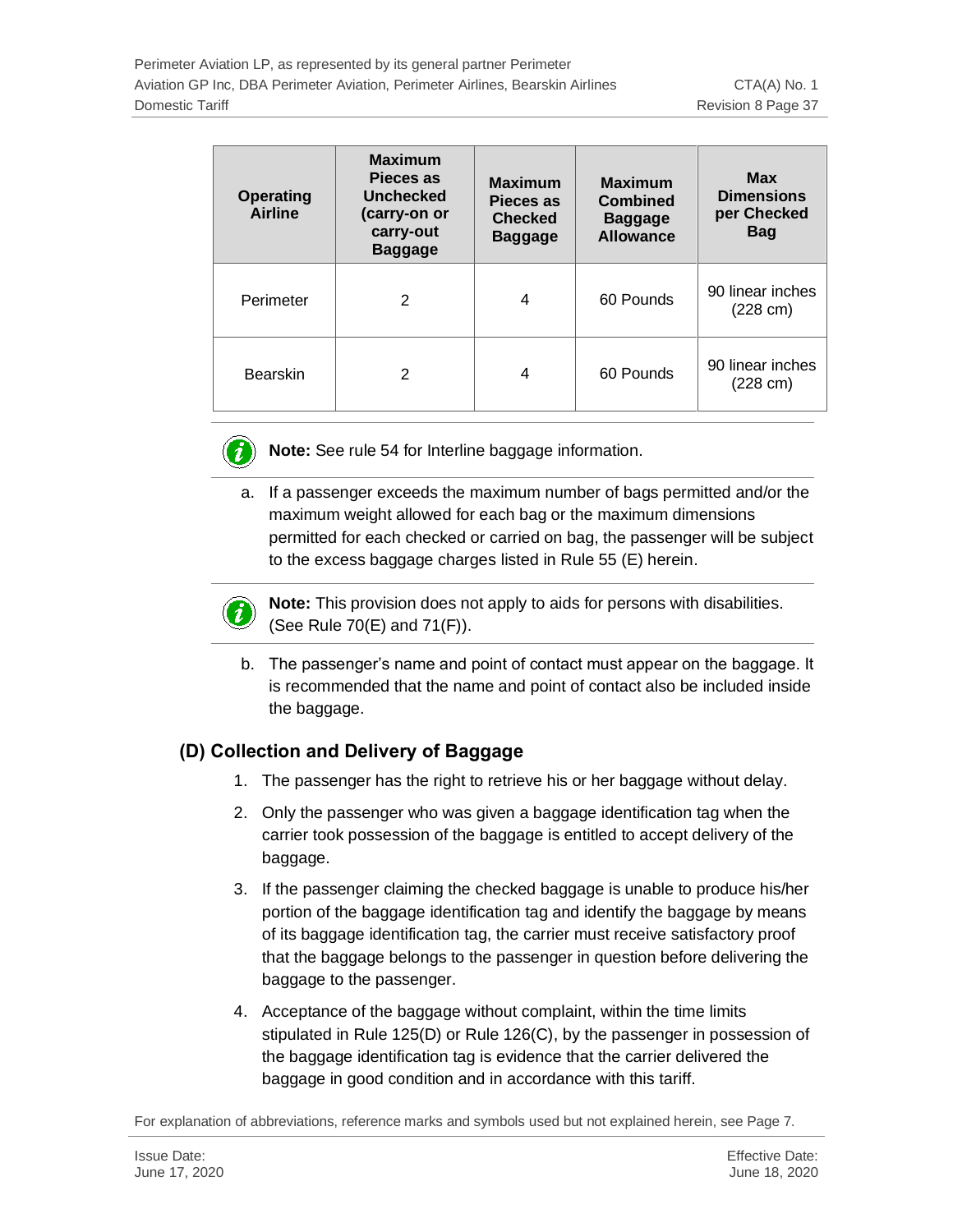| Operating Airline | Maximum Pieces as Unchecked (carry-on or carry-out Baggage | Maximum Pieces as Checked Baggage | Maximum Combined Baggage Allowance | Max Dimensions per Checked Bag |
|---|---|---|---|---|
| Perimeter | 2 | 4 | 60 Pounds | 90 linear inches (228 cm) |
| Bearskin | 2 | 4 | 60 Pounds | 90 linear inches (228 cm) |

**Note:** See rule 54 for Interline baggage information.

a. If a passenger exceeds the maximum number of bags permitted and/or the maximum weight allowed for each bag or the maximum dimensions permitted for each checked or carried on bag, the passenger will be subject to the excess baggage charges listed in Rule 55 (E) herein.

**Note:** This provision does not apply to aids for persons with disabilities. (See Rule 70(E) and 71(F)).

b. The passenger's name and point of contact must appear on the baggage. It is recommended that the name and point of contact also be included inside the baggage.

## (D) Collection and Delivery of Baggage

1. The passenger has the right to retrieve his or her baggage without delay.
2. Only the passenger who was given a baggage identification tag when the carrier took possession of the baggage is entitled to accept delivery of the baggage.
3. If the passenger claiming the checked baggage is unable to produce his/her portion of the baggage identification tag and identify the baggage by means of its baggage identification tag, the carrier must receive satisfactory proof that the baggage belongs to the passenger in question before delivering the baggage to the passenger.
4. Acceptance of the baggage without complaint, within the time limits stipulated in Rule 125(D) or Rule 126(C), by the passenger in possession of the baggage identification tag is evidence that the carrier delivered the baggage in good condition and in accordance with this tariff.

For explanation of abbreviations, reference marks and symbols used but not explained herein, see Page 7.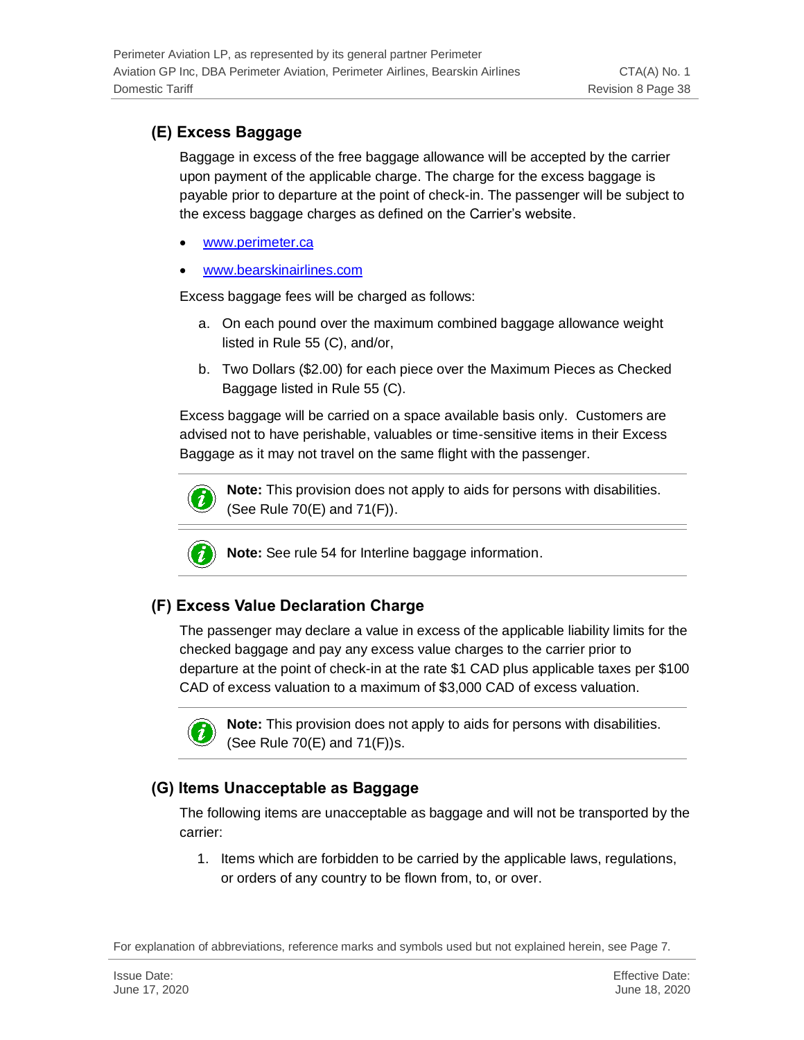### (E) Excess Baggage

Baggage in excess of the free baggage allowance will be accepted by the carrier upon payment of the applicable charge. The charge for the excess baggage is payable prior to departure at the point of check-in. The passenger will be subject to the excess baggage charges as defined on the Carrier's website.

- www.perimeter.ca
- www.bearskinairlines.com

Excess baggage fees will be charged as follows:

a. On each pound over the maximum combined baggage allowance weight listed in Rule 55 (C), and/or,

b. Two Dollars ($2.00) for each piece over the Maximum Pieces as Checked Baggage listed in Rule 55 (C).

Excess baggage will be carried on a space available basis only. Customers are advised not to have perishable, valuables or time-sensitive items in their Excess Baggage as it may not travel on the same flight with the passenger.

**Note:** This provision does not apply to aids for persons with disabilities. (See Rule 70(E) and 71(F)).

**Note:** See rule 54 for Interline baggage information.

### (F) Excess Value Declaration Charge

The passenger may declare a value in excess of the applicable liability limits for the checked baggage and pay any excess value charges to the carrier prior to departure at the point of check-in at the rate $1 CAD plus applicable taxes per $100 CAD of excess valuation to a maximum of $3,000 CAD of excess valuation.

**Note:** This provision does not apply to aids for persons with disabilities. (See Rule 70(E) and 71(F))s.

### (G) Items Unacceptable as Baggage

The following items are unacceptable as baggage and will not be transported by the carrier:

1. Items which are forbidden to be carried by the applicable laws, regulations, or orders of any country to be flown from, to, or over.

For explanation of abbreviations, reference marks and symbols used but not explained herein, see Page 7.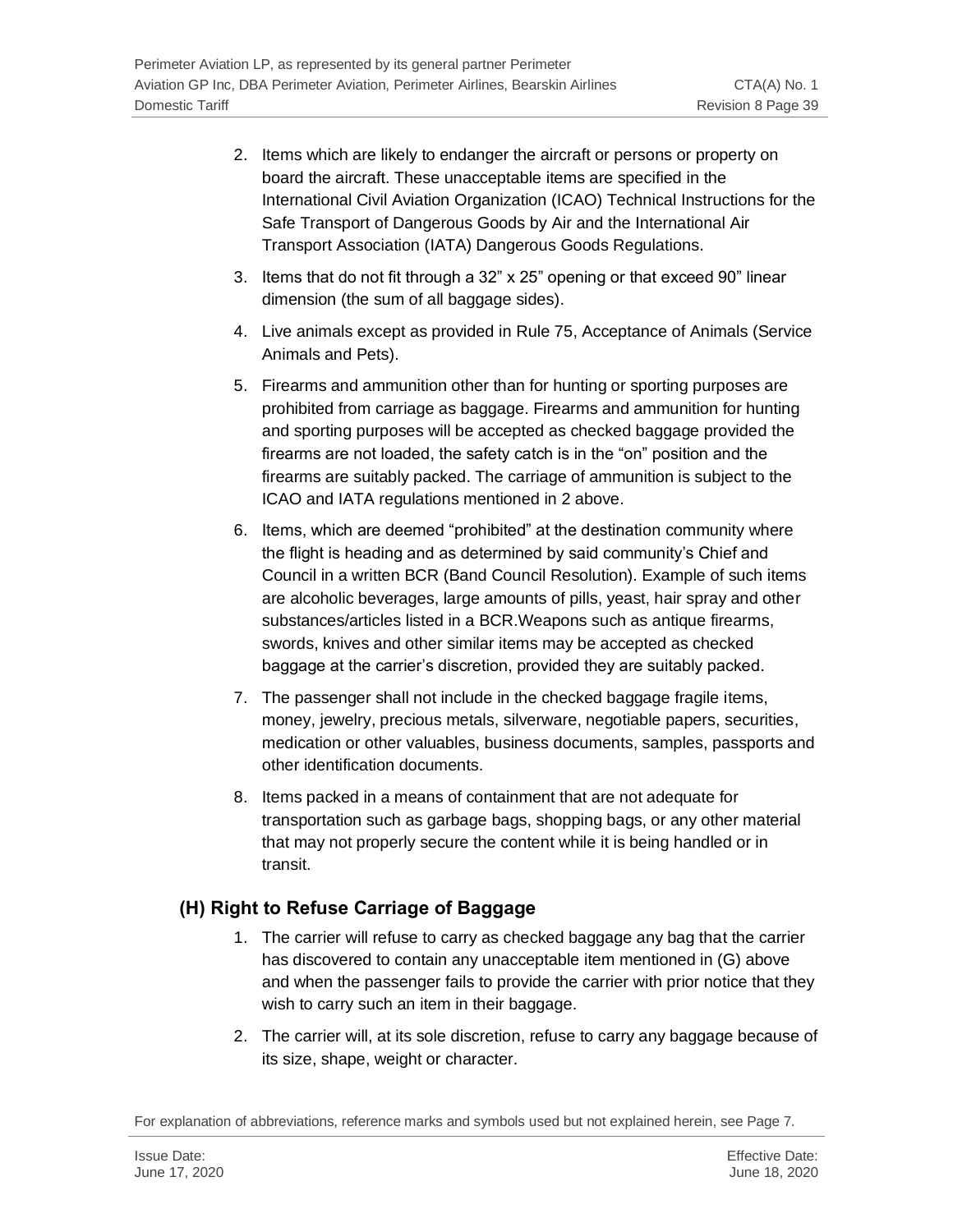2. Items which are likely to endanger the aircraft or persons or property on board the aircraft. These unacceptable items are specified in the International Civil Aviation Organization (ICAO) Technical Instructions for the Safe Transport of Dangerous Goods by Air and the International Air Transport Association (IATA) Dangerous Goods Regulations.

3. Items that do not fit through a 32" x 25" opening or that exceed 90" linear dimension (the sum of all baggage sides).

4. Live animals except as provided in Rule 75, Acceptance of Animals (Service Animals and Pets).

5. Firearms and ammunition other than for hunting or sporting purposes are prohibited from carriage as baggage. Firearms and ammunition for hunting and sporting purposes will be accepted as checked baggage provided the firearms are not loaded, the safety catch is in the "on" position and the firearms are suitably packed. The carriage of ammunition is subject to the ICAO and IATA regulations mentioned in 2 above.

6. Items, which are deemed "prohibited" at the destination community where the flight is heading and as determined by said community's Chief and Council in a written BCR (Band Council Resolution). Example of such items are alcoholic beverages, large amounts of pills, yeast, hair spray and other substances/articles listed in a BCR.Weapons such as antique firearms, swords, knives and other similar items may be accepted as checked baggage at the carrier's discretion, provided they are suitably packed.

7. The passenger shall not include in the checked baggage fragile items, money, jewelry, precious metals, silverware, negotiable papers, securities, medication or other valuables, business documents, samples, passports and other identification documents.

8. Items packed in a means of containment that are not adequate for transportation such as garbage bags, shopping bags, or any other material that may not properly secure the content while it is being handled or in transit.

## (H) Right to Refuse Carriage of Baggage

1. The carrier will refuse to carry as checked baggage any bag that the carrier has discovered to contain any unacceptable item mentioned in (G) above and when the passenger fails to provide the carrier with prior notice that they wish to carry such an item in their baggage.

2. The carrier will, at its sole discretion, refuse to carry any baggage because of its size, shape, weight or character.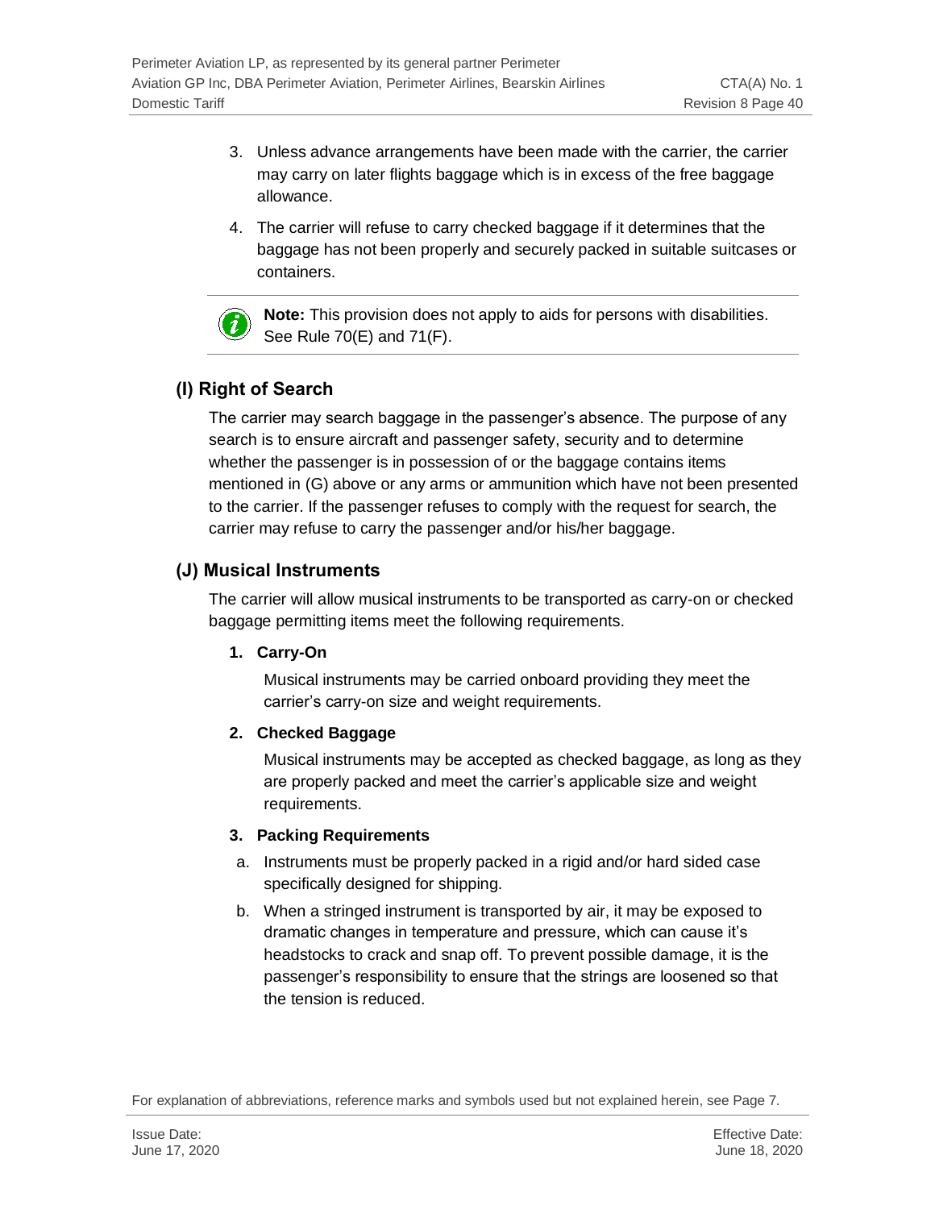3. Unless advance arrangements have been made with the carrier, the carrier may carry on later flights baggage which is in excess of the free baggage allowance.
4. The carrier will refuse to carry checked baggage if it determines that the baggage has not been properly and securely packed in suitable suitcases or containers.

> **Note:** This provision does not apply to aids for persons with disabilities. See Rule 70(E) and 71(F).

## (I) Right of Search

The carrier may search baggage in the passenger's absence. The purpose of any search is to ensure aircraft and passenger safety, security and to determine whether the passenger is in possession of or the baggage contains items mentioned in (G) above or any arms or ammunition which have not been presented to the carrier. If the passenger refuses to comply with the request for search, the carrier may refuse to carry the passenger and/or his/her baggage.

## (J) Musical Instruments

The carrier will allow musical instruments to be transported as carry-on or checked baggage permitting items meet the following requirements.

**1. Carry-On**

Musical instruments may be carried onboard providing they meet the carrier's carry-on size and weight requirements.

**2. Checked Baggage**

Musical instruments may be accepted as checked baggage, as long as they are properly packed and meet the carrier's applicable size and weight requirements.

**3. Packing Requirements**

a. Instruments must be properly packed in a rigid and/or hard sided case specifically designed for shipping.

b. When a stringed instrument is transported by air, it may be exposed to dramatic changes in temperature and pressure, which can cause it's headstocks to crack and snap off. To prevent possible damage, it is the passenger's responsibility to ensure that the strings are loosened so that the tension is reduced.

For explanation of abbreviations, reference marks and symbols used but not explained herein, see Page 7.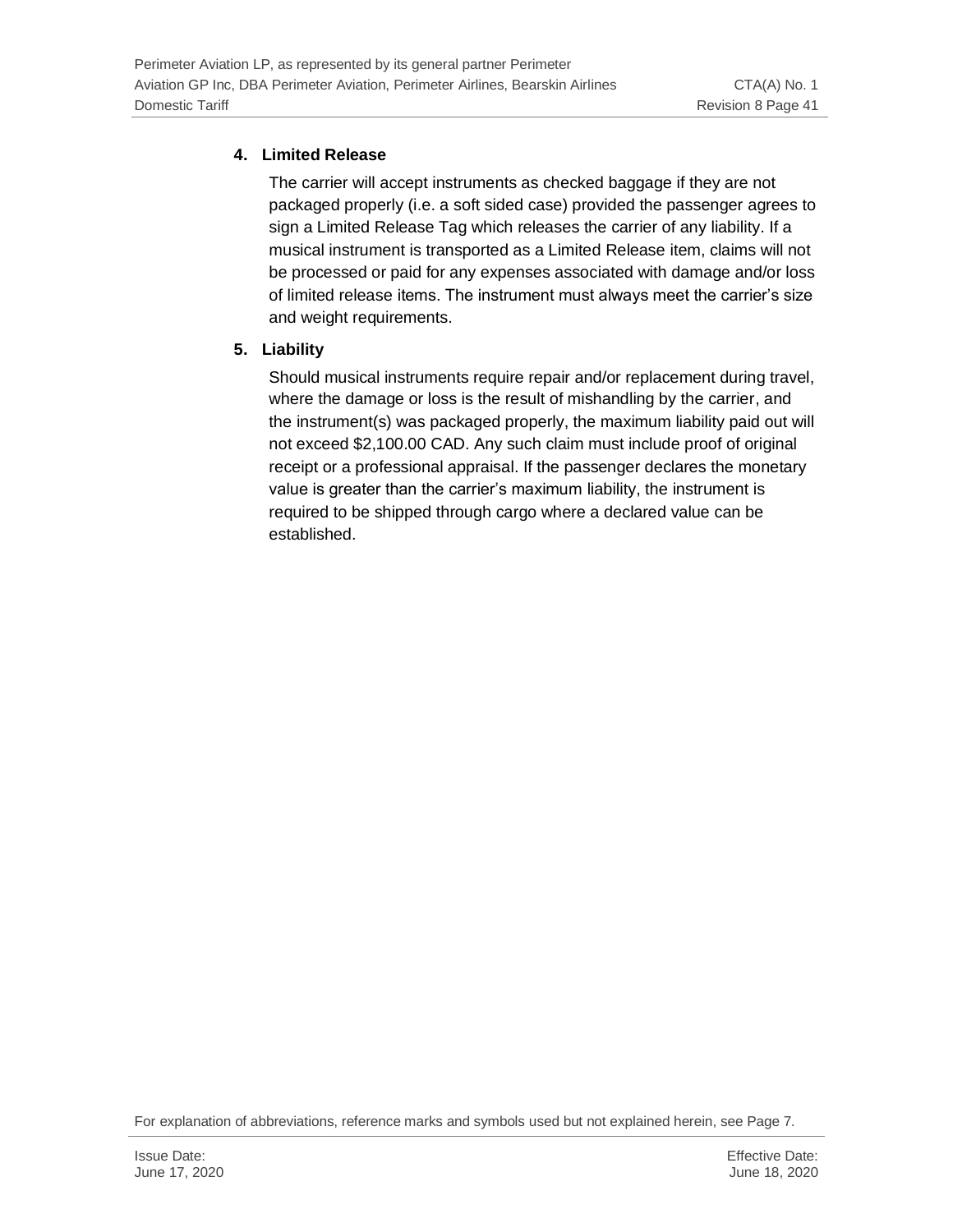**4. Limited Release**

The carrier will accept instruments as checked baggage if they are not packaged properly (i.e. a soft sided case) provided the passenger agrees to sign a Limited Release Tag which releases the carrier of any liability. If a musical instrument is transported as a Limited Release item, claims will not be processed or paid for any expenses associated with damage and/or loss of limited release items. The instrument must always meet the carrier's size and weight requirements.

**5. Liability**

Should musical instruments require repair and/or replacement during travel, where the damage or loss is the result of mishandling by the carrier, and the instrument(s) was packaged properly, the maximum liability paid out will not exceed $2,100.00 CAD. Any such claim must include proof of original receipt or a professional appraisal. If the passenger declares the monetary value is greater than the carrier's maximum liability, the instrument is required to be shipped through cargo where a declared value can be established.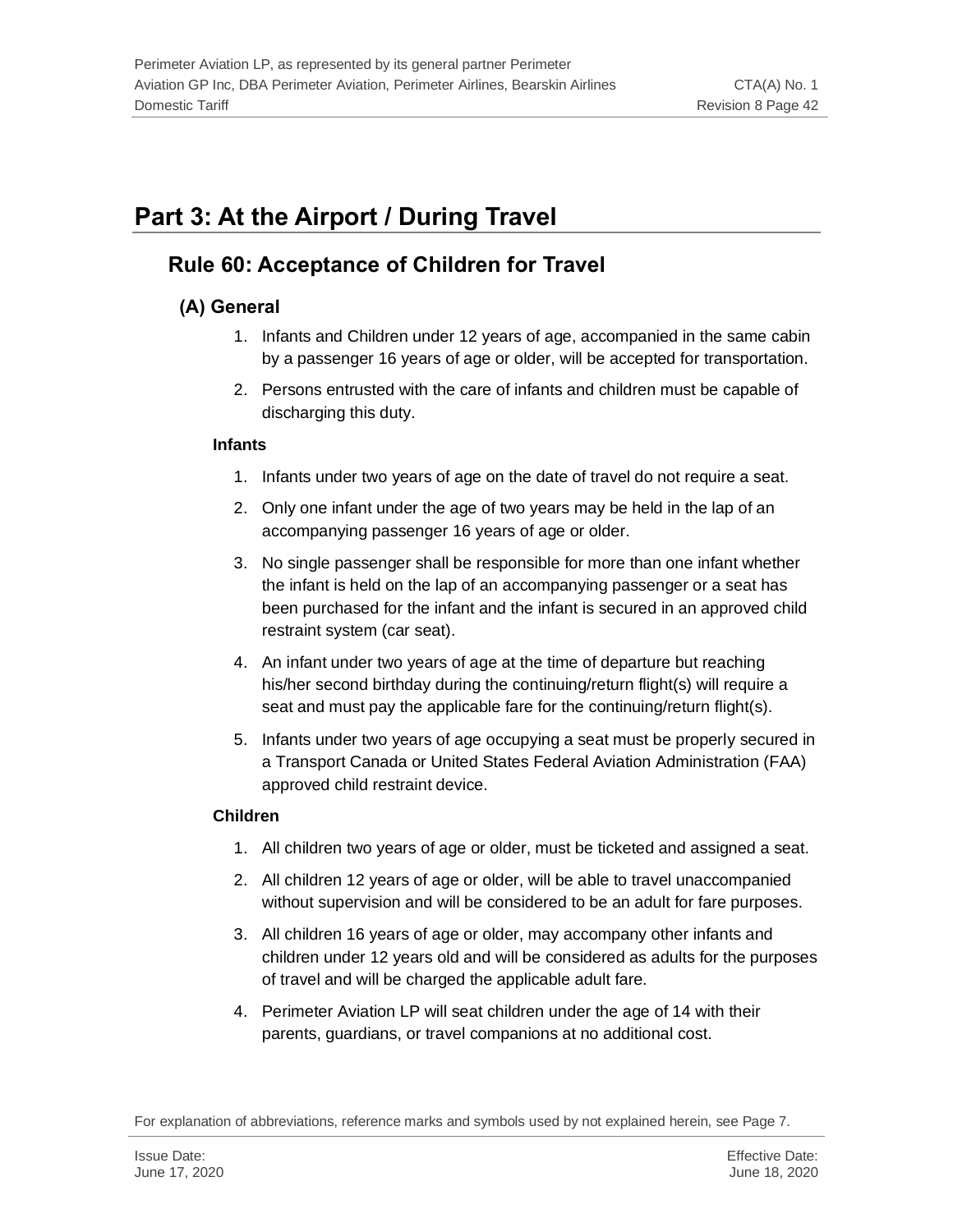# Part 3: At the Airport / During Travel

## Rule 60: Acceptance of Children for Travel

### (A) General

1. Infants and Children under 12 years of age, accompanied in the same cabin by a passenger 16 years of age or older, will be accepted for transportation.
2. Persons entrusted with the care of infants and children must be capable of discharging this duty.

**Infants**

1. Infants under two years of age on the date of travel do not require a seat.
2. Only one infant under the age of two years may be held in the lap of an accompanying passenger 16 years of age or older.
3. No single passenger shall be responsible for more than one infant whether the infant is held on the lap of an accompanying passenger or a seat has been purchased for the infant and the infant is secured in an approved child restraint system (car seat).
4. An infant under two years of age at the time of departure but reaching his/her second birthday during the continuing/return flight(s) will require a seat and must pay the applicable fare for the continuing/return flight(s).
5. Infants under two years of age occupying a seat must be properly secured in a Transport Canada or United States Federal Aviation Administration (FAA) approved child restraint device.

**Children**

1. All children two years of age or older, must be ticketed and assigned a seat.
2. All children 12 years of age or older, will be able to travel unaccompanied without supervision and will be considered to be an adult for fare purposes.
3. All children 16 years of age or older, may accompany other infants and children under 12 years old and will be considered as adults for the purposes of travel and will be charged the applicable adult fare.
4. Perimeter Aviation LP will seat children under the age of 14 with their parents, guardians, or travel companions at no additional cost.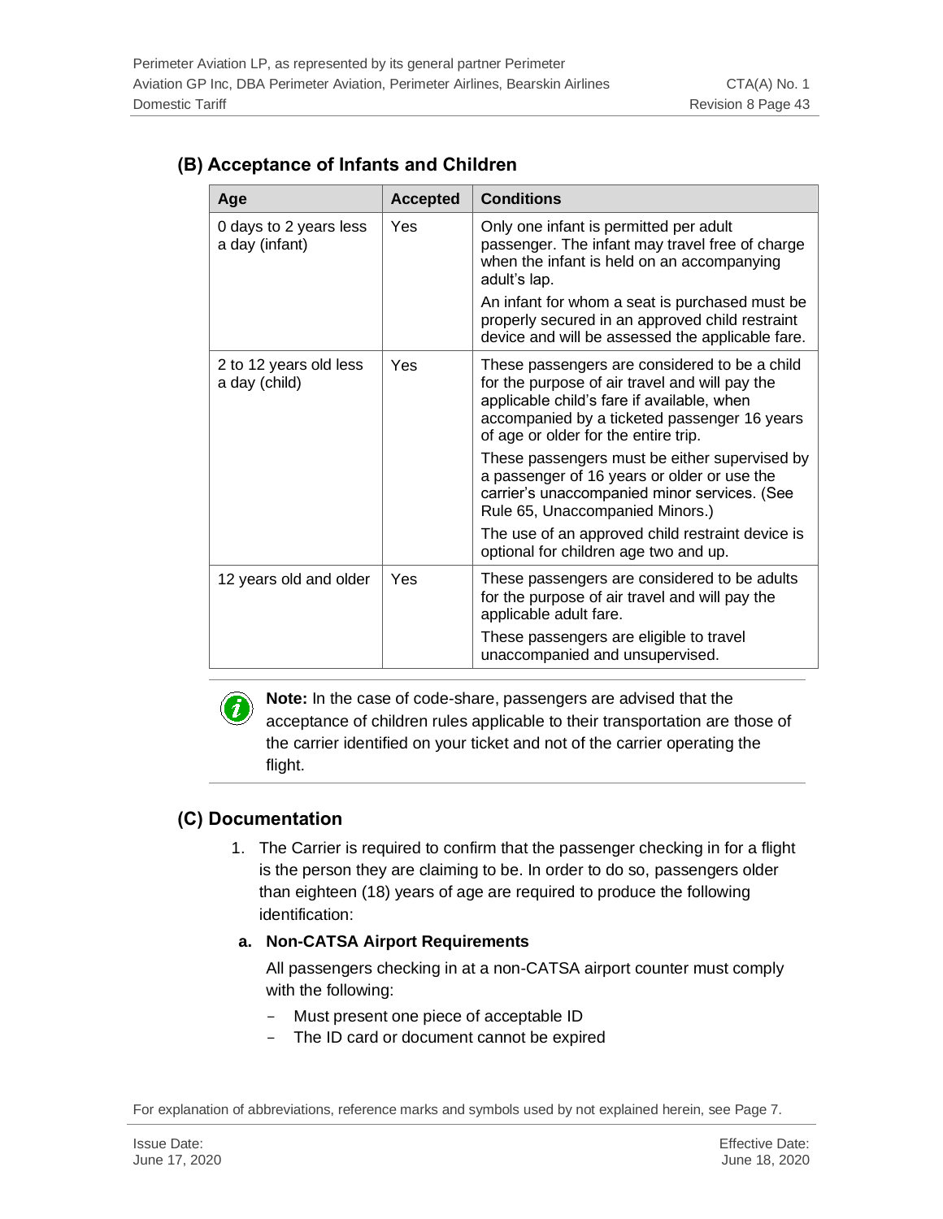## (B) Acceptance of Infants and Children

| Age | Accepted | Conditions |
| --- | --- | --- |
| 0 days to 2 years less a day (infant) | Yes | Only one infant is permitted per adult passenger. The infant may travel free of charge when the infant is held on an accompanying adult's lap.<br><br>An infant for whom a seat is purchased must be properly secured in an approved child restraint device and will be assessed the applicable fare. |
| 2 to 12 years old less a day (child) | Yes | These passengers are considered to be a child for the purpose of air travel and will pay the applicable child's fare if available, when accompanied by a ticketed passenger 16 years of age or older for the entire trip.<br><br>These passengers must be either supervised by a passenger of 16 years or older or use the carrier's unaccompanied minor services. (See Rule 65, Unaccompanied Minors.)<br><br>The use of an approved child restraint device is optional for children age two and up. |
| 12 years old and older | Yes | These passengers are considered to be adults for the purpose of air travel and will pay the applicable adult fare.<br><br>These passengers are eligible to travel unaccompanied and unsupervised. |

**Note:** In the case of code-share, passengers are advised that the acceptance of children rules applicable to their transportation are those of the carrier identified on your ticket and not of the carrier operating the flight.

## (C) Documentation

1. The Carrier is required to confirm that the passenger checking in for a flight is the person they are claiming to be. In order to do so, passengers older than eighteen (18) years of age are required to produce the following identification:

**a. Non-CATSA Airport Requirements**

All passengers checking in at a non-CATSA airport counter must comply with the following:

- Must present one piece of acceptable ID
- The ID card or document cannot be expired

For explanation of abbreviations, reference marks and symbols used by not explained herein, see Page 7.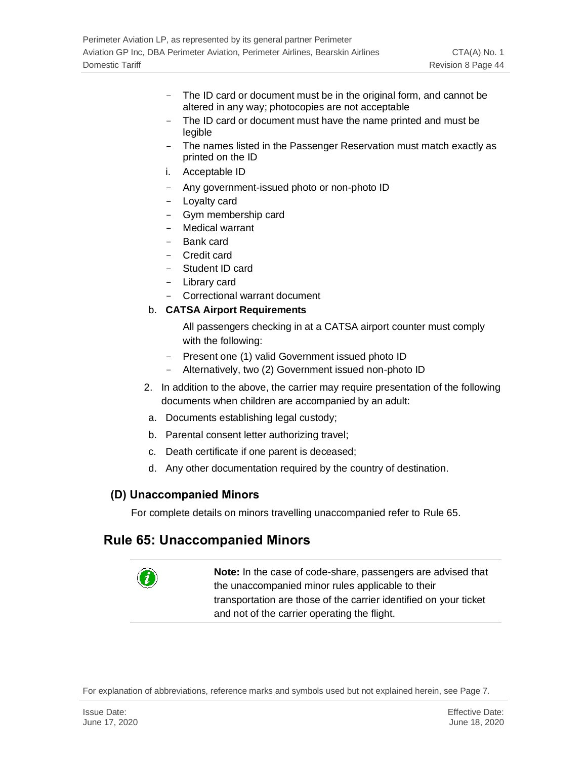- The ID card or document must be in the original form, and cannot be altered in any way; photocopies are not acceptable
- The ID card or document must have the name printed and must be legible
- The names listed in the Passenger Reservation must match exactly as printed on the ID

i. Acceptable ID

- Any government-issued photo or non-photo ID
- Loyalty card
- Gym membership card
- Medical warrant
- Bank card
- Credit card
- Student ID card
- Library card
- Correctional warrant document

b. **CATSA Airport Requirements**

All passengers checking in at a CATSA airport counter must comply with the following:

- Present one (1) valid Government issued photo ID
- Alternatively, two (2) Government issued non-photo ID

2. In addition to the above, the carrier may require presentation of the following documents when children are accompanied by an adult:

a. Documents establishing legal custody;

b. Parental consent letter authorizing travel;

c. Death certificate if one parent is deceased;

d. Any other documentation required by the country of destination.

### (D) Unaccompanied Minors

For complete details on minors travelling unaccompanied refer to Rule 65.

## Rule 65: Unaccompanied Minors

**Note:** In the case of code-share, passengers are advised that the unaccompanied minor rules applicable to their transportation are those of the carrier identified on your ticket and not of the carrier operating the flight.

For explanation of abbreviations, reference marks and symbols used but not explained herein, see Page 7.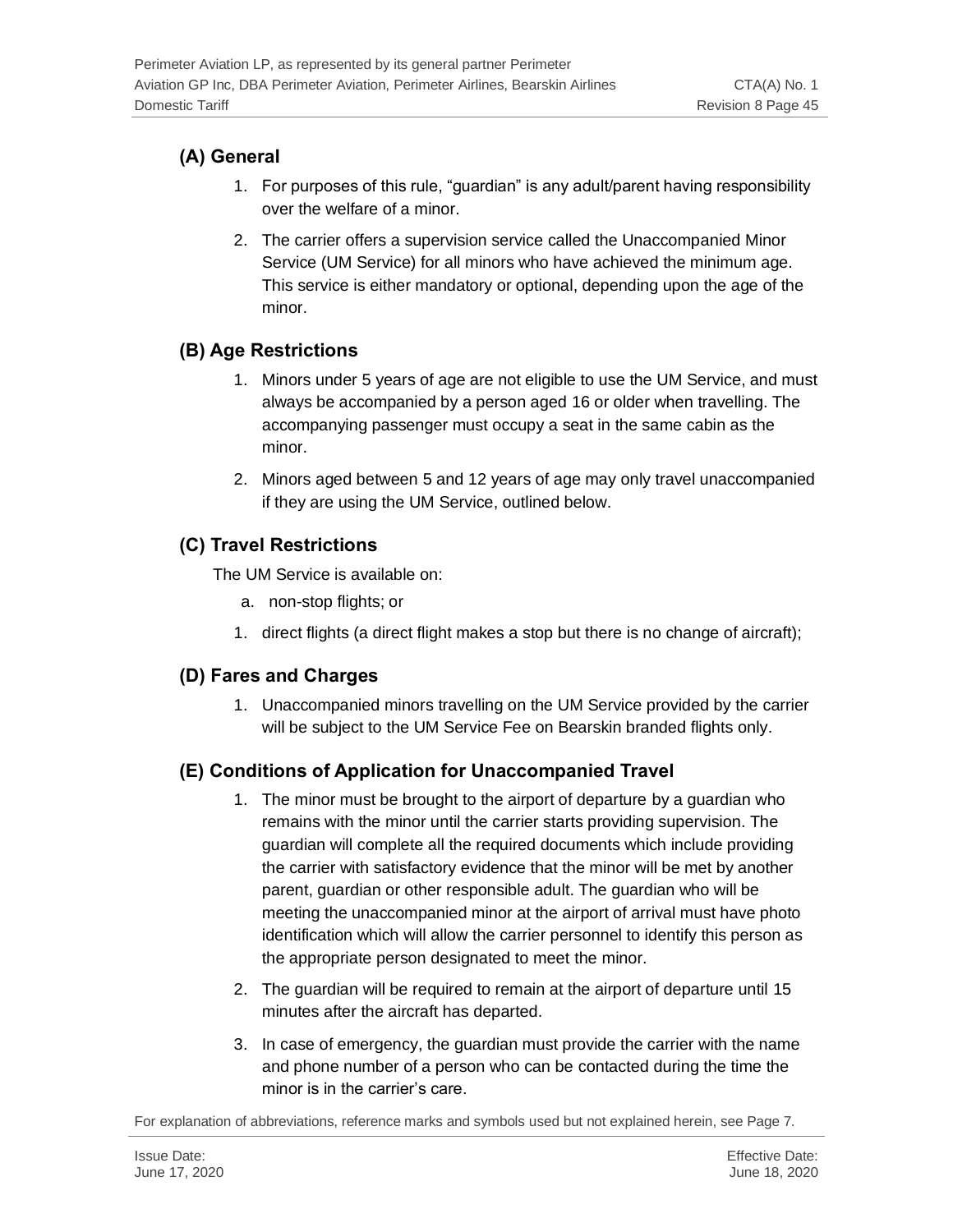## (A) General

1. For purposes of this rule, "guardian" is any adult/parent having responsibility over the welfare of a minor.
2. The carrier offers a supervision service called the Unaccompanied Minor Service (UM Service) for all minors who have achieved the minimum age. This service is either mandatory or optional, depending upon the age of the minor.

## (B) Age Restrictions

1. Minors under 5 years of age are not eligible to use the UM Service, and must always be accompanied by a person aged 16 or older when travelling. The accompanying passenger must occupy a seat in the same cabin as the minor.
2. Minors aged between 5 and 12 years of age may only travel unaccompanied if they are using the UM Service, outlined below.

## (C) Travel Restrictions

The UM Service is available on:

a. non-stop flights; or

1. direct flights (a direct flight makes a stop but there is no change of aircraft);

## (D) Fares and Charges

1. Unaccompanied minors travelling on the UM Service provided by the carrier will be subject to the UM Service Fee on Bearskin branded flights only.

## (E) Conditions of Application for Unaccompanied Travel

1. The minor must be brought to the airport of departure by a guardian who remains with the minor until the carrier starts providing supervision. The guardian will complete all the required documents which include providing the carrier with satisfactory evidence that the minor will be met by another parent, guardian or other responsible adult. The guardian who will be meeting the unaccompanied minor at the airport of arrival must have photo identification which will allow the carrier personnel to identify this person as the appropriate person designated to meet the minor.
2. The guardian will be required to remain at the airport of departure until 15 minutes after the aircraft has departed.
3. In case of emergency, the guardian must provide the carrier with the name and phone number of a person who can be contacted during the time the minor is in the carrier's care.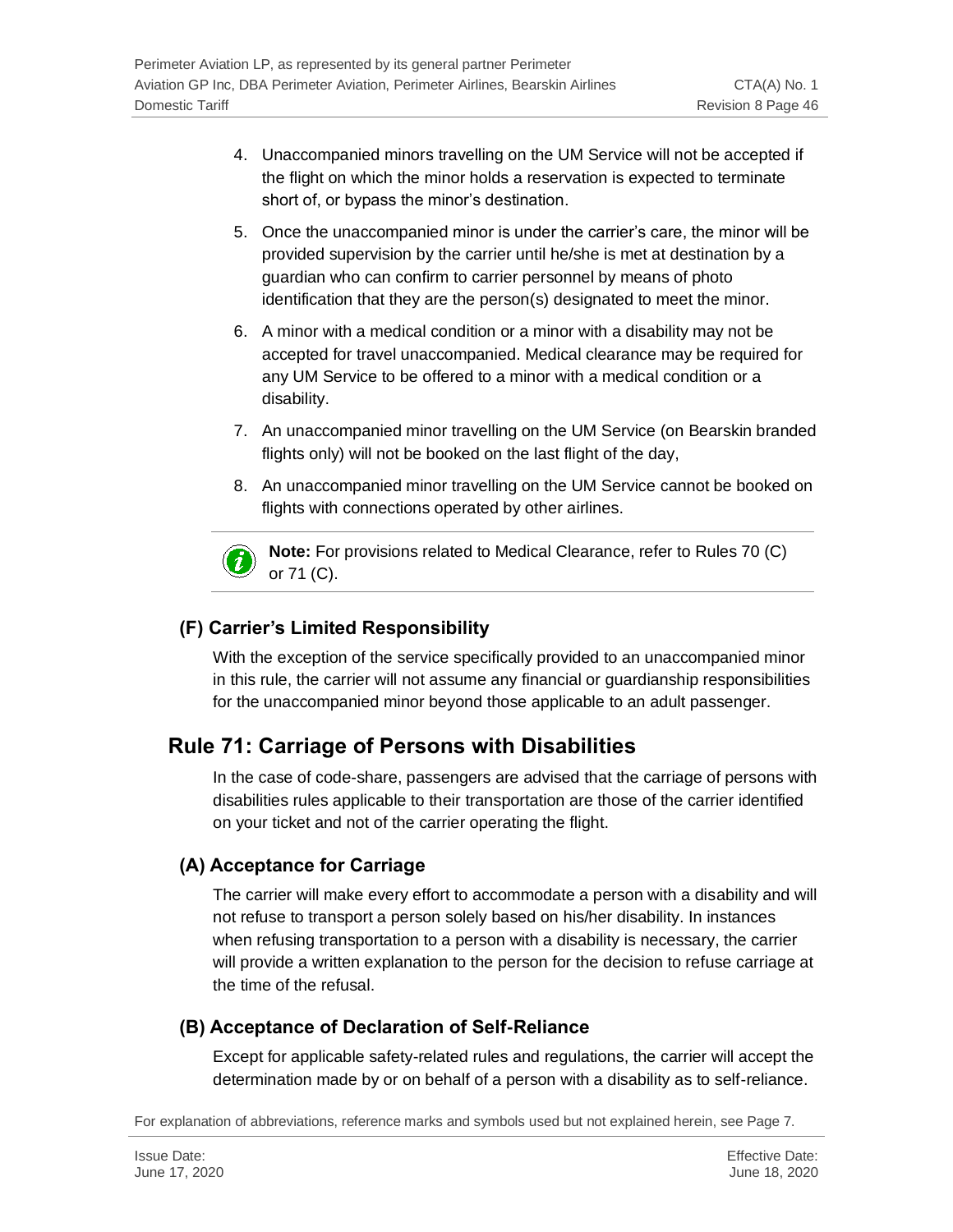4. Unaccompanied minors travelling on the UM Service will not be accepted if the flight on which the minor holds a reservation is expected to terminate short of, or bypass the minor's destination.

5. Once the unaccompanied minor is under the carrier's care, the minor will be provided supervision by the carrier until he/she is met at destination by a guardian who can confirm to carrier personnel by means of photo identification that they are the person(s) designated to meet the minor.

6. A minor with a medical condition or a minor with a disability may not be accepted for travel unaccompanied. Medical clearance may be required for any UM Service to be offered to a minor with a medical condition or a disability.

7. An unaccompanied minor travelling on the UM Service (on Bearskin branded flights only) will not be booked on the last flight of the day,

8. An unaccompanied minor travelling on the UM Service cannot be booked on flights with connections operated by other airlines.

---

**Note:** For provisions related to Medical Clearance, refer to Rules 70 (C) or 71 (C).

---

### (F) Carrier's Limited Responsibility

With the exception of the service specifically provided to an unaccompanied minor in this rule, the carrier will not assume any financial or guardianship responsibilities for the unaccompanied minor beyond those applicable to an adult passenger.

## Rule 71: Carriage of Persons with Disabilities

In the case of code-share, passengers are advised that the carriage of persons with disabilities rules applicable to their transportation are those of the carrier identified on your ticket and not of the carrier operating the flight.

### (A) Acceptance for Carriage

The carrier will make every effort to accommodate a person with a disability and will not refuse to transport a person solely based on his/her disability. In instances when refusing transportation to a person with a disability is necessary, the carrier will provide a written explanation to the person for the decision to refuse carriage at the time of the refusal.

### (B) Acceptance of Declaration of Self-Reliance

Except for applicable safety-related rules and regulations, the carrier will accept the determination made by or on behalf of a person with a disability as to self-reliance.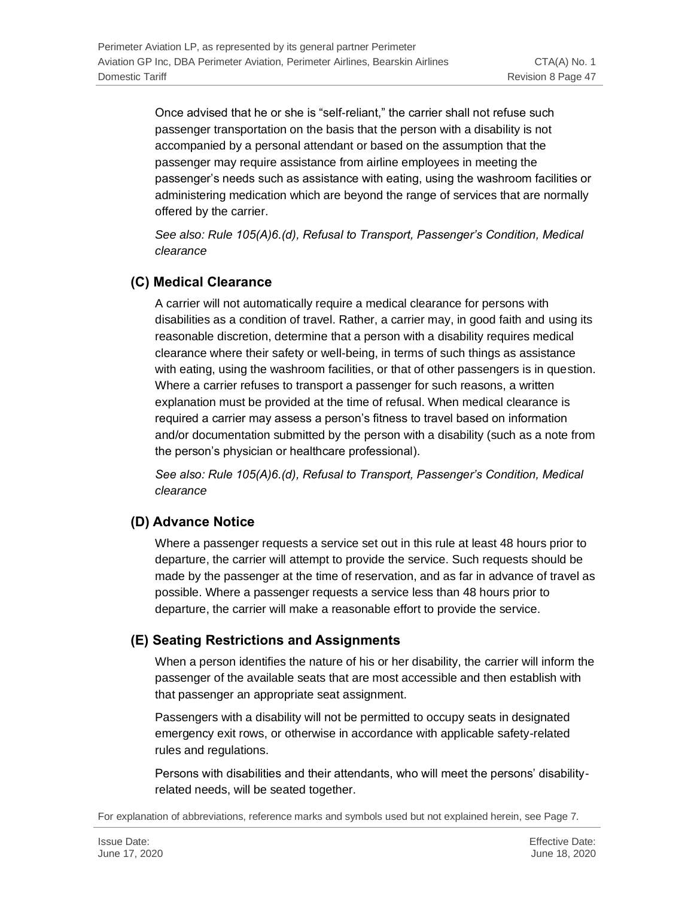Once advised that he or she is “self-reliant,” the carrier shall not refuse such passenger transportation on the basis that the person with a disability is not accompanied by a personal attendant or based on the assumption that the passenger may require assistance from airline employees in meeting the passenger’s needs such as assistance with eating, using the washroom facilities or administering medication which are beyond the range of services that are normally offered by the carrier.

*See also: Rule 105(A)6.(d), Refusal to Transport, Passenger’s Condition, Medical clearance*

## (C) Medical Clearance

A carrier will not automatically require a medical clearance for persons with disabilities as a condition of travel. Rather, a carrier may, in good faith and using its reasonable discretion, determine that a person with a disability requires medical clearance where their safety or well-being, in terms of such things as assistance with eating, using the washroom facilities, or that of other passengers is in question. Where a carrier refuses to transport a passenger for such reasons, a written explanation must be provided at the time of refusal. When medical clearance is required a carrier may assess a person’s fitness to travel based on information and/or documentation submitted by the person with a disability (such as a note from the person’s physician or healthcare professional).

*See also: Rule 105(A)6.(d), Refusal to Transport, Passenger’s Condition, Medical clearance*

## (D) Advance Notice

Where a passenger requests a service set out in this rule at least 48 hours prior to departure, the carrier will attempt to provide the service. Such requests should be made by the passenger at the time of reservation, and as far in advance of travel as possible. Where a passenger requests a service less than 48 hours prior to departure, the carrier will make a reasonable effort to provide the service.

## (E) Seating Restrictions and Assignments

When a person identifies the nature of his or her disability, the carrier will inform the passenger of the available seats that are most accessible and then establish with that passenger an appropriate seat assignment.

Passengers with a disability will not be permitted to occupy seats in designated emergency exit rows, or otherwise in accordance with applicable safety-related rules and regulations.

Persons with disabilities and their attendants, who will meet the persons’ disability-related needs, will be seated together.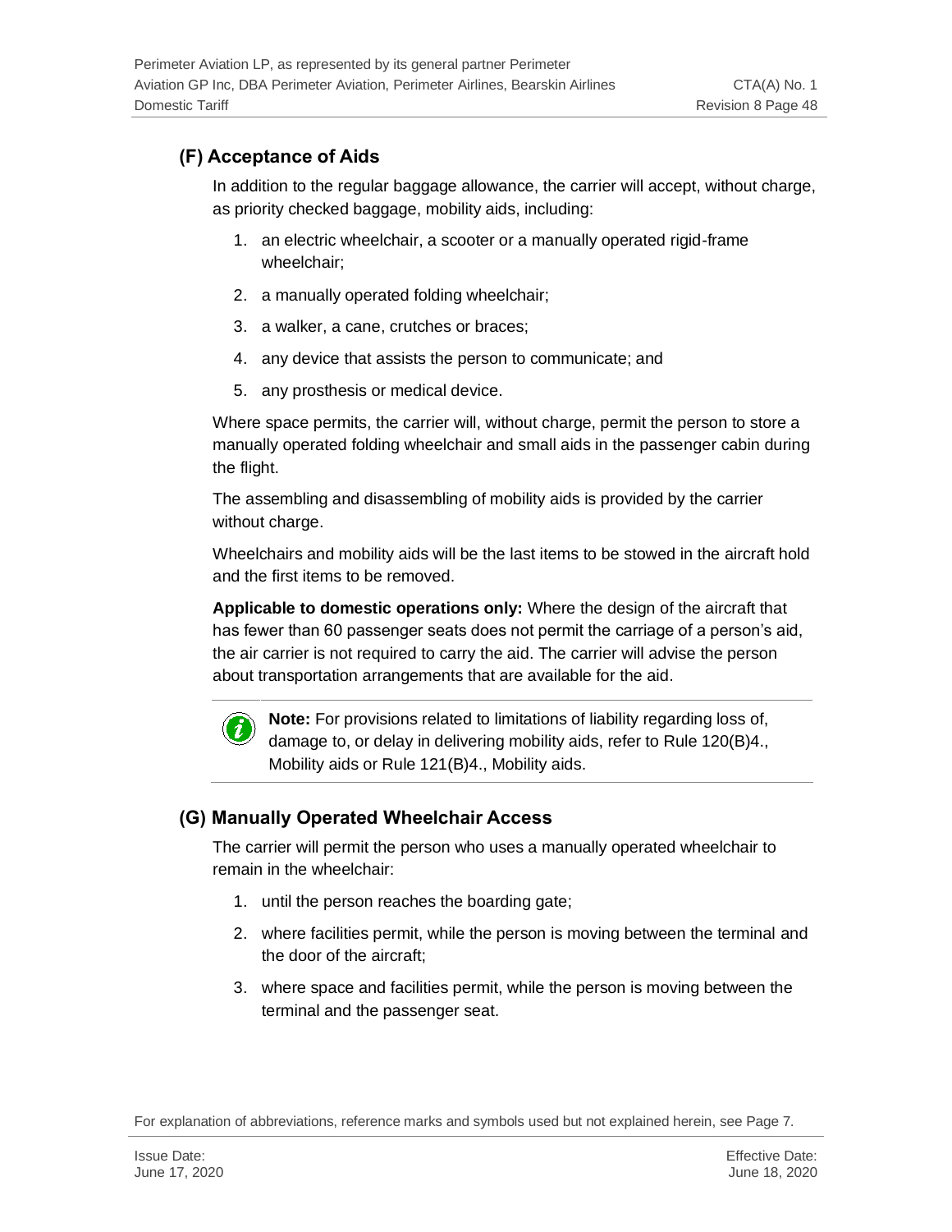## (F) Acceptance of Aids

In addition to the regular baggage allowance, the carrier will accept, without charge, as priority checked baggage, mobility aids, including:

1. an electric wheelchair, a scooter or a manually operated rigid-frame wheelchair;
2. a manually operated folding wheelchair;
3. a walker, a cane, crutches or braces;
4. any device that assists the person to communicate; and
5. any prosthesis or medical device.

Where space permits, the carrier will, without charge, permit the person to store a manually operated folding wheelchair and small aids in the passenger cabin during the flight.

The assembling and disassembling of mobility aids is provided by the carrier without charge.

Wheelchairs and mobility aids will be the last items to be stowed in the aircraft hold and the first items to be removed.

**Applicable to domestic operations only:** Where the design of the aircraft that has fewer than 60 passenger seats does not permit the carriage of a person's aid, the air carrier is not required to carry the aid. The carrier will advise the person about transportation arrangements that are available for the aid.

**Note:** For provisions related to limitations of liability regarding loss of, damage to, or delay in delivering mobility aids, refer to Rule 120(B)4., Mobility aids or Rule 121(B)4., Mobility aids.

## (G) Manually Operated Wheelchair Access

The carrier will permit the person who uses a manually operated wheelchair to remain in the wheelchair:

1. until the person reaches the boarding gate;
2. where facilities permit, while the person is moving between the terminal and the door of the aircraft;
3. where space and facilities permit, while the person is moving between the terminal and the passenger seat.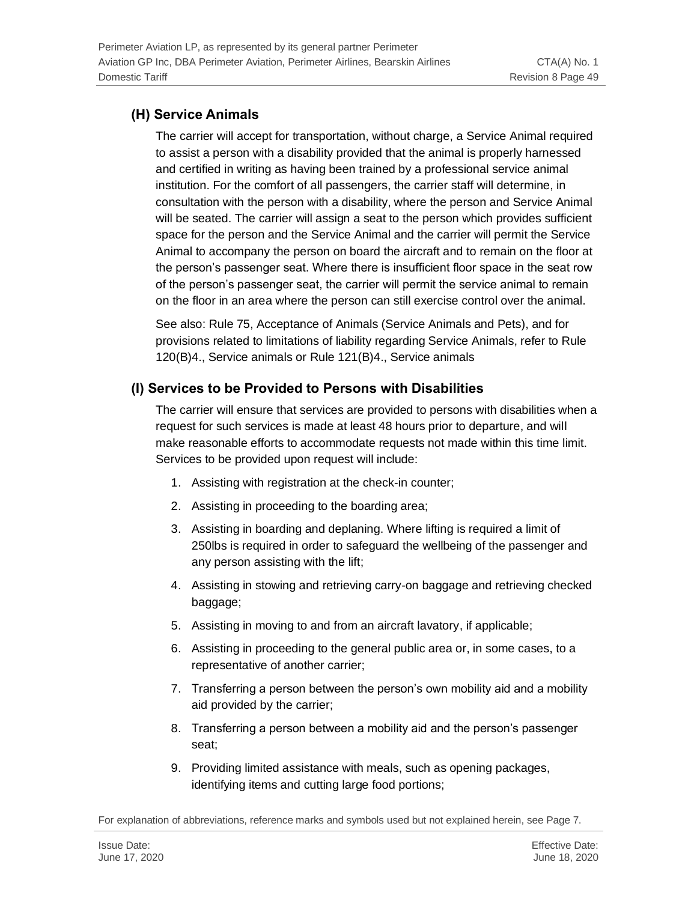## (H) Service Animals

The carrier will accept for transportation, without charge, a Service Animal required to assist a person with a disability provided that the animal is properly harnessed and certified in writing as having been trained by a professional service animal institution. For the comfort of all passengers, the carrier staff will determine, in consultation with the person with a disability, where the person and Service Animal will be seated. The carrier will assign a seat to the person which provides sufficient space for the person and the Service Animal and the carrier will permit the Service Animal to accompany the person on board the aircraft and to remain on the floor at the person's passenger seat. Where there is insufficient floor space in the seat row of the person's passenger seat, the carrier will permit the service animal to remain on the floor in an area where the person can still exercise control over the animal.

See also: Rule 75, Acceptance of Animals (Service Animals and Pets), and for provisions related to limitations of liability regarding Service Animals, refer to Rule 120(B)4., Service animals or Rule 121(B)4., Service animals

## (I) Services to be Provided to Persons with Disabilities

The carrier will ensure that services are provided to persons with disabilities when a request for such services is made at least 48 hours prior to departure, and will make reasonable efforts to accommodate requests not made within this time limit. Services to be provided upon request will include:

1. Assisting with registration at the check-in counter;
2. Assisting in proceeding to the boarding area;
3. Assisting in boarding and deplaning. Where lifting is required a limit of 250lbs is required in order to safeguard the wellbeing of the passenger and any person assisting with the lift;
4. Assisting in stowing and retrieving carry-on baggage and retrieving checked baggage;
5. Assisting in moving to and from an aircraft lavatory, if applicable;
6. Assisting in proceeding to the general public area or, in some cases, to a representative of another carrier;
7. Transferring a person between the person's own mobility aid and a mobility aid provided by the carrier;
8. Transferring a person between a mobility aid and the person's passenger seat;
9. Providing limited assistance with meals, such as opening packages, identifying items and cutting large food portions;

For explanation of abbreviations, reference marks and symbols used but not explained herein, see Page 7.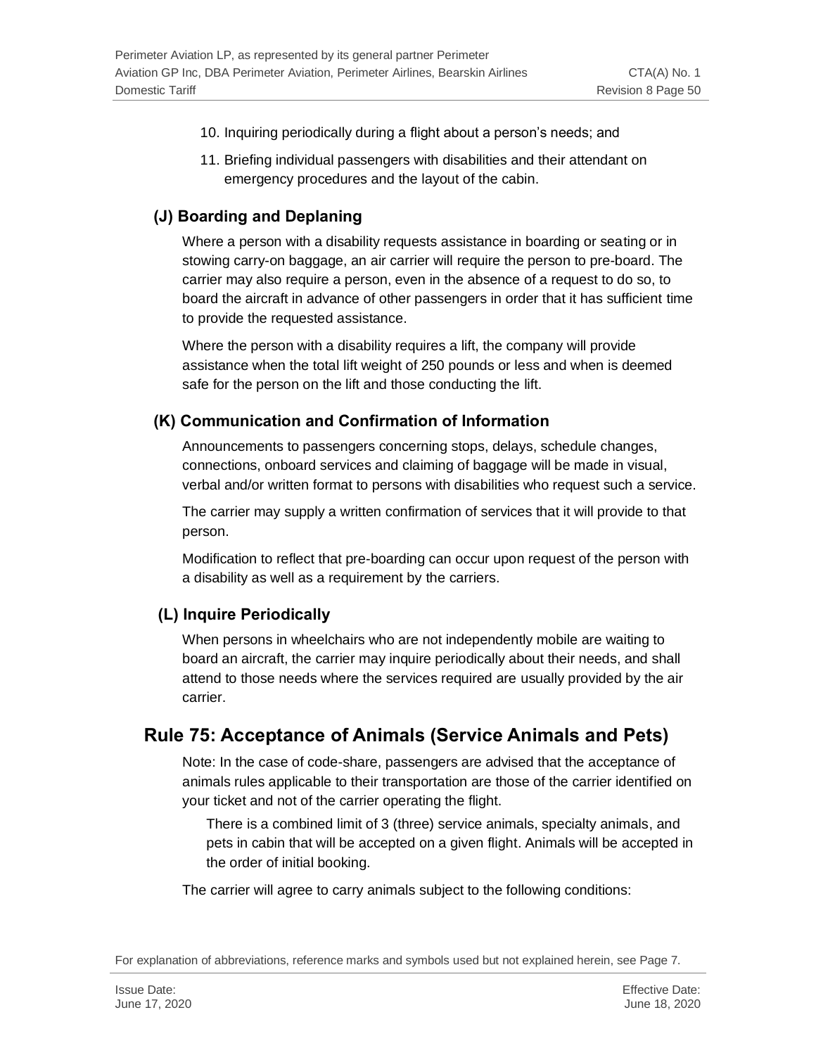10. Inquiring periodically during a flight about a person's needs; and
11. Briefing individual passengers with disabilities and their attendant on emergency procedures and the layout of the cabin.

### (J) Boarding and Deplaning

Where a person with a disability requests assistance in boarding or seating or in stowing carry-on baggage, an air carrier will require the person to pre-board. The carrier may also require a person, even in the absence of a request to do so, to board the aircraft in advance of other passengers in order that it has sufficient time to provide the requested assistance.

Where the person with a disability requires a lift, the company will provide assistance when the total lift weight of 250 pounds or less and when is deemed safe for the person on the lift and those conducting the lift.

### (K) Communication and Confirmation of Information

Announcements to passengers concerning stops, delays, schedule changes, connections, onboard services and claiming of baggage will be made in visual, verbal and/or written format to persons with disabilities who request such a service.

The carrier may supply a written confirmation of services that it will provide to that person.

Modification to reflect that pre-boarding can occur upon request of the person with a disability as well as a requirement by the carriers.

### (L) Inquire Periodically

When persons in wheelchairs who are not independently mobile are waiting to board an aircraft, the carrier may inquire periodically about their needs, and shall attend to those needs where the services required are usually provided by the air carrier.

## Rule 75: Acceptance of Animals (Service Animals and Pets)

Note: In the case of code-share, passengers are advised that the acceptance of animals rules applicable to their transportation are those of the carrier identified on your ticket and not of the carrier operating the flight.

There is a combined limit of 3 (three) service animals, specialty animals, and pets in cabin that will be accepted on a given flight. Animals will be accepted in the order of initial booking.

The carrier will agree to carry animals subject to the following conditions: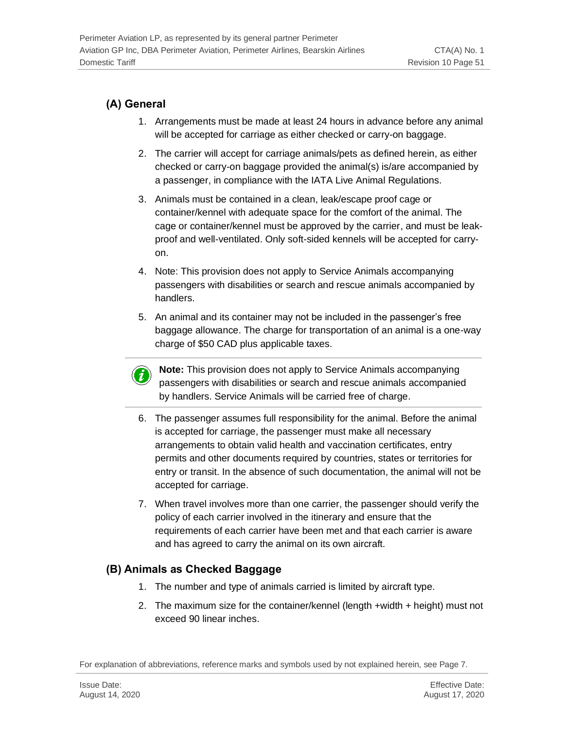## (A) General

1. Arrangements must be made at least 24 hours in advance before any animal will be accepted for carriage as either checked or carry-on baggage.
2. The carrier will accept for carriage animals/pets as defined herein, as either checked or carry-on baggage provided the animal(s) is/are accompanied by a passenger, in compliance with the IATA Live Animal Regulations.
3. Animals must be contained in a clean, leak/escape proof cage or container/kennel with adequate space for the comfort of the animal. The cage or container/kennel must be approved by the carrier, and must be leak-proof and well-ventilated. Only soft-sided kennels will be accepted for carry-on.
4. Note: This provision does not apply to Service Animals accompanying passengers with disabilities or search and rescue animals accompanied by handlers.
5. An animal and its container may not be included in the passenger's free baggage allowance. The charge for transportation of an animal is a one-way charge of $50 CAD plus applicable taxes.

> **Note:** This provision does not apply to Service Animals accompanying passengers with disabilities or search and rescue animals accompanied by handlers. Service Animals will be carried free of charge.

6. The passenger assumes full responsibility for the animal. Before the animal is accepted for carriage, the passenger must make all necessary arrangements to obtain valid health and vaccination certificates, entry permits and other documents required by countries, states or territories for entry or transit. In the absence of such documentation, the animal will not be accepted for carriage.
7. When travel involves more than one carrier, the passenger should verify the policy of each carrier involved in the itinerary and ensure that the requirements of each carrier have been met and that each carrier is aware and has agreed to carry the animal on its own aircraft.

## (B) Animals as Checked Baggage

1. The number and type of animals carried is limited by aircraft type.
2. The maximum size for the container/kennel (length +width + height) must not exceed 90 linear inches.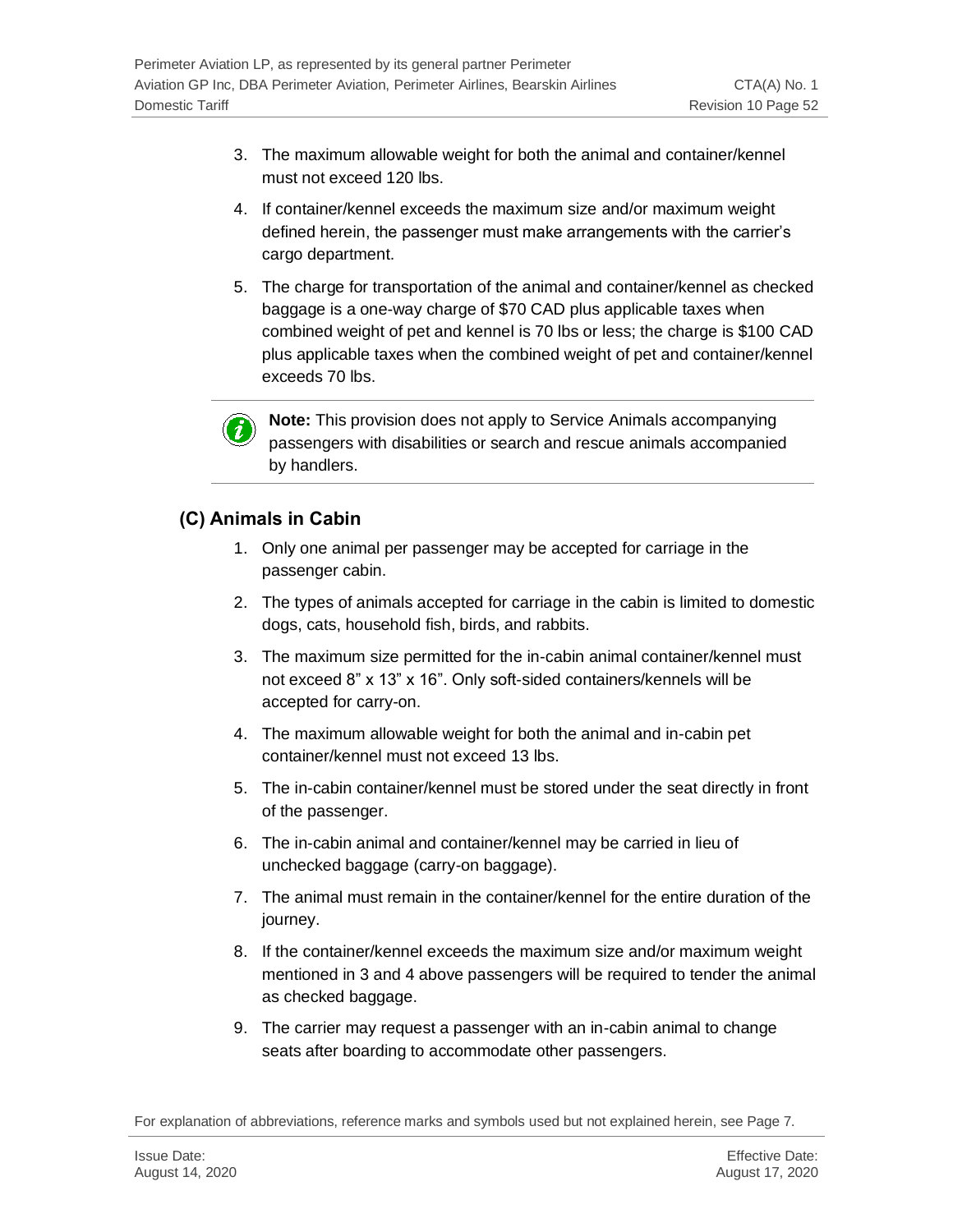3. The maximum allowable weight for both the animal and container/kennel must not exceed 120 lbs.
4. If container/kennel exceeds the maximum size and/or maximum weight defined herein, the passenger must make arrangements with the carrier's cargo department.
5. The charge for transportation of the animal and container/kennel as checked baggage is a one-way charge of $70 CAD plus applicable taxes when combined weight of pet and kennel is 70 lbs or less; the charge is $100 CAD plus applicable taxes when the combined weight of pet and container/kennel exceeds 70 lbs.

**Note:** This provision does not apply to Service Animals accompanying passengers with disabilities or search and rescue animals accompanied by handlers.

### (C) Animals in Cabin

1. Only one animal per passenger may be accepted for carriage in the passenger cabin.
2. The types of animals accepted for carriage in the cabin is limited to domestic dogs, cats, household fish, birds, and rabbits.
3. The maximum size permitted for the in-cabin animal container/kennel must not exceed 8" x 13" x 16". Only soft-sided containers/kennels will be accepted for carry-on.
4. The maximum allowable weight for both the animal and in-cabin pet container/kennel must not exceed 13 lbs.
5. The in-cabin container/kennel must be stored under the seat directly in front of the passenger.
6. The in-cabin animal and container/kennel may be carried in lieu of unchecked baggage (carry-on baggage).
7. The animal must remain in the container/kennel for the entire duration of the journey.
8. If the container/kennel exceeds the maximum size and/or maximum weight mentioned in 3 and 4 above passengers will be required to tender the animal as checked baggage.
9. The carrier may request a passenger with an in-cabin animal to change seats after boarding to accommodate other passengers.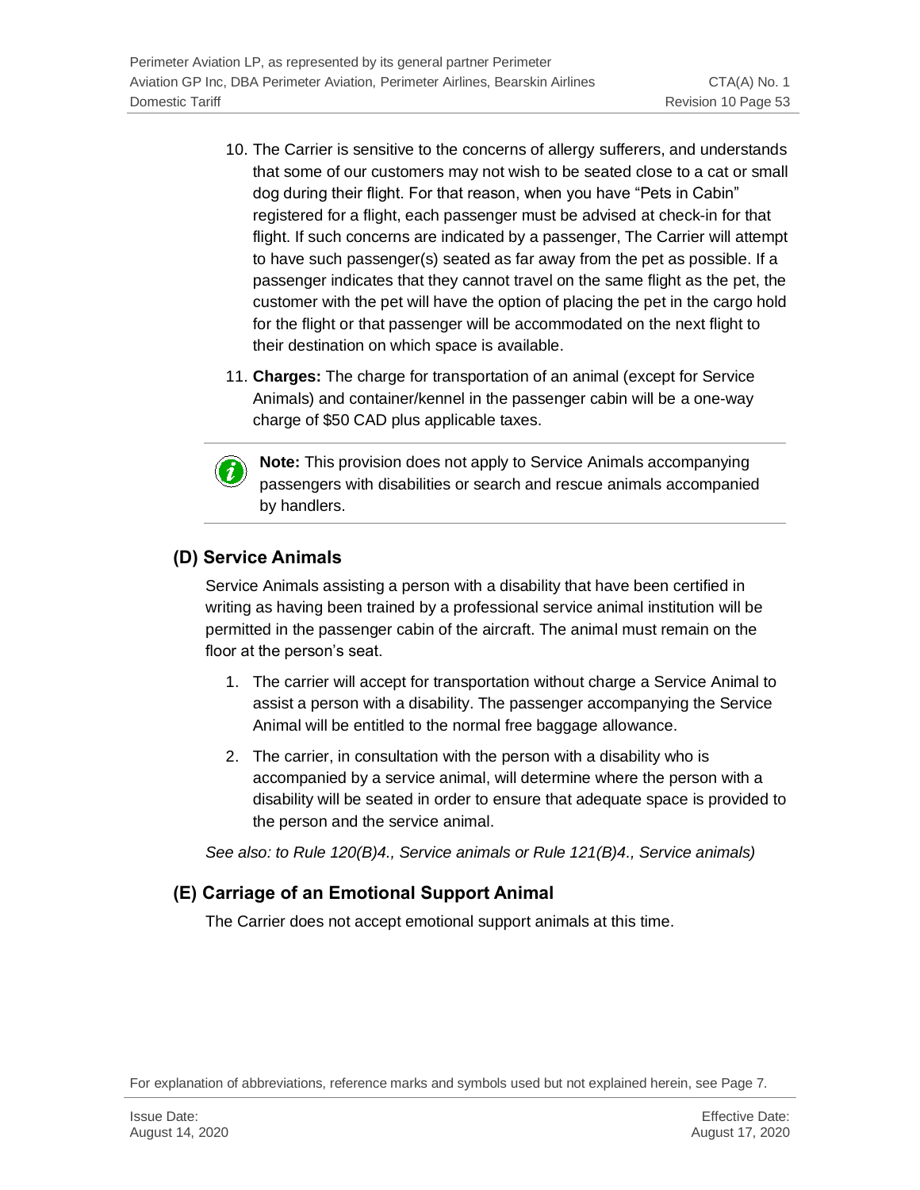10. The Carrier is sensitive to the concerns of allergy sufferers, and understands that some of our customers may not wish to be seated close to a cat or small dog during their flight. For that reason, when you have "Pets in Cabin" registered for a flight, each passenger must be advised at check-in for that flight. If such concerns are indicated by a passenger, The Carrier will attempt to have such passenger(s) seated as far away from the pet as possible. If a passenger indicates that they cannot travel on the same flight as the pet, the customer with the pet will have the option of placing the pet in the cargo hold for the flight or that passenger will be accommodated on the next flight to their destination on which space is available.
11. **Charges:** The charge for transportation of an animal (except for Service Animals) and container/kennel in the passenger cabin will be a one-way charge of $50 CAD plus applicable taxes.

---

**Note:** This provision does not apply to Service Animals accompanying passengers with disabilities or search and rescue animals accompanied by handlers.

---

## (D) Service Animals

Service Animals assisting a person with a disability that have been certified in writing as having been trained by a professional service animal institution will be permitted in the passenger cabin of the aircraft. The animal must remain on the floor at the person's seat.

1. The carrier will accept for transportation without charge a Service Animal to assist a person with a disability. The passenger accompanying the Service Animal will be entitled to the normal free baggage allowance.
2. The carrier, in consultation with the person with a disability who is accompanied by a service animal, will determine where the person with a disability will be seated in order to ensure that adequate space is provided to the person and the service animal.

*See also: to Rule 120(B)4., Service animals or Rule 121(B)4., Service animals)*

## (E) Carriage of an Emotional Support Animal

The Carrier does not accept emotional support animals at this time.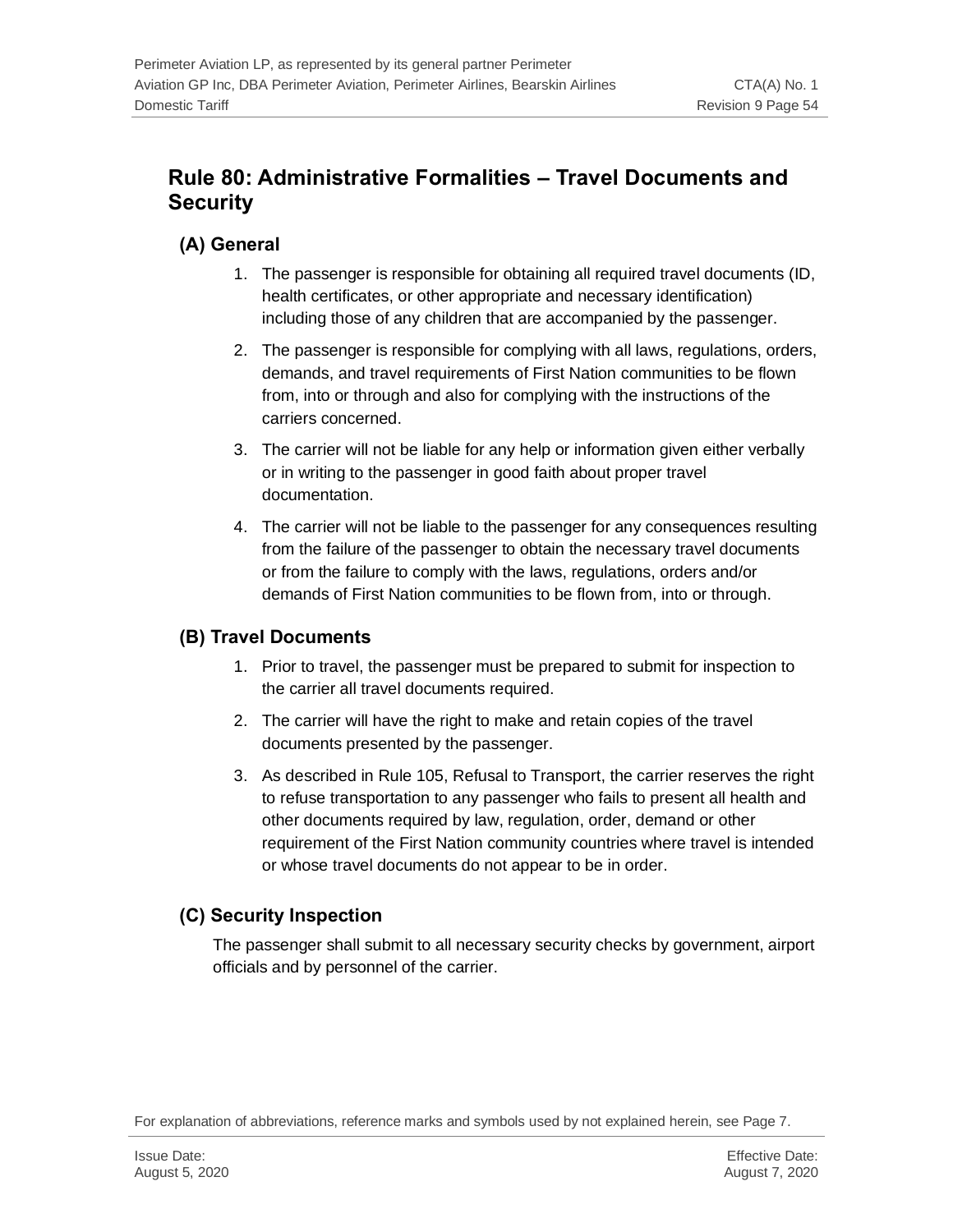## Rule 80: Administrative Formalities – Travel Documents and Security

### (A) General

1. The passenger is responsible for obtaining all required travel documents (ID, health certificates, or other appropriate and necessary identification) including those of any children that are accompanied by the passenger.
2. The passenger is responsible for complying with all laws, regulations, orders, demands, and travel requirements of First Nation communities to be flown from, into or through and also for complying with the instructions of the carriers concerned.
3. The carrier will not be liable for any help or information given either verbally or in writing to the passenger in good faith about proper travel documentation.
4. The carrier will not be liable to the passenger for any consequences resulting from the failure of the passenger to obtain the necessary travel documents or from the failure to comply with the laws, regulations, orders and/or demands of First Nation communities to be flown from, into or through.

### (B) Travel Documents

1. Prior to travel, the passenger must be prepared to submit for inspection to the carrier all travel documents required.
2. The carrier will have the right to make and retain copies of the travel documents presented by the passenger.
3. As described in Rule 105, Refusal to Transport, the carrier reserves the right to refuse transportation to any passenger who fails to present all health and other documents required by law, regulation, order, demand or other requirement of the First Nation community countries where travel is intended or whose travel documents do not appear to be in order.

### (C) Security Inspection

The passenger shall submit to all necessary security checks by government, airport officials and by personnel of the carrier.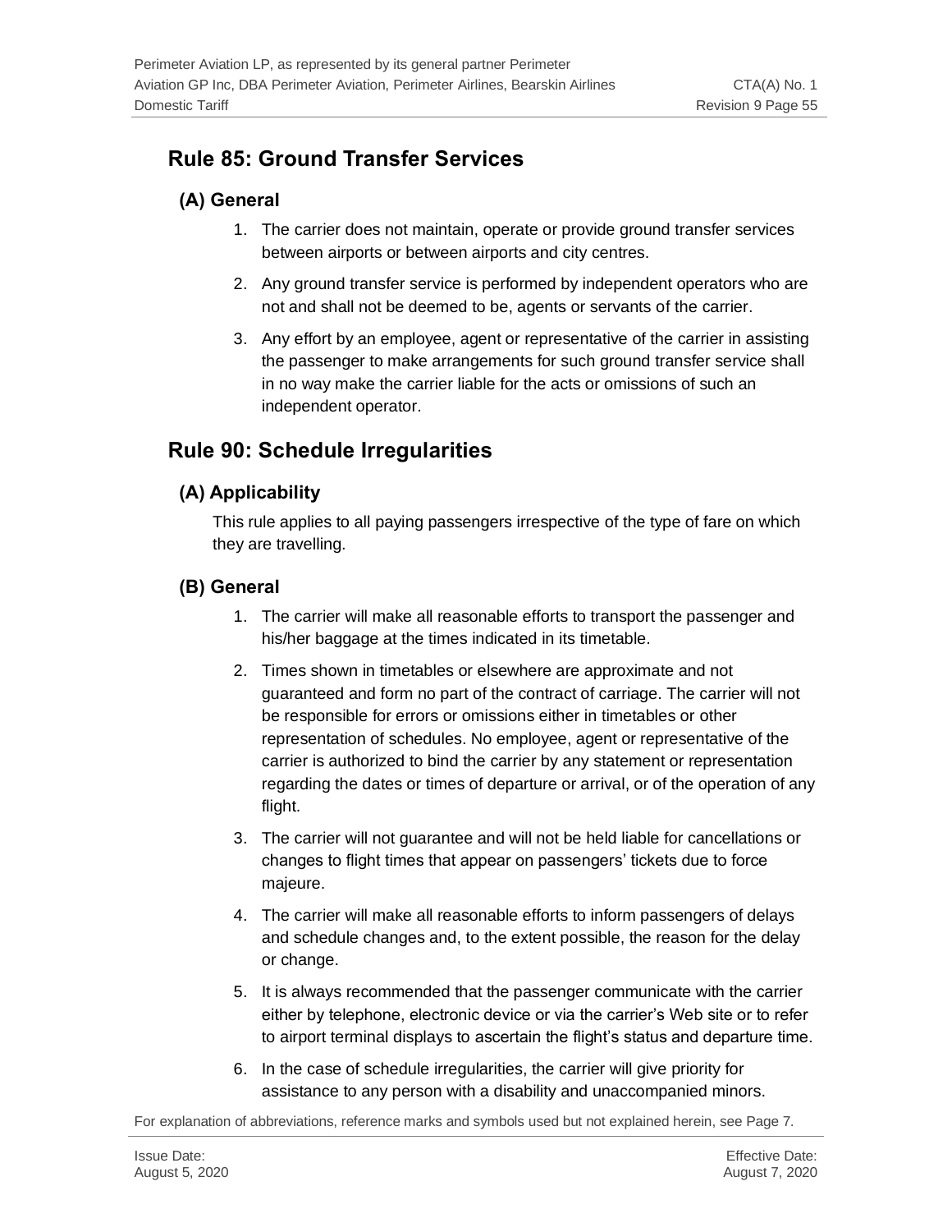## Rule 85: Ground Transfer Services

### (A) General

1. The carrier does not maintain, operate or provide ground transfer services between airports or between airports and city centres.
2. Any ground transfer service is performed by independent operators who are not and shall not be deemed to be, agents or servants of the carrier.
3. Any effort by an employee, agent or representative of the carrier in assisting the passenger to make arrangements for such ground transfer service shall in no way make the carrier liable for the acts or omissions of such an independent operator.

## Rule 90: Schedule Irregularities

### (A) Applicability

This rule applies to all paying passengers irrespective of the type of fare on which they are travelling.

### (B) General

1. The carrier will make all reasonable efforts to transport the passenger and his/her baggage at the times indicated in its timetable.
2. Times shown in timetables or elsewhere are approximate and not guaranteed and form no part of the contract of carriage. The carrier will not be responsible for errors or omissions either in timetables or other representation of schedules. No employee, agent or representative of the carrier is authorized to bind the carrier by any statement or representation regarding the dates or times of departure or arrival, or of the operation of any flight.
3. The carrier will not guarantee and will not be held liable for cancellations or changes to flight times that appear on passengers' tickets due to force majeure.
4. The carrier will make all reasonable efforts to inform passengers of delays and schedule changes and, to the extent possible, the reason for the delay or change.
5. It is always recommended that the passenger communicate with the carrier either by telephone, electronic device or via the carrier's Web site or to refer to airport terminal displays to ascertain the flight's status and departure time.
6. In the case of schedule irregularities, the carrier will give priority for assistance to any person with a disability and unaccompanied minors.

For explanation of abbreviations, reference marks and symbols used but not explained herein, see Page 7.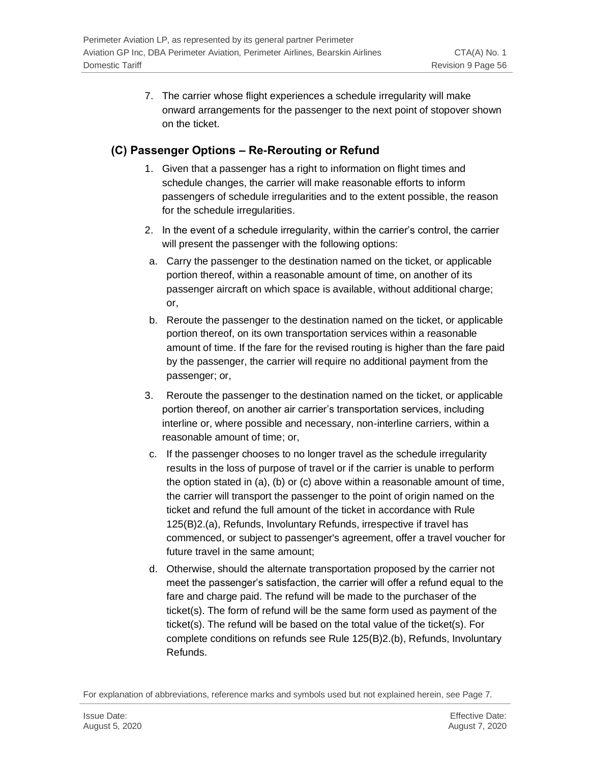7. The carrier whose flight experiences a schedule irregularity will make onward arrangements for the passenger to the next point of stopover shown on the ticket.

## (C) Passenger Options – Re-Rerouting or Refund

1. Given that a passenger has a right to information on flight times and schedule changes, the carrier will make reasonable efforts to inform passengers of schedule irregularities and to the extent possible, the reason for the schedule irregularities.
2. In the event of a schedule irregularity, within the carrier's control, the carrier will present the passenger with the following options:

   a. Carry the passenger to the destination named on the ticket, or applicable portion thereof, within a reasonable amount of time, on another of its passenger aircraft on which space is available, without additional charge; or,

   b. Reroute the passenger to the destination named on the ticket, or applicable portion thereof, on its own transportation services within a reasonable amount of time. If the fare for the revised routing is higher than the fare paid by the passenger, the carrier will require no additional payment from the passenger; or,

3. Reroute the passenger to the destination named on the ticket, or applicable portion thereof, on another air carrier's transportation services, including interline or, where possible and necessary, non-interline carriers, within a reasonable amount of time; or,

   c. If the passenger chooses to no longer travel as the schedule irregularity results in the loss of purpose of travel or if the carrier is unable to perform the option stated in (a), (b) or (c) above within a reasonable amount of time, the carrier will transport the passenger to the point of origin named on the ticket and refund the full amount of the ticket in accordance with Rule 125(B)2.(a), Refunds, Involuntary Refunds, irrespective if travel has commenced, or subject to passenger's agreement, offer a travel voucher for future travel in the same amount;

   d. Otherwise, should the alternate transportation proposed by the carrier not meet the passenger's satisfaction, the carrier will offer a refund equal to the fare and charge paid. The refund will be made to the purchaser of the ticket(s). The form of refund will be the same form used as payment of the ticket(s). The refund will be based on the total value of the ticket(s). For complete conditions on refunds see Rule 125(B)2.(b), Refunds, Involuntary Refunds.

For explanation of abbreviations, reference marks and symbols used but not explained herein, see Page 7.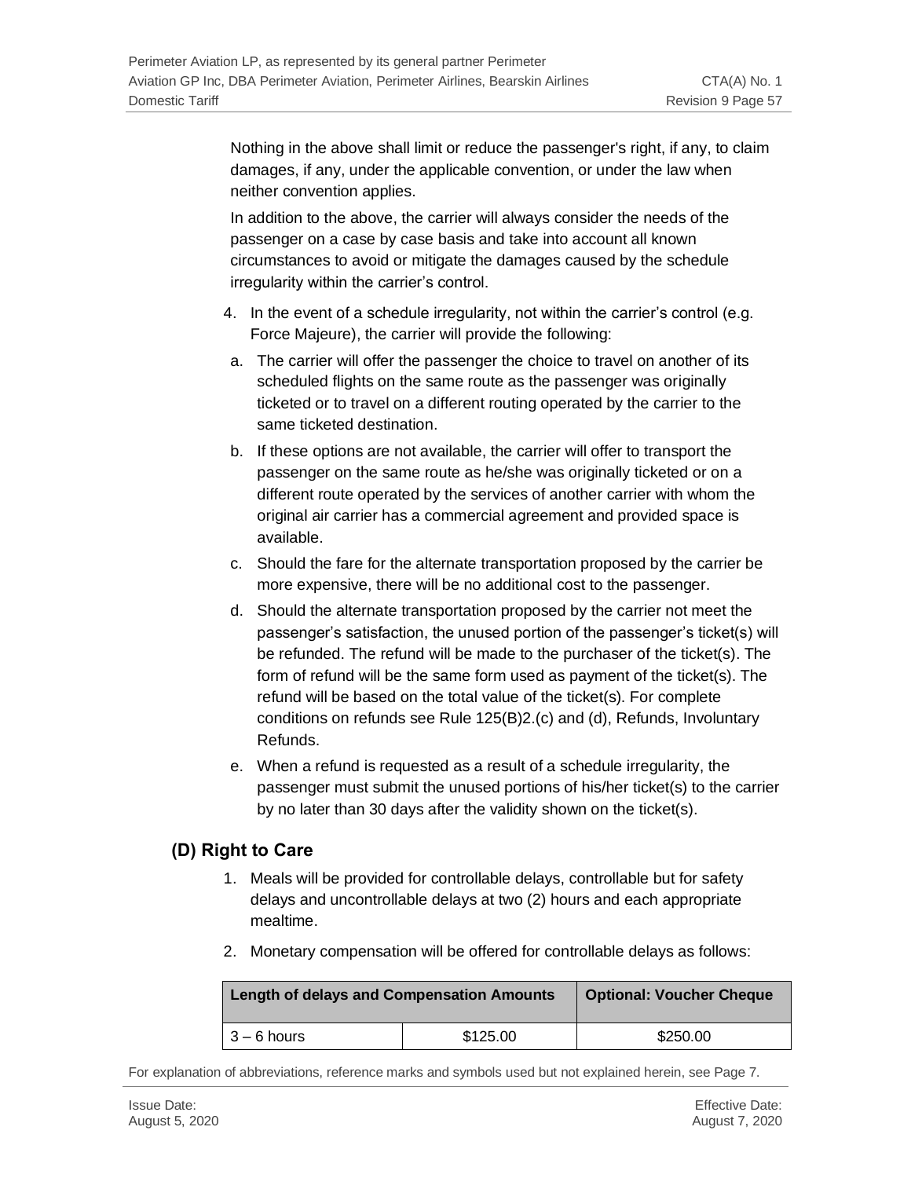Nothing in the above shall limit or reduce the passenger's right, if any, to claim damages, if any, under the applicable convention, or under the law when neither convention applies.

In addition to the above, the carrier will always consider the needs of the passenger on a case by case basis and take into account all known circumstances to avoid or mitigate the damages caused by the schedule irregularity within the carrier's control.

4. In the event of a schedule irregularity, not within the carrier's control (e.g. Force Majeure), the carrier will provide the following:

   a. The carrier will offer the passenger the choice to travel on another of its scheduled flights on the same route as the passenger was originally ticketed or to travel on a different routing operated by the carrier to the same ticketed destination.

   b. If these options are not available, the carrier will offer to transport the passenger on the same route as he/she was originally ticketed or on a different route operated by the services of another carrier with whom the original air carrier has a commercial agreement and provided space is available.

   c. Should the fare for the alternate transportation proposed by the carrier be more expensive, there will be no additional cost to the passenger.

   d. Should the alternate transportation proposed by the carrier not meet the passenger's satisfaction, the unused portion of the passenger's ticket(s) will be refunded. The refund will be made to the purchaser of the ticket(s). The form of refund will be the same form used as payment of the ticket(s). The refund will be based on the total value of the ticket(s). For complete conditions on refunds see Rule 125(B)2.(c) and (d), Refunds, Involuntary Refunds.

   e. When a refund is requested as a result of a schedule irregularity, the passenger must submit the unused portions of his/her ticket(s) to the carrier by no later than 30 days after the validity shown on the ticket(s).

## (D) Right to Care

1. Meals will be provided for controllable delays, controllable but for safety delays and uncontrollable delays at two (2) hours and each appropriate mealtime.

2. Monetary compensation will be offered for controllable delays as follows:

| Length of delays and Compensation Amounts | | Optional: Voucher Cheque |
|---|---|---|
| 3 – 6 hours | $125.00 | $250.00 |

For explanation of abbreviations, reference marks and symbols used but not explained herein, see Page 7.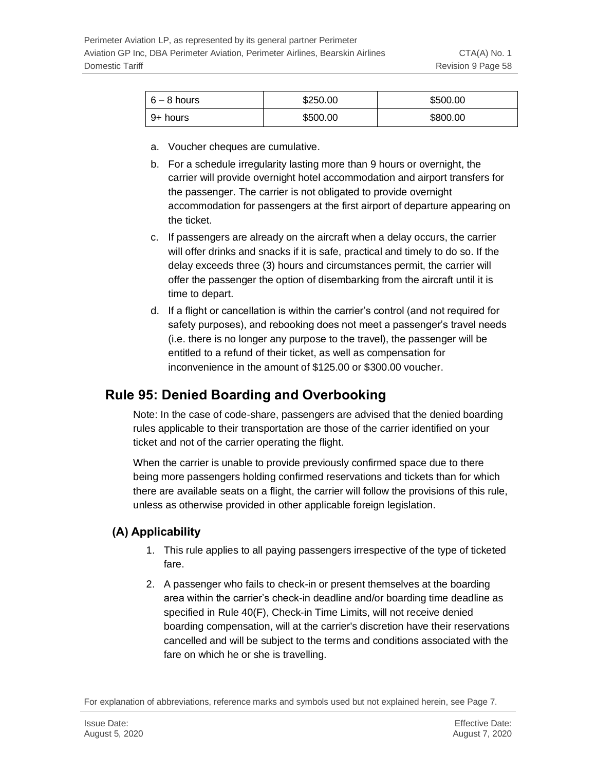| 6 – 8 hours | $250.00 | $500.00 |
|---|---|---|
| 9+ hours | $500.00 | $800.00 |

a. Voucher cheques are cumulative.

b. For a schedule irregularity lasting more than 9 hours or overnight, the carrier will provide overnight hotel accommodation and airport transfers for the passenger. The carrier is not obligated to provide overnight accommodation for passengers at the first airport of departure appearing on the ticket.

c. If passengers are already on the aircraft when a delay occurs, the carrier will offer drinks and snacks if it is safe, practical and timely to do so. If the delay exceeds three (3) hours and circumstances permit, the carrier will offer the passenger the option of disembarking from the aircraft until it is time to depart.

d. If a flight or cancellation is within the carrier's control (and not required for safety purposes), and rebooking does not meet a passenger's travel needs (i.e. there is no longer any purpose to the travel), the passenger will be entitled to a refund of their ticket, as well as compensation for inconvenience in the amount of $125.00 or $300.00 voucher.

## Rule 95: Denied Boarding and Overbooking

Note: In the case of code-share, passengers are advised that the denied boarding rules applicable to their transportation are those of the carrier identified on your ticket and not of the carrier operating the flight.

When the carrier is unable to provide previously confirmed space due to there being more passengers holding confirmed reservations and tickets than for which there are available seats on a flight, the carrier will follow the provisions of this rule, unless as otherwise provided in other applicable foreign legislation.

### (A) Applicability

1. This rule applies to all paying passengers irrespective of the type of ticketed fare.
2. A passenger who fails to check-in or present themselves at the boarding area within the carrier's check-in deadline and/or boarding time deadline as specified in Rule 40(F), Check-in Time Limits, will not receive denied boarding compensation, will at the carrier's discretion have their reservations cancelled and will be subject to the terms and conditions associated with the fare on which he or she is travelling.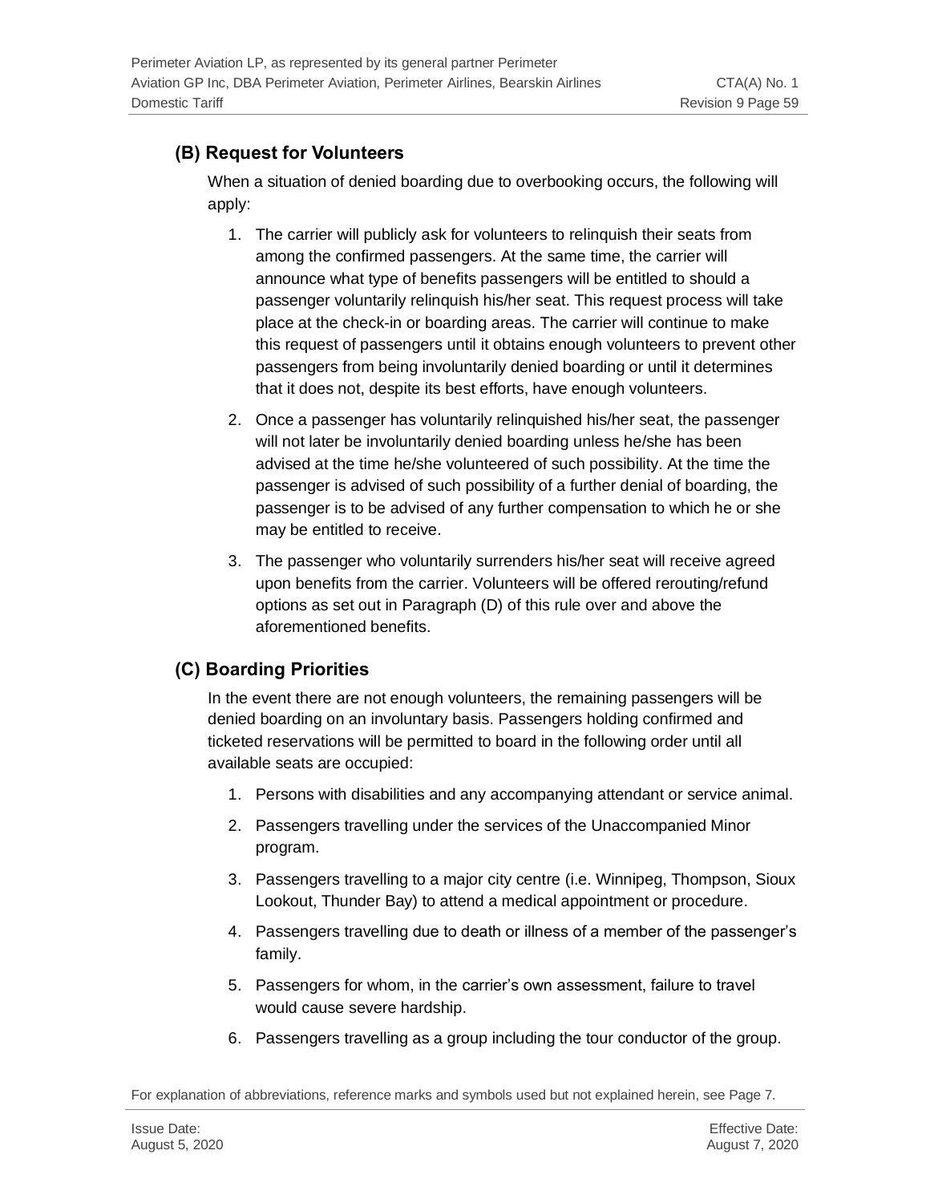## (B) Request for Volunteers

When a situation of denied boarding due to overbooking occurs, the following will apply:

1. The carrier will publicly ask for volunteers to relinquish their seats from among the confirmed passengers. At the same time, the carrier will announce what type of benefits passengers will be entitled to should a passenger voluntarily relinquish his/her seat. This request process will take place at the check-in or boarding areas. The carrier will continue to make this request of passengers until it obtains enough volunteers to prevent other passengers from being involuntarily denied boarding or until it determines that it does not, despite its best efforts, have enough volunteers.
2. Once a passenger has voluntarily relinquished his/her seat, the passenger will not later be involuntarily denied boarding unless he/she has been advised at the time he/she volunteered of such possibility. At the time the passenger is advised of such possibility of a further denial of boarding, the passenger is to be advised of any further compensation to which he or she may be entitled to receive.
3. The passenger who voluntarily surrenders his/her seat will receive agreed upon benefits from the carrier. Volunteers will be offered rerouting/refund options as set out in Paragraph (D) of this rule over and above the aforementioned benefits.

## (C) Boarding Priorities

In the event there are not enough volunteers, the remaining passengers will be denied boarding on an involuntary basis. Passengers holding confirmed and ticketed reservations will be permitted to board in the following order until all available seats are occupied:

1. Persons with disabilities and any accompanying attendant or service animal.
2. Passengers travelling under the services of the Unaccompanied Minor program.
3. Passengers travelling to a major city centre (i.e. Winnipeg, Thompson, Sioux Lookout, Thunder Bay) to attend a medical appointment or procedure.
4. Passengers travelling due to death or illness of a member of the passenger's family.
5. Passengers for whom, in the carrier's own assessment, failure to travel would cause severe hardship.
6. Passengers travelling as a group including the tour conductor of the group.

For explanation of abbreviations, reference marks and symbols used but not explained herein, see Page 7.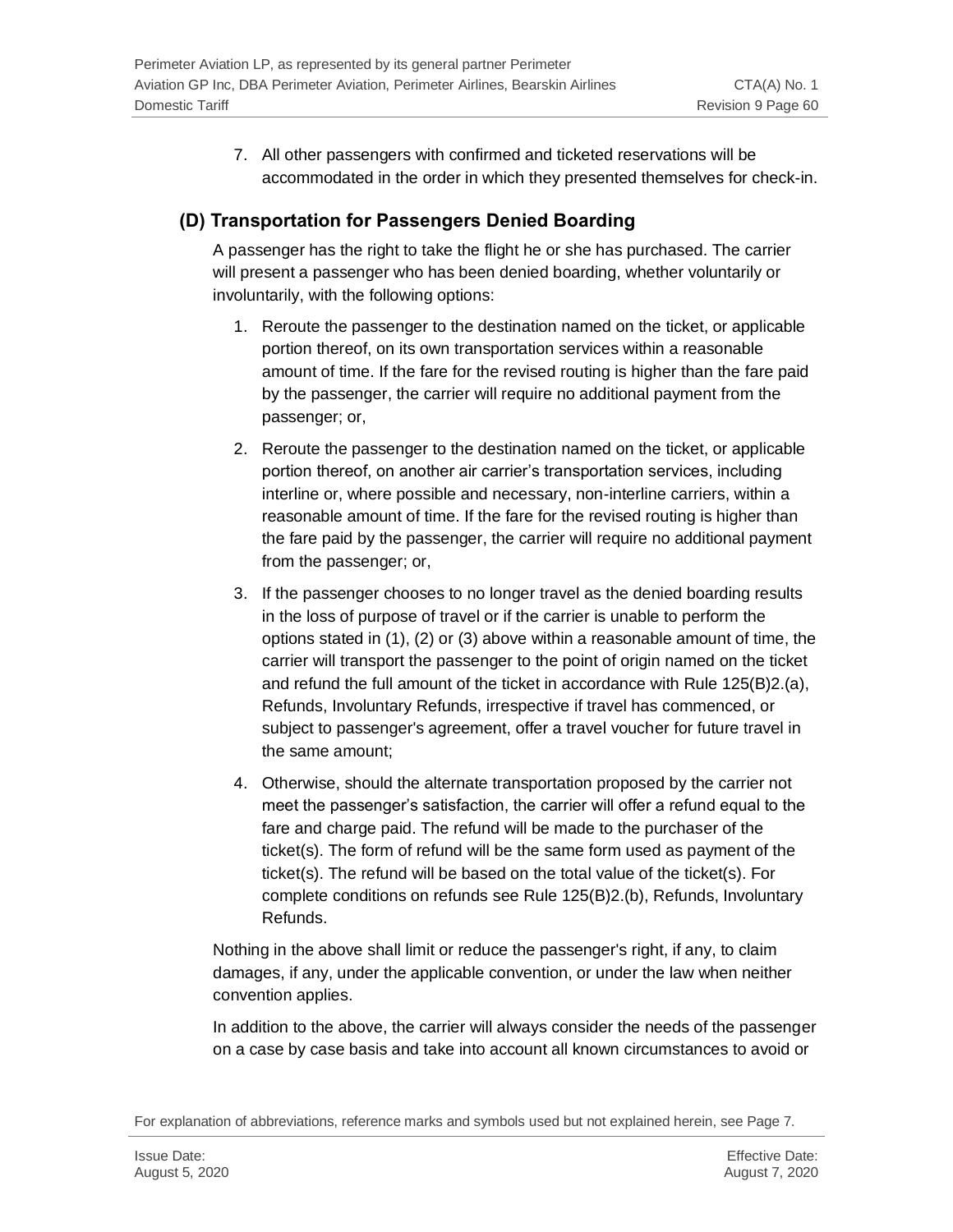7. All other passengers with confirmed and ticketed reservations will be accommodated in the order in which they presented themselves for check-in.

## (D) Transportation for Passengers Denied Boarding

A passenger has the right to take the flight he or she has purchased. The carrier will present a passenger who has been denied boarding, whether voluntarily or involuntarily, with the following options:

1. Reroute the passenger to the destination named on the ticket, or applicable portion thereof, on its own transportation services within a reasonable amount of time. If the fare for the revised routing is higher than the fare paid by the passenger, the carrier will require no additional payment from the passenger; or,
2. Reroute the passenger to the destination named on the ticket, or applicable portion thereof, on another air carrier's transportation services, including interline or, where possible and necessary, non-interline carriers, within a reasonable amount of time. If the fare for the revised routing is higher than the fare paid by the passenger, the carrier will require no additional payment from the passenger; or,
3. If the passenger chooses to no longer travel as the denied boarding results in the loss of purpose of travel or if the carrier is unable to perform the options stated in (1), (2) or (3) above within a reasonable amount of time, the carrier will transport the passenger to the point of origin named on the ticket and refund the full amount of the ticket in accordance with Rule 125(B)2.(a), Refunds, Involuntary Refunds, irrespective if travel has commenced, or subject to passenger's agreement, offer a travel voucher for future travel in the same amount;
4. Otherwise, should the alternate transportation proposed by the carrier not meet the passenger's satisfaction, the carrier will offer a refund equal to the fare and charge paid. The refund will be made to the purchaser of the ticket(s). The form of refund will be the same form used as payment of the ticket(s). The refund will be based on the total value of the ticket(s). For complete conditions on refunds see Rule 125(B)2.(b), Refunds, Involuntary Refunds.

Nothing in the above shall limit or reduce the passenger's right, if any, to claim damages, if any, under the applicable convention, or under the law when neither convention applies.

In addition to the above, the carrier will always consider the needs of the passenger on a case by case basis and take into account all known circumstances to avoid or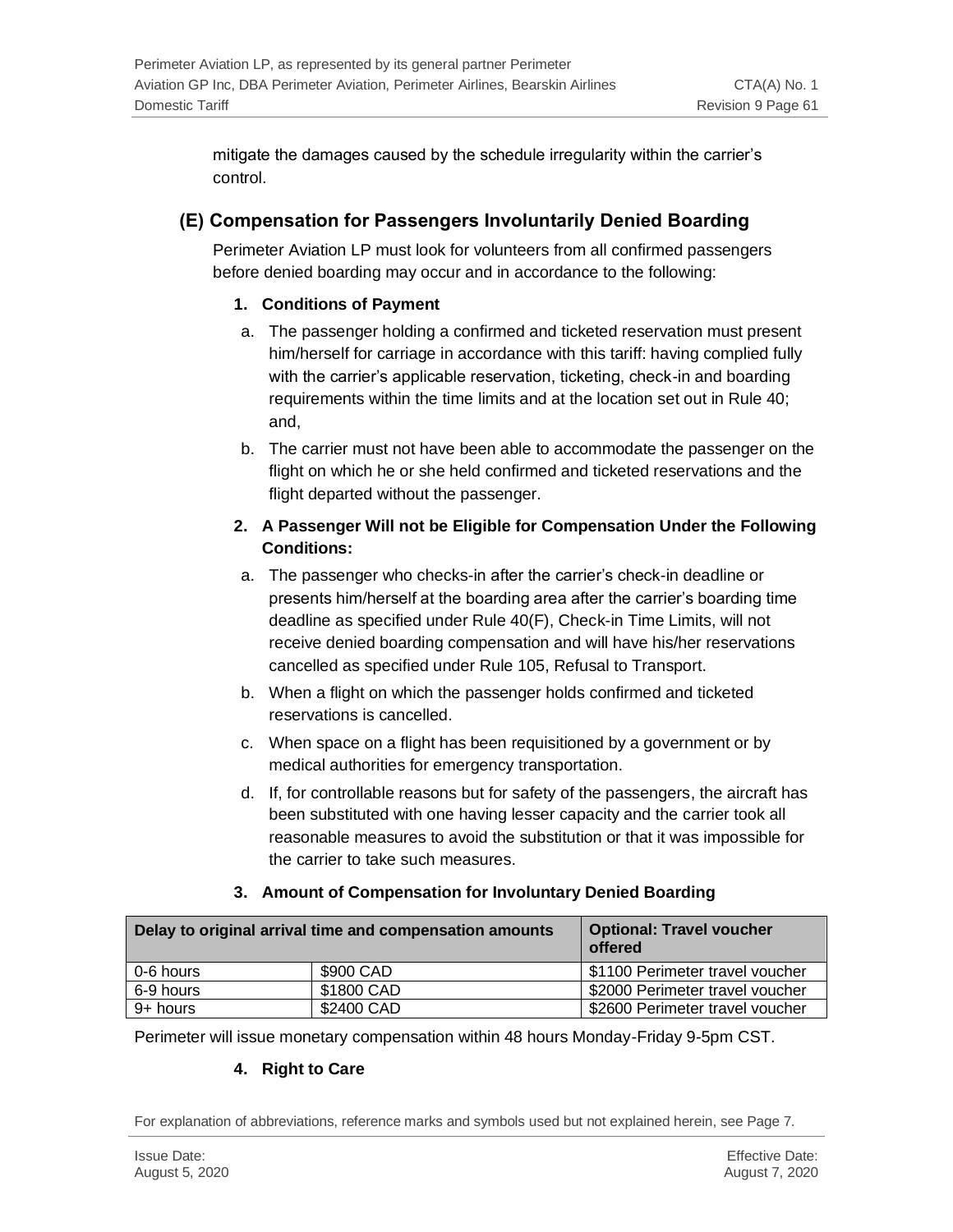mitigate the damages caused by the schedule irregularity within the carrier's control.

## (E) Compensation for Passengers Involuntarily Denied Boarding

Perimeter Aviation LP must look for volunteers from all confirmed passengers before denied boarding may occur and in accordance to the following:

**1. Conditions of Payment**

a. The passenger holding a confirmed and ticketed reservation must present him/herself for carriage in accordance with this tariff: having complied fully with the carrier's applicable reservation, ticketing, check-in and boarding requirements within the time limits and at the location set out in Rule 40; and,

b. The carrier must not have been able to accommodate the passenger on the flight on which he or she held confirmed and ticketed reservations and the flight departed without the passenger.

**2. A Passenger Will not be Eligible for Compensation Under the Following Conditions:**

a. The passenger who checks-in after the carrier's check-in deadline or presents him/herself at the boarding area after the carrier's boarding time deadline as specified under Rule 40(F), Check-in Time Limits, will not receive denied boarding compensation and will have his/her reservations cancelled as specified under Rule 105, Refusal to Transport.

b. When a flight on which the passenger holds confirmed and ticketed reservations is cancelled.

c. When space on a flight has been requisitioned by a government or by medical authorities for emergency transportation.

d. If, for controllable reasons but for safety of the passengers, the aircraft has been substituted with one having lesser capacity and the carrier took all reasonable measures to avoid the substitution or that it was impossible for the carrier to take such measures.

**3. Amount of Compensation for Involuntary Denied Boarding**

| Delay to original arrival time and compensation amounts | | Optional: Travel voucher offered |
|---|---|---|
| 0-6 hours | $900 CAD | $1100 Perimeter travel voucher |
| 6-9 hours | $1800 CAD | $2000 Perimeter travel voucher |
| 9+ hours | $2400 CAD | $2600 Perimeter travel voucher |

Perimeter will issue monetary compensation within 48 hours Monday-Friday 9-5pm CST.

**4. Right to Care**

For explanation of abbreviations, reference marks and symbols used but not explained herein, see Page 7.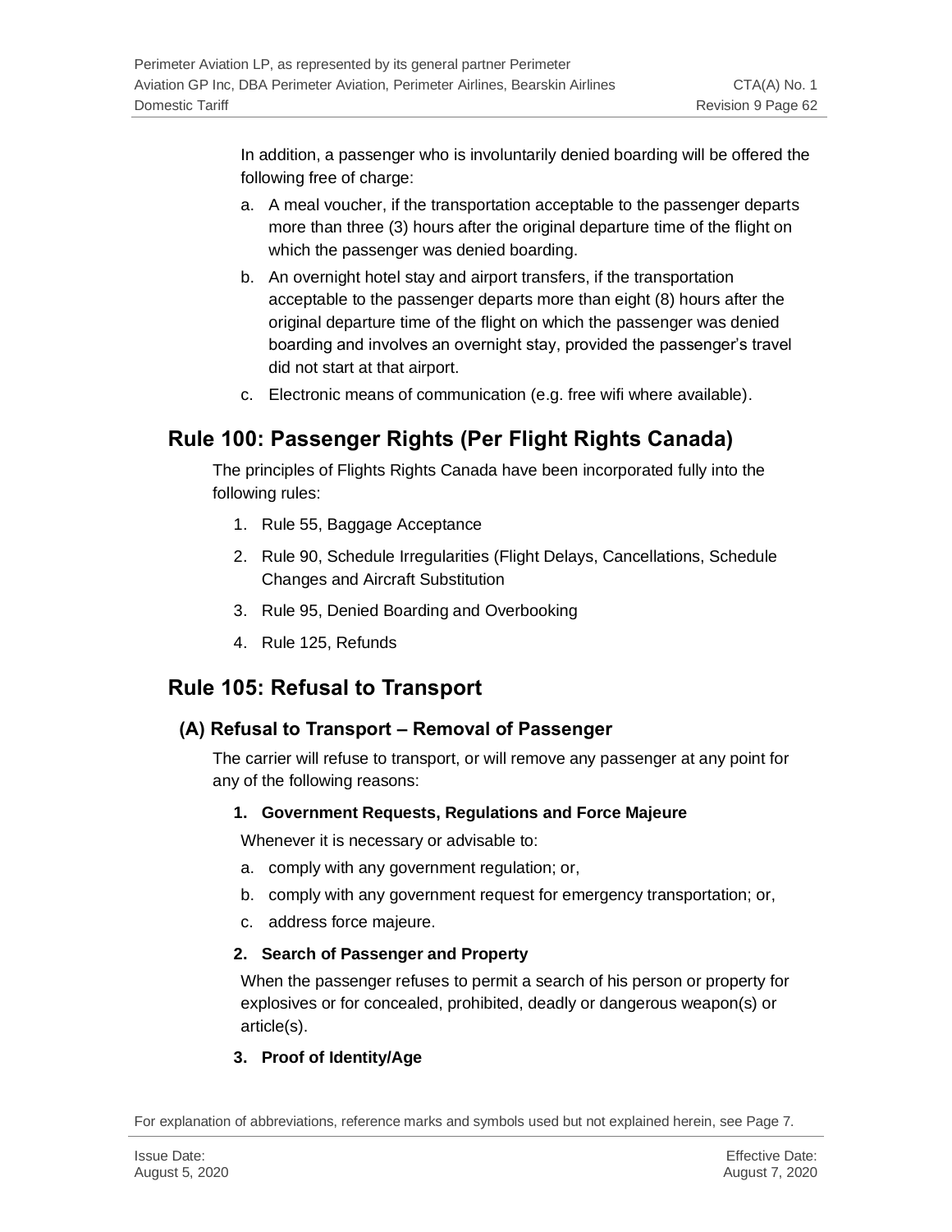In addition, a passenger who is involuntarily denied boarding will be offered the following free of charge:

a. A meal voucher, if the transportation acceptable to the passenger departs more than three (3) hours after the original departure time of the flight on which the passenger was denied boarding.
b. An overnight hotel stay and airport transfers, if the transportation acceptable to the passenger departs more than eight (8) hours after the original departure time of the flight on which the passenger was denied boarding and involves an overnight stay, provided the passenger's travel did not start at that airport.
c. Electronic means of communication (e.g. free wifi where available).

## Rule 100: Passenger Rights (Per Flight Rights Canada)

The principles of Flights Rights Canada have been incorporated fully into the following rules:

1. Rule 55, Baggage Acceptance
2. Rule 90, Schedule Irregularities (Flight Delays, Cancellations, Schedule Changes and Aircraft Substitution
3. Rule 95, Denied Boarding and Overbooking
4. Rule 125, Refunds

## Rule 105: Refusal to Transport

### (A) Refusal to Transport – Removal of Passenger

The carrier will refuse to transport, or will remove any passenger at any point for any of the following reasons:

1. **Government Requests, Regulations and Force Majeure**

   Whenever it is necessary or advisable to:

   a. comply with any government regulation; or,
   b. comply with any government request for emergency transportation; or,
   c. address force majeure.

2. **Search of Passenger and Property**

   When the passenger refuses to permit a search of his person or property for explosives or for concealed, prohibited, deadly or dangerous weapon(s) or article(s).

3. **Proof of Identity/Age**

For explanation of abbreviations, reference marks and symbols used but not explained herein, see Page 7.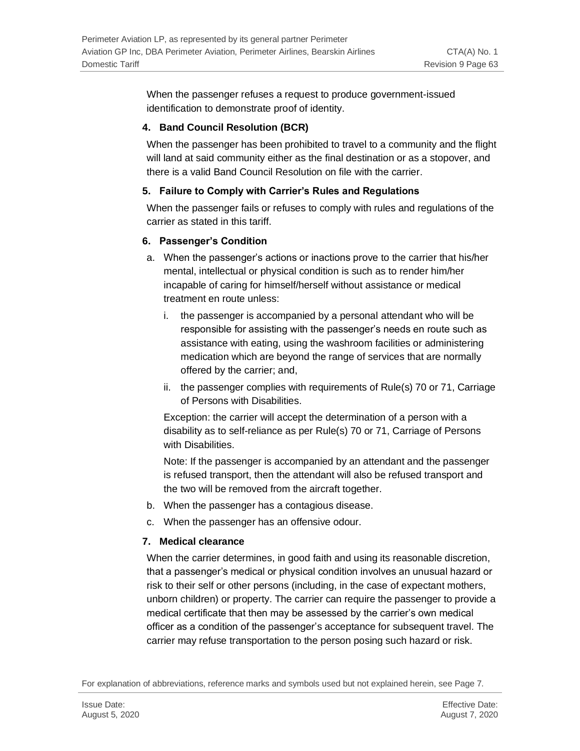When the passenger refuses a request to produce government-issued identification to demonstrate proof of identity.

**4. Band Council Resolution (BCR)**

When the passenger has been prohibited to travel to a community and the flight will land at said community either as the final destination or as a stopover, and there is a valid Band Council Resolution on file with the carrier.

**5. Failure to Comply with Carrier's Rules and Regulations**

When the passenger fails or refuses to comply with rules and regulations of the carrier as stated in this tariff.

**6. Passenger's Condition**

a. When the passenger's actions or inactions prove to the carrier that his/her mental, intellectual or physical condition is such as to render him/her incapable of caring for himself/herself without assistance or medical treatment en route unless:

   i. the passenger is accompanied by a personal attendant who will be responsible for assisting with the passenger's needs en route such as assistance with eating, using the washroom facilities or administering medication which are beyond the range of services that are normally offered by the carrier; and,

   ii. the passenger complies with requirements of Rule(s) 70 or 71, Carriage of Persons with Disabilities.

   Exception: the carrier will accept the determination of a person with a disability as to self-reliance as per Rule(s) 70 or 71, Carriage of Persons with Disabilities.

   Note: If the passenger is accompanied by an attendant and the passenger is refused transport, then the attendant will also be refused transport and the two will be removed from the aircraft together.

b. When the passenger has a contagious disease.

c. When the passenger has an offensive odour.

**7. Medical clearance**

When the carrier determines, in good faith and using its reasonable discretion, that a passenger's medical or physical condition involves an unusual hazard or risk to their self or other persons (including, in the case of expectant mothers, unborn children) or property. The carrier can require the passenger to provide a medical certificate that then may be assessed by the carrier's own medical officer as a condition of the passenger's acceptance for subsequent travel. The carrier may refuse transportation to the person posing such hazard or risk.

For explanation of abbreviations, reference marks and symbols used but not explained herein, see Page 7.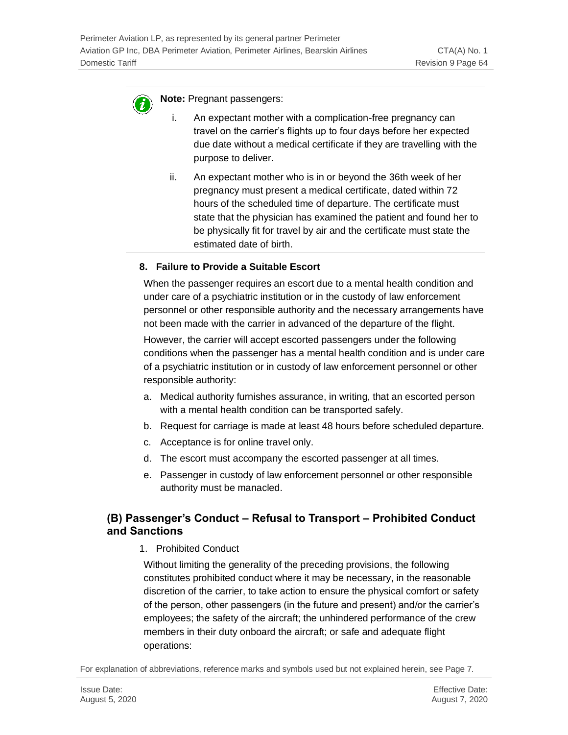**Note:** Pregnant passengers:

i. An expectant mother with a complication-free pregnancy can travel on the carrier's flights up to four days before her expected due date without a medical certificate if they are travelling with the purpose to deliver.

ii. An expectant mother who is in or beyond the 36th week of her pregnancy must present a medical certificate, dated within 72 hours of the scheduled time of departure. The certificate must state that the physician has examined the patient and found her to be physically fit for travel by air and the certificate must state the estimated date of birth.

**8. Failure to Provide a Suitable Escort**

When the passenger requires an escort due to a mental health condition and under care of a psychiatric institution or in the custody of law enforcement personnel or other responsible authority and the necessary arrangements have not been made with the carrier in advanced of the departure of the flight.

However, the carrier will accept escorted passengers under the following conditions when the passenger has a mental health condition and is under care of a psychiatric institution or in custody of law enforcement personnel or other responsible authority:

a. Medical authority furnishes assurance, in writing, that an escorted person with a mental health condition can be transported safely.
b. Request for carriage is made at least 48 hours before scheduled departure.
c. Acceptance is for online travel only.
d. The escort must accompany the escorted passenger at all times.
e. Passenger in custody of law enforcement personnel or other responsible authority must be manacled.

## (B) Passenger's Conduct – Refusal to Transport – Prohibited Conduct and Sanctions

1. Prohibited Conduct

Without limiting the generality of the preceding provisions, the following constitutes prohibited conduct where it may be necessary, in the reasonable discretion of the carrier, to take action to ensure the physical comfort or safety of the person, other passengers (in the future and present) and/or the carrier's employees; the safety of the aircraft; the unhindered performance of the crew members in their duty onboard the aircraft; or safe and adequate flight operations: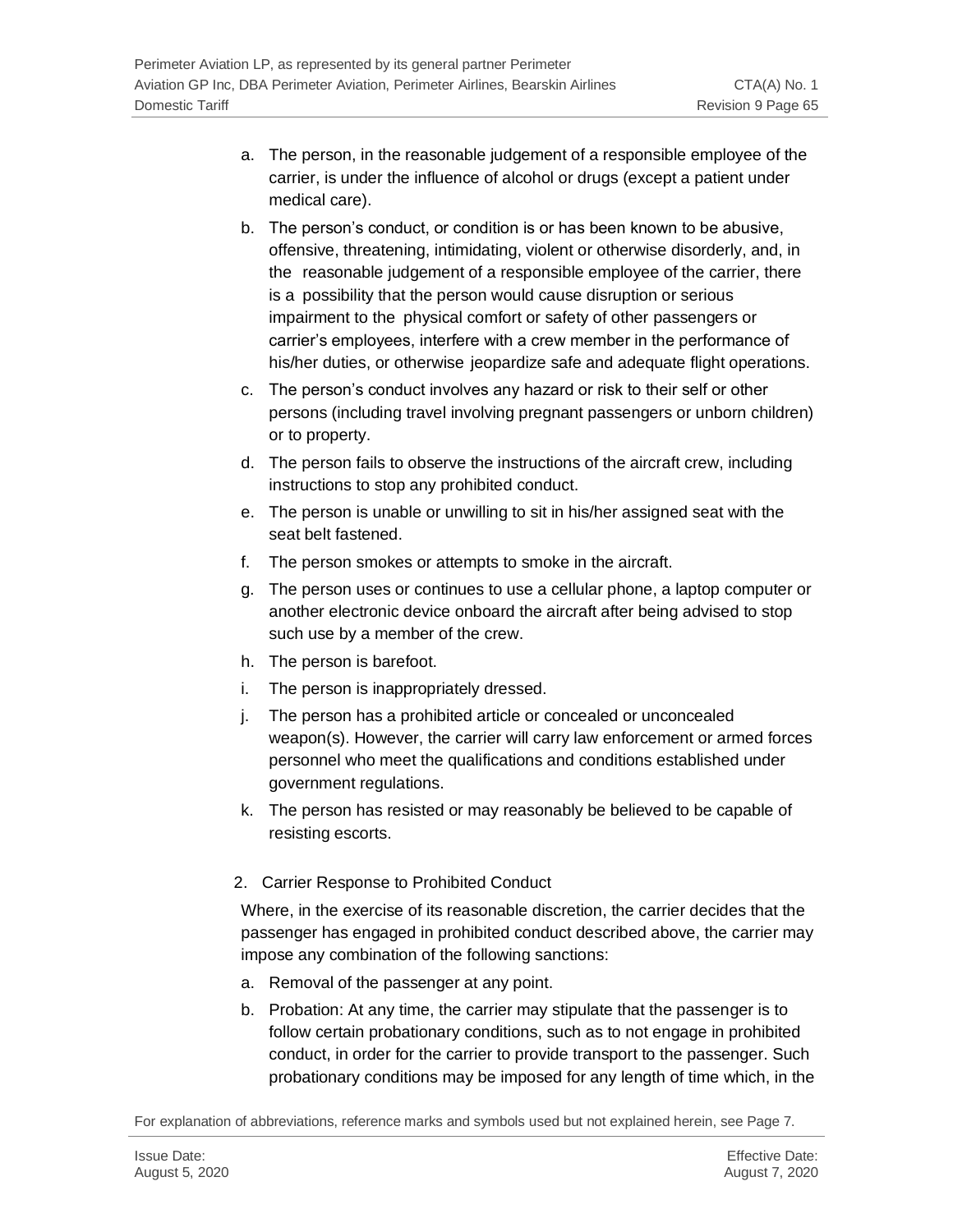a. The person, in the reasonable judgement of a responsible employee of the carrier, is under the influence of alcohol or drugs (except a patient under medical care).
b. The person's conduct, or condition is or has been known to be abusive, offensive, threatening, intimidating, violent or otherwise disorderly, and, in the reasonable judgement of a responsible employee of the carrier, there is a possibility that the person would cause disruption or serious impairment to the physical comfort or safety of other passengers or carrier's employees, interfere with a crew member in the performance of his/her duties, or otherwise jeopardize safe and adequate flight operations.
c. The person's conduct involves any hazard or risk to their self or other persons (including travel involving pregnant passengers or unborn children) or to property.
d. The person fails to observe the instructions of the aircraft crew, including instructions to stop any prohibited conduct.
e. The person is unable or unwilling to sit in his/her assigned seat with the seat belt fastened.
f. The person smokes or attempts to smoke in the aircraft.
g. The person uses or continues to use a cellular phone, a laptop computer or another electronic device onboard the aircraft after being advised to stop such use by a member of the crew.
h. The person is barefoot.
i. The person is inappropriately dressed.
j. The person has a prohibited article or concealed or unconcealed weapon(s). However, the carrier will carry law enforcement or armed forces personnel who meet the qualifications and conditions established under government regulations.
k. The person has resisted or may reasonably be believed to be capable of resisting escorts.

2. Carrier Response to Prohibited Conduct

Where, in the exercise of its reasonable discretion, the carrier decides that the passenger has engaged in prohibited conduct described above, the carrier may impose any combination of the following sanctions:

a. Removal of the passenger at any point.
b. Probation: At any time, the carrier may stipulate that the passenger is to follow certain probationary conditions, such as to not engage in prohibited conduct, in order for the carrier to provide transport to the passenger. Such probationary conditions may be imposed for any length of time which, in the

For explanation of abbreviations, reference marks and symbols used but not explained herein, see Page 7.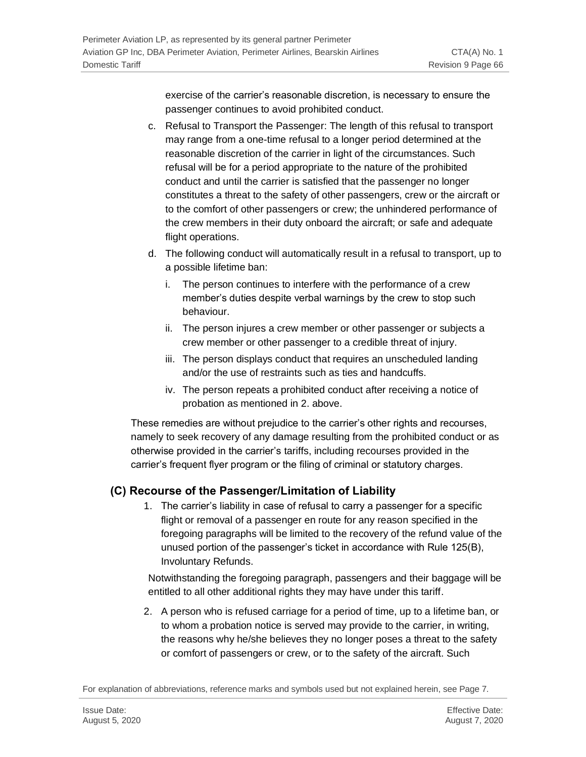exercise of the carrier's reasonable discretion, is necessary to ensure the passenger continues to avoid prohibited conduct.

c. Refusal to Transport the Passenger: The length of this refusal to transport may range from a one-time refusal to a longer period determined at the reasonable discretion of the carrier in light of the circumstances. Such refusal will be for a period appropriate to the nature of the prohibited conduct and until the carrier is satisfied that the passenger no longer constitutes a threat to the safety of other passengers, crew or the aircraft or to the comfort of other passengers or crew; the unhindered performance of the crew members in their duty onboard the aircraft; or safe and adequate flight operations.

d. The following conduct will automatically result in a refusal to transport, up to a possible lifetime ban:

   i. The person continues to interfere with the performance of a crew member's duties despite verbal warnings by the crew to stop such behaviour.

   ii. The person injures a crew member or other passenger or subjects a crew member or other passenger to a credible threat of injury.

   iii. The person displays conduct that requires an unscheduled landing and/or the use of restraints such as ties and handcuffs.

   iv. The person repeats a prohibited conduct after receiving a notice of probation as mentioned in 2. above.

These remedies are without prejudice to the carrier's other rights and recourses, namely to seek recovery of any damage resulting from the prohibited conduct or as otherwise provided in the carrier's tariffs, including recourses provided in the carrier's frequent flyer program or the filing of criminal or statutory charges.

## (C) Recourse of the Passenger/Limitation of Liability

1. The carrier's liability in case of refusal to carry a passenger for a specific flight or removal of a passenger en route for any reason specified in the foregoing paragraphs will be limited to the recovery of the refund value of the unused portion of the passenger's ticket in accordance with Rule 125(B), Involuntary Refunds.

   Notwithstanding the foregoing paragraph, passengers and their baggage will be entitled to all other additional rights they may have under this tariff.

2. A person who is refused carriage for a period of time, up to a lifetime ban, or to whom a probation notice is served may provide to the carrier, in writing, the reasons why he/she believes they no longer poses a threat to the safety or comfort of passengers or crew, or to the safety of the aircraft. Such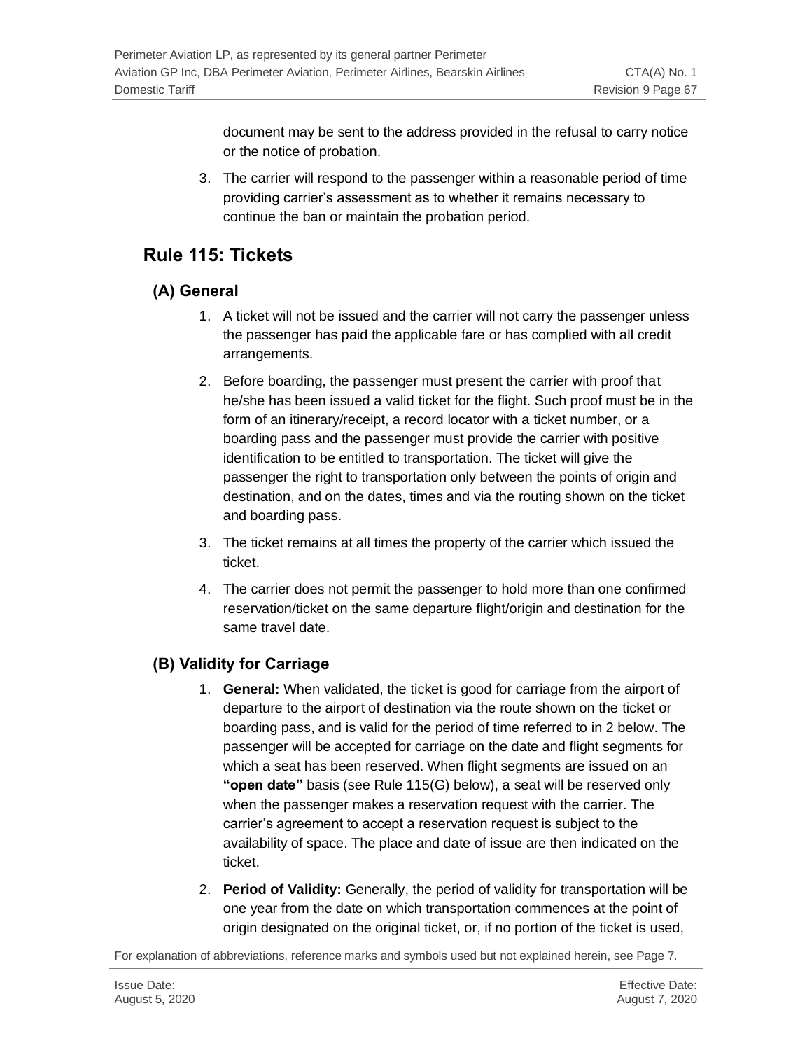document may be sent to the address provided in the refusal to carry notice or the notice of probation.

3. The carrier will respond to the passenger within a reasonable period of time providing carrier's assessment as to whether it remains necessary to continue the ban or maintain the probation period.

## Rule 115: Tickets

### (A) General

1. A ticket will not be issued and the carrier will not carry the passenger unless the passenger has paid the applicable fare or has complied with all credit arrangements.
2. Before boarding, the passenger must present the carrier with proof that he/she has been issued a valid ticket for the flight. Such proof must be in the form of an itinerary/receipt, a record locator with a ticket number, or a boarding pass and the passenger must provide the carrier with positive identification to be entitled to transportation. The ticket will give the passenger the right to transportation only between the points of origin and destination, and on the dates, times and via the routing shown on the ticket and boarding pass.
3. The ticket remains at all times the property of the carrier which issued the ticket.
4. The carrier does not permit the passenger to hold more than one confirmed reservation/ticket on the same departure flight/origin and destination for the same travel date.

### (B) Validity for Carriage

1. **General:** When validated, the ticket is good for carriage from the airport of departure to the airport of destination via the route shown on the ticket or boarding pass, and is valid for the period of time referred to in 2 below. The passenger will be accepted for carriage on the date and flight segments for which a seat has been reserved. When flight segments are issued on an **"open date"** basis (see Rule 115(G) below), a seat will be reserved only when the passenger makes a reservation request with the carrier. The carrier's agreement to accept a reservation request is subject to the availability of space. The place and date of issue are then indicated on the ticket.
2. **Period of Validity:** Generally, the period of validity for transportation will be one year from the date on which transportation commences at the point of origin designated on the original ticket, or, if no portion of the ticket is used,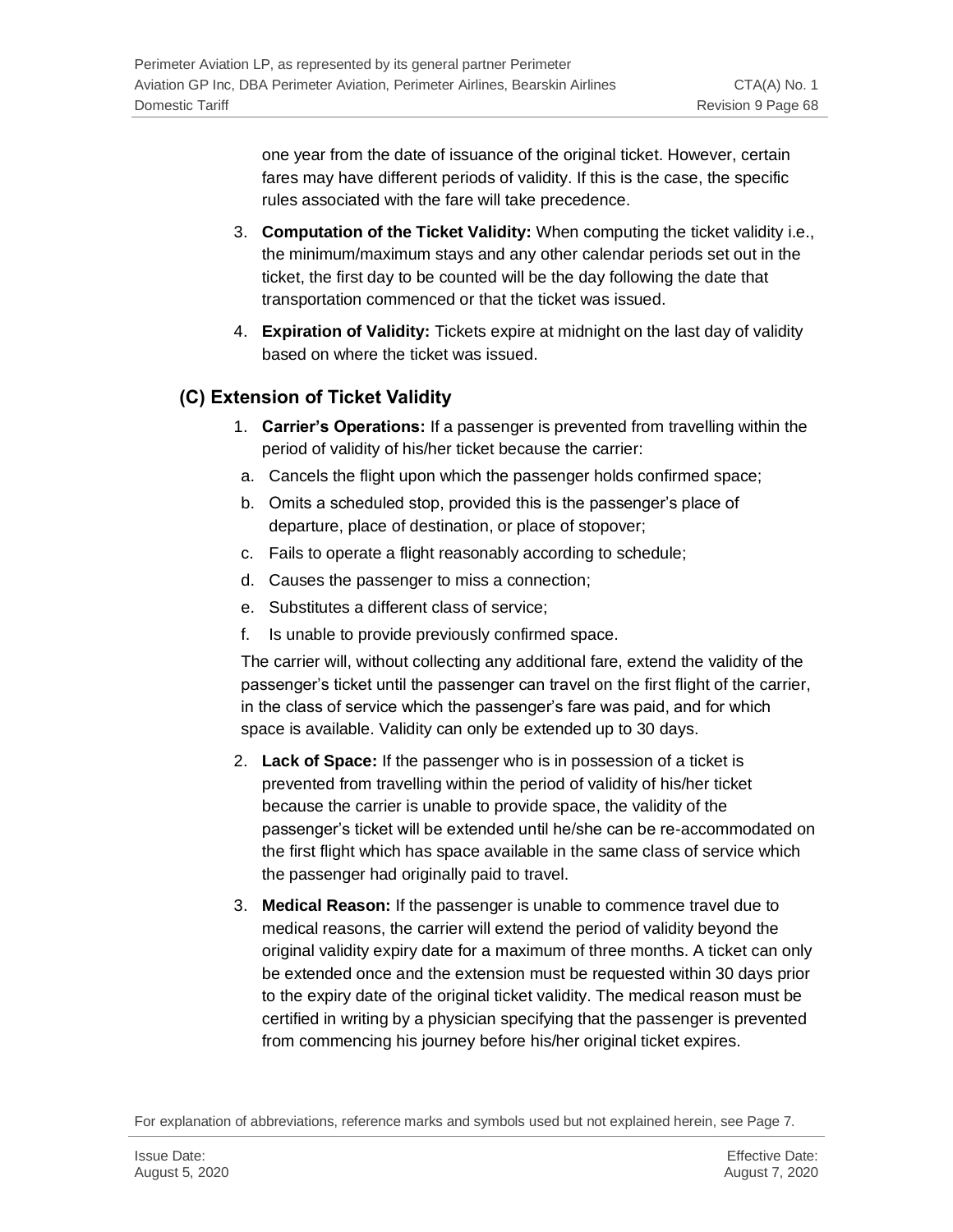one year from the date of issuance of the original ticket. However, certain fares may have different periods of validity. If this is the case, the specific rules associated with the fare will take precedence.

3. **Computation of the Ticket Validity:** When computing the ticket validity i.e., the minimum/maximum stays and any other calendar periods set out in the ticket, the first day to be counted will be the day following the date that transportation commenced or that the ticket was issued.
4. **Expiration of Validity:** Tickets expire at midnight on the last day of validity based on where the ticket was issued.

## (C) Extension of Ticket Validity

1. **Carrier's Operations:** If a passenger is prevented from travelling within the period of validity of his/her ticket because the carrier:
   a. Cancels the flight upon which the passenger holds confirmed space;
   b. Omits a scheduled stop, provided this is the passenger's place of departure, place of destination, or place of stopover;
   c. Fails to operate a flight reasonably according to schedule;
   d. Causes the passenger to miss a connection;
   e. Substitutes a different class of service;
   f. Is unable to provide previously confirmed space.

   The carrier will, without collecting any additional fare, extend the validity of the passenger's ticket until the passenger can travel on the first flight of the carrier, in the class of service which the passenger's fare was paid, and for which space is available. Validity can only be extended up to 30 days.
2. **Lack of Space:** If the passenger who is in possession of a ticket is prevented from travelling within the period of validity of his/her ticket because the carrier is unable to provide space, the validity of the passenger's ticket will be extended until he/she can be re-accommodated on the first flight which has space available in the same class of service which the passenger had originally paid to travel.
3. **Medical Reason:** If the passenger is unable to commence travel due to medical reasons, the carrier will extend the period of validity beyond the original validity expiry date for a maximum of three months. A ticket can only be extended once and the extension must be requested within 30 days prior to the expiry date of the original ticket validity. The medical reason must be certified in writing by a physician specifying that the passenger is prevented from commencing his journey before his/her original ticket expires.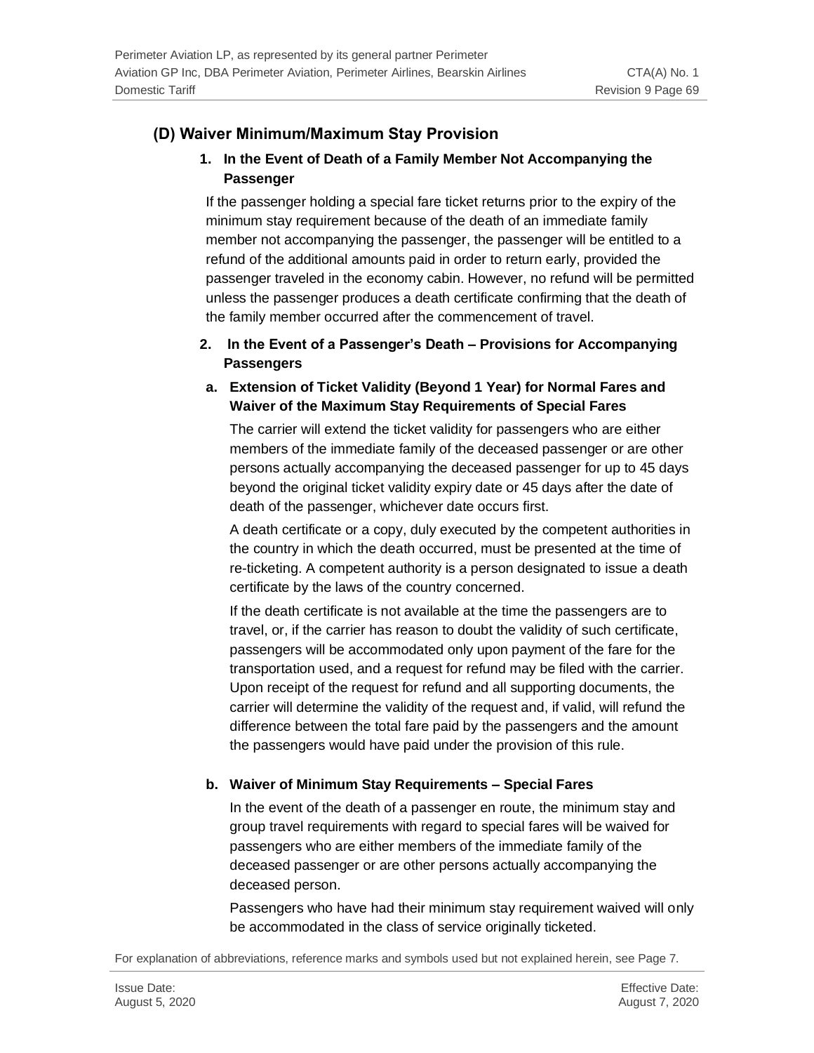## (D) Waiver Minimum/Maximum Stay Provision

### 1. In the Event of Death of a Family Member Not Accompanying the Passenger

If the passenger holding a special fare ticket returns prior to the expiry of the minimum stay requirement because of the death of an immediate family member not accompanying the passenger, the passenger will be entitled to a refund of the additional amounts paid in order to return early, provided the passenger traveled in the economy cabin. However, no refund will be permitted unless the passenger produces a death certificate confirming that the death of the family member occurred after the commencement of travel.

### 2. In the Event of a Passenger's Death – Provisions for Accompanying Passengers

#### a. Extension of Ticket Validity (Beyond 1 Year) for Normal Fares and Waiver of the Maximum Stay Requirements of Special Fares

The carrier will extend the ticket validity for passengers who are either members of the immediate family of the deceased passenger or are other persons actually accompanying the deceased passenger for up to 45 days beyond the original ticket validity expiry date or 45 days after the date of death of the passenger, whichever date occurs first.

A death certificate or a copy, duly executed by the competent authorities in the country in which the death occurred, must be presented at the time of re-ticketing. A competent authority is a person designated to issue a death certificate by the laws of the country concerned.

If the death certificate is not available at the time the passengers are to travel, or, if the carrier has reason to doubt the validity of such certificate, passengers will be accommodated only upon payment of the fare for the transportation used, and a request for refund may be filed with the carrier. Upon receipt of the request for refund and all supporting documents, the carrier will determine the validity of the request and, if valid, will refund the difference between the total fare paid by the passengers and the amount the passengers would have paid under the provision of this rule.

#### b. Waiver of Minimum Stay Requirements – Special Fares

In the event of the death of a passenger en route, the minimum stay and group travel requirements with regard to special fares will be waived for passengers who are either members of the immediate family of the deceased passenger or are other persons actually accompanying the deceased person.

Passengers who have had their minimum stay requirement waived will only be accommodated in the class of service originally ticketed.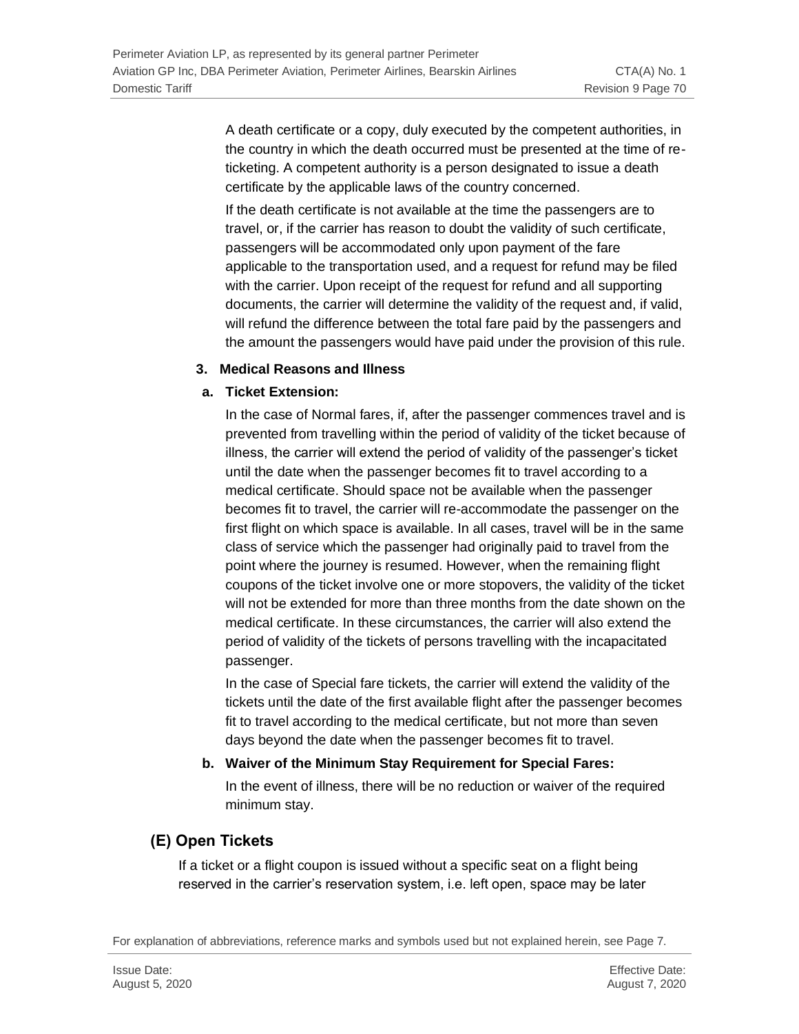A death certificate or a copy, duly executed by the competent authorities, in the country in which the death occurred must be presented at the time of re-ticketing. A competent authority is a person designated to issue a death certificate by the applicable laws of the country concerned.

If the death certificate is not available at the time the passengers are to travel, or, if the carrier has reason to doubt the validity of such certificate, passengers will be accommodated only upon payment of the fare applicable to the transportation used, and a request for refund may be filed with the carrier. Upon receipt of the request for refund and all supporting documents, the carrier will determine the validity of the request and, if valid, will refund the difference between the total fare paid by the passengers and the amount the passengers would have paid under the provision of this rule.

**3. Medical Reasons and Illness**

**a. Ticket Extension:**

In the case of Normal fares, if, after the passenger commences travel and is prevented from travelling within the period of validity of the ticket because of illness, the carrier will extend the period of validity of the passenger's ticket until the date when the passenger becomes fit to travel according to a medical certificate. Should space not be available when the passenger becomes fit to travel, the carrier will re-accommodate the passenger on the first flight on which space is available. In all cases, travel will be in the same class of service which the passenger had originally paid to travel from the point where the journey is resumed. However, when the remaining flight coupons of the ticket involve one or more stopovers, the validity of the ticket will not be extended for more than three months from the date shown on the medical certificate. In these circumstances, the carrier will also extend the period of validity of the tickets of persons travelling with the incapacitated passenger.

In the case of Special fare tickets, the carrier will extend the validity of the tickets until the date of the first available flight after the passenger becomes fit to travel according to the medical certificate, but not more than seven days beyond the date when the passenger becomes fit to travel.

**b. Waiver of the Minimum Stay Requirement for Special Fares:**

In the event of illness, there will be no reduction or waiver of the required minimum stay.

## (E) Open Tickets

If a ticket or a flight coupon is issued without a specific seat on a flight being reserved in the carrier's reservation system, i.e. left open, space may be later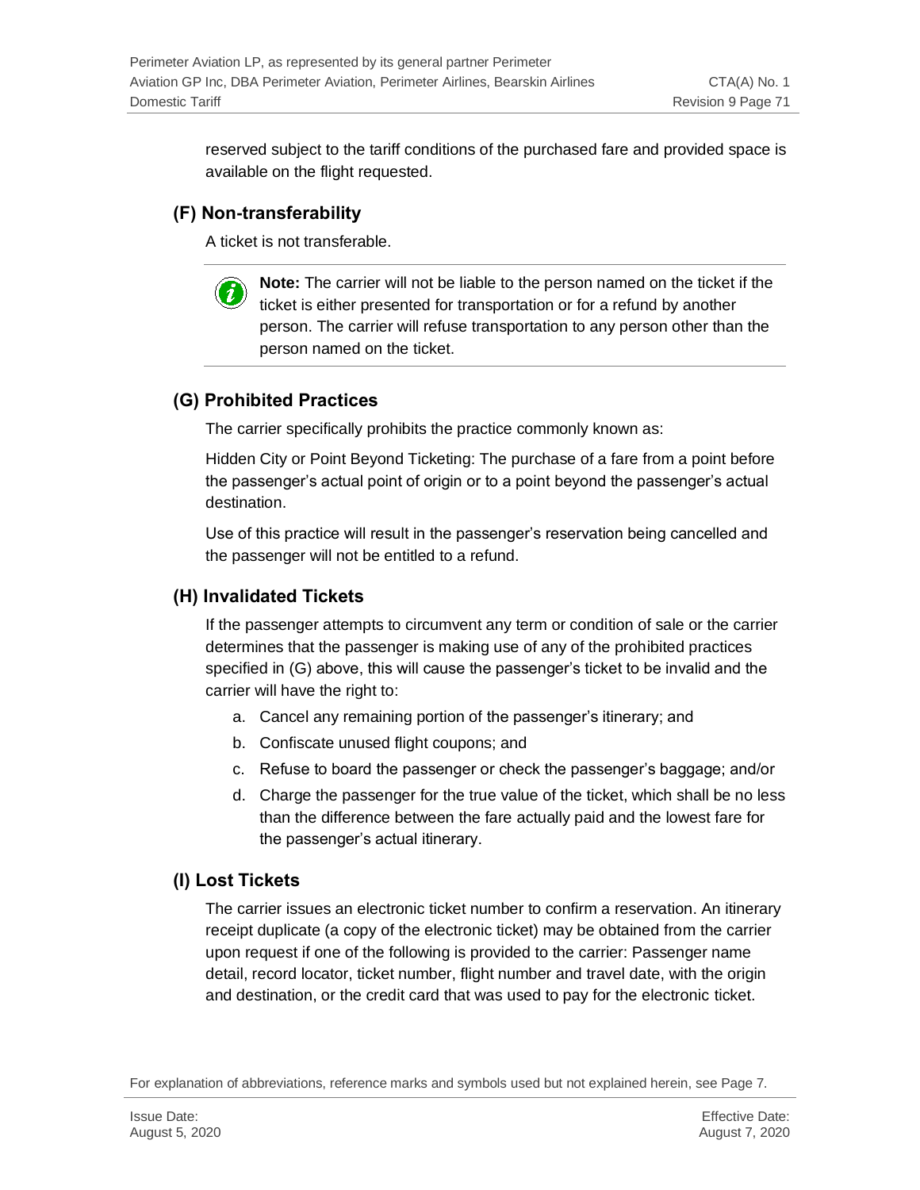reserved subject to the tariff conditions of the purchased fare and provided space is available on the flight requested.

### (F) Non-transferability

A ticket is not transferable.

> **Note:** The carrier will not be liable to the person named on the ticket if the ticket is either presented for transportation or for a refund by another person. The carrier will refuse transportation to any person other than the person named on the ticket.

### (G) Prohibited Practices

The carrier specifically prohibits the practice commonly known as:

Hidden City or Point Beyond Ticketing: The purchase of a fare from a point before the passenger's actual point of origin or to a point beyond the passenger's actual destination.

Use of this practice will result in the passenger's reservation being cancelled and the passenger will not be entitled to a refund.

### (H) Invalidated Tickets

If the passenger attempts to circumvent any term or condition of sale or the carrier determines that the passenger is making use of any of the prohibited practices specified in (G) above, this will cause the passenger's ticket to be invalid and the carrier will have the right to:

a. Cancel any remaining portion of the passenger's itinerary; and
b. Confiscate unused flight coupons; and
c. Refuse to board the passenger or check the passenger's baggage; and/or
d. Charge the passenger for the true value of the ticket, which shall be no less than the difference between the fare actually paid and the lowest fare for the passenger's actual itinerary.

### (I) Lost Tickets

The carrier issues an electronic ticket number to confirm a reservation. An itinerary receipt duplicate (a copy of the electronic ticket) may be obtained from the carrier upon request if one of the following is provided to the carrier: Passenger name detail, record locator, ticket number, flight number and travel date, with the origin and destination, or the credit card that was used to pay for the electronic ticket.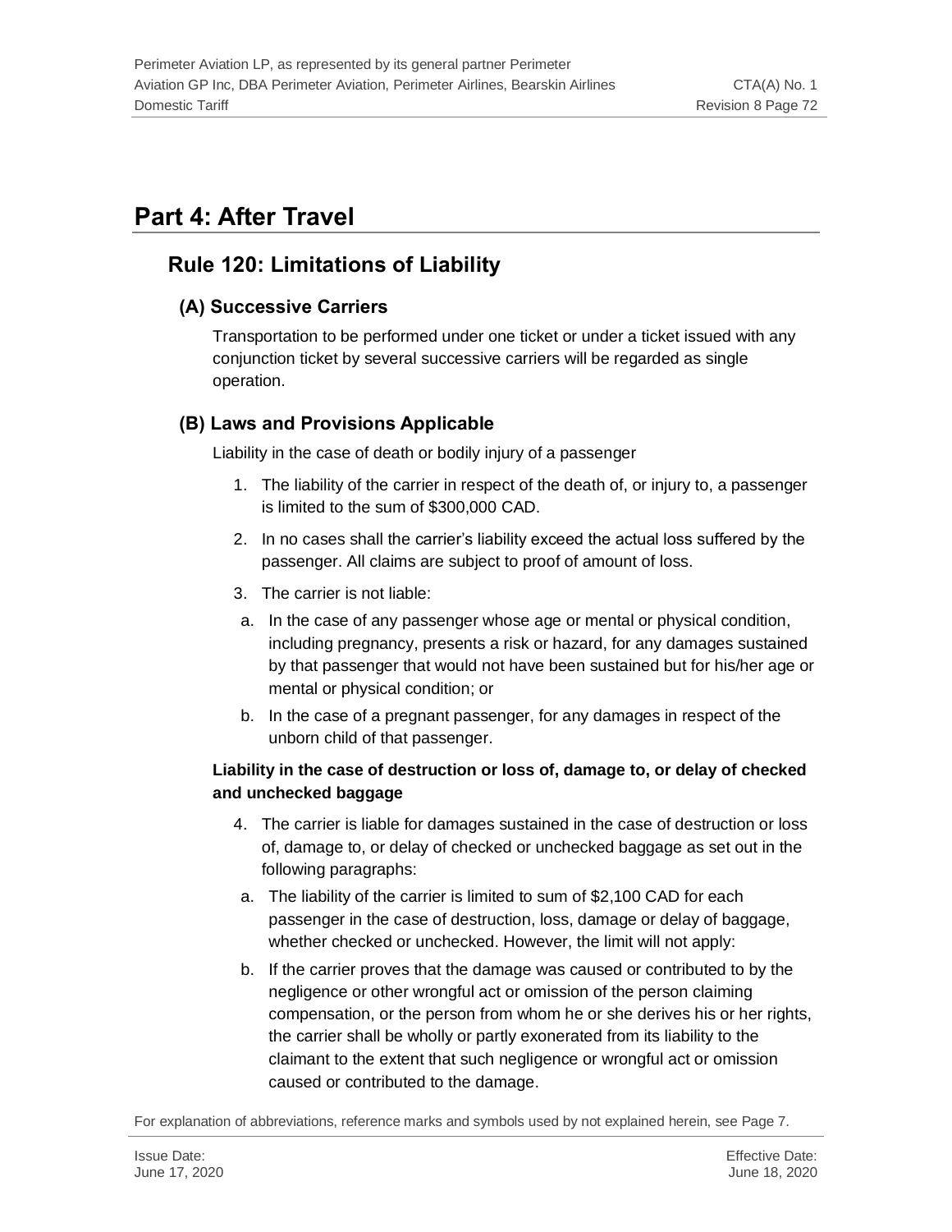# Part 4: After Travel

## Rule 120: Limitations of Liability

### (A) Successive Carriers

Transportation to be performed under one ticket or under a ticket issued with any conjunction ticket by several successive carriers will be regarded as single operation.

### (B) Laws and Provisions Applicable

Liability in the case of death or bodily injury of a passenger

1. The liability of the carrier in respect of the death of, or injury to, a passenger is limited to the sum of $300,000 CAD.
2. In no cases shall the carrier's liability exceed the actual loss suffered by the passenger. All claims are subject to proof of amount of loss.
3. The carrier is not liable:
   a. In the case of any passenger whose age or mental or physical condition, including pregnancy, presents a risk or hazard, for any damages sustained by that passenger that would not have been sustained but for his/her age or mental or physical condition; or
   b. In the case of a pregnant passenger, for any damages in respect of the unborn child of that passenger.

**Liability in the case of destruction or loss of, damage to, or delay of checked and unchecked baggage**

4. The carrier is liable for damages sustained in the case of destruction or loss of, damage to, or delay of checked or unchecked baggage as set out in the following paragraphs:
   a. The liability of the carrier is limited to sum of $2,100 CAD for each passenger in the case of destruction, loss, damage or delay of baggage, whether checked or unchecked. However, the limit will not apply:
   b. If the carrier proves that the damage was caused or contributed to by the negligence or other wrongful act or omission of the person claiming compensation, or the person from whom he or she derives his or her rights, the carrier shall be wholly or partly exonerated from its liability to the claimant to the extent that such negligence or wrongful act or omission caused or contributed to the damage.

For explanation of abbreviations, reference marks and symbols used by not explained herein, see Page 7.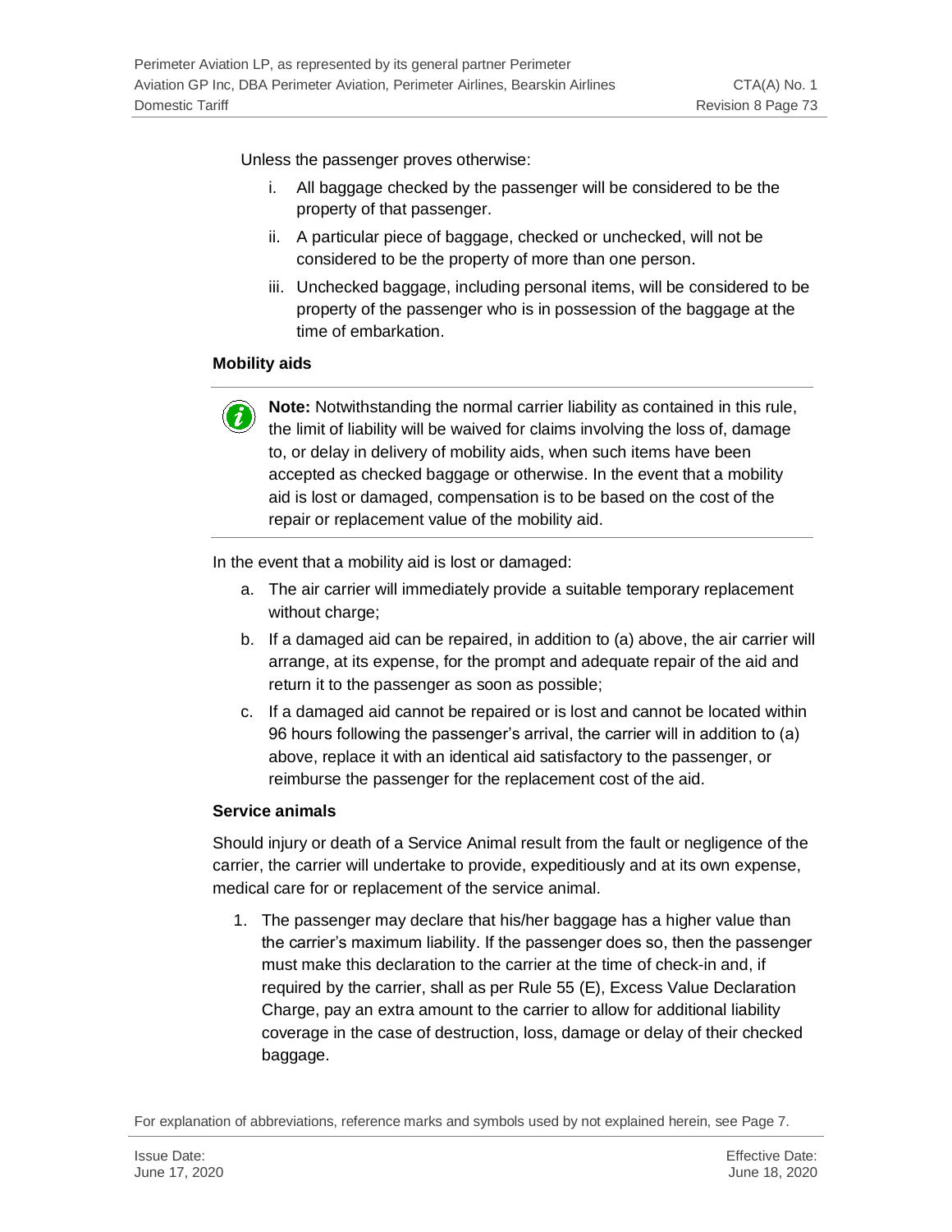Unless the passenger proves otherwise:

i. All baggage checked by the passenger will be considered to be the property of that passenger.
ii. A particular piece of baggage, checked or unchecked, will not be considered to be the property of more than one person.
iii. Unchecked baggage, including personal items, will be considered to be property of the passenger who is in possession of the baggage at the time of embarkation.

**Mobility aids**

---

**Note:** Notwithstanding the normal carrier liability as contained in this rule, the limit of liability will be waived for claims involving the loss of, damage to, or delay in delivery of mobility aids, when such items have been accepted as checked baggage or otherwise. In the event that a mobility aid is lost or damaged, compensation is to be based on the cost of the repair or replacement value of the mobility aid.

---

In the event that a mobility aid is lost or damaged:

a. The air carrier will immediately provide a suitable temporary replacement without charge;
b. If a damaged aid can be repaired, in addition to (a) above, the air carrier will arrange, at its expense, for the prompt and adequate repair of the aid and return it to the passenger as soon as possible;
c. If a damaged aid cannot be repaired or is lost and cannot be located within 96 hours following the passenger's arrival, the carrier will in addition to (a) above, replace it with an identical aid satisfactory to the passenger, or reimburse the passenger for the replacement cost of the aid.

**Service animals**

Should injury or death of a Service Animal result from the fault or negligence of the carrier, the carrier will undertake to provide, expeditiously and at its own expense, medical care for or replacement of the service animal.

1. The passenger may declare that his/her baggage has a higher value than the carrier's maximum liability. If the passenger does so, then the passenger must make this declaration to the carrier at the time of check-in and, if required by the carrier, shall as per Rule 55 (E), Excess Value Declaration Charge, pay an extra amount to the carrier to allow for additional liability coverage in the case of destruction, loss, damage or delay of their checked baggage.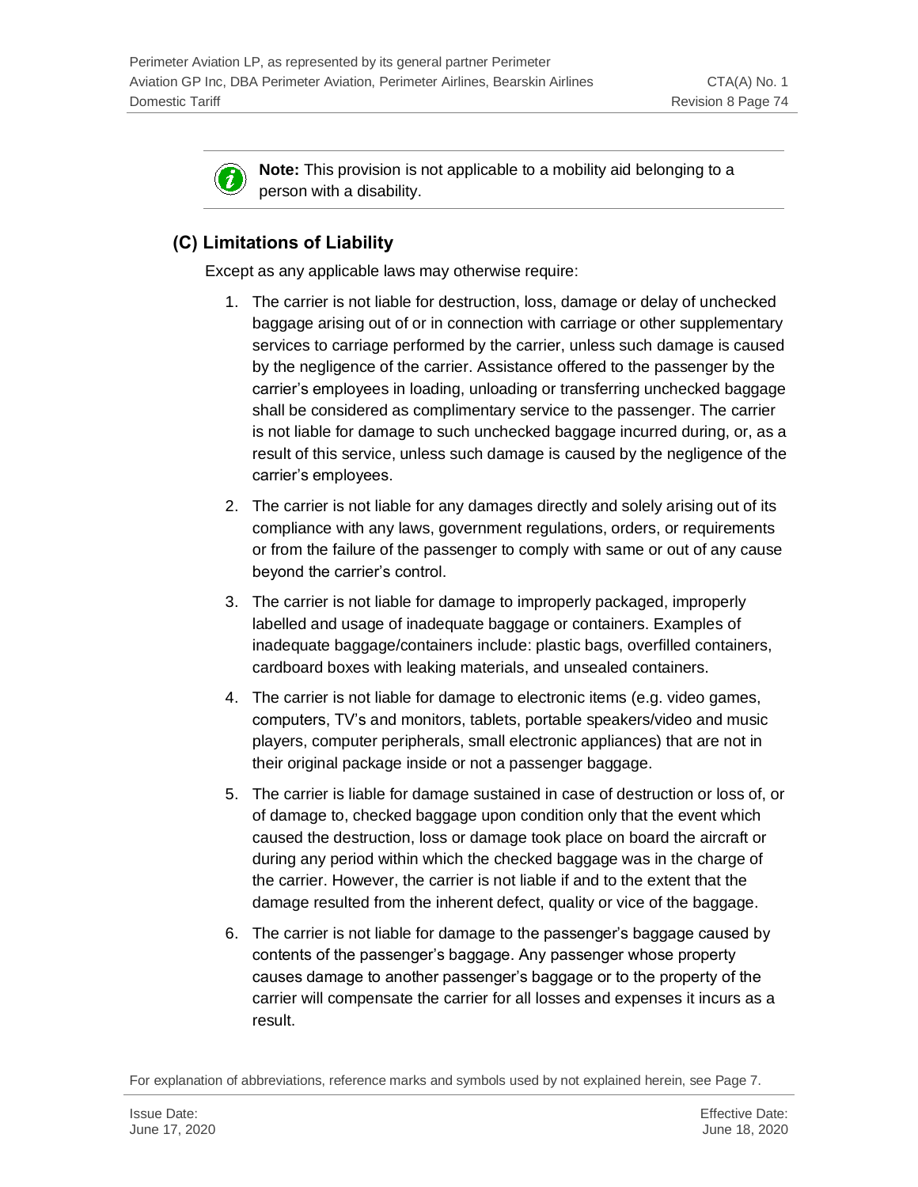**Note:** This provision is not applicable to a mobility aid belonging to a person with a disability.

## (C) Limitations of Liability

Except as any applicable laws may otherwise require:

1. The carrier is not liable for destruction, loss, damage or delay of unchecked baggage arising out of or in connection with carriage or other supplementary services to carriage performed by the carrier, unless such damage is caused by the negligence of the carrier. Assistance offered to the passenger by the carrier's employees in loading, unloading or transferring unchecked baggage shall be considered as complimentary service to the passenger. The carrier is not liable for damage to such unchecked baggage incurred during, or, as a result of this service, unless such damage is caused by the negligence of the carrier's employees.
2. The carrier is not liable for any damages directly and solely arising out of its compliance with any laws, government regulations, orders, or requirements or from the failure of the passenger to comply with same or out of any cause beyond the carrier's control.
3. The carrier is not liable for damage to improperly packaged, improperly labelled and usage of inadequate baggage or containers. Examples of inadequate baggage/containers include: plastic bags, overfilled containers, cardboard boxes with leaking materials, and unsealed containers.
4. The carrier is not liable for damage to electronic items (e.g. video games, computers, TV's and monitors, tablets, portable speakers/video and music players, computer peripherals, small electronic appliances) that are not in their original package inside or not a passenger baggage.
5. The carrier is liable for damage sustained in case of destruction or loss of, or of damage to, checked baggage upon condition only that the event which caused the destruction, loss or damage took place on board the aircraft or during any period within which the checked baggage was in the charge of the carrier. However, the carrier is not liable if and to the extent that the damage resulted from the inherent defect, quality or vice of the baggage.
6. The carrier is not liable for damage to the passenger's baggage caused by contents of the passenger's baggage. Any passenger whose property causes damage to another passenger's baggage or to the property of the carrier will compensate the carrier for all losses and expenses it incurs as a result.

For explanation of abbreviations, reference marks and symbols used by not explained herein, see Page 7.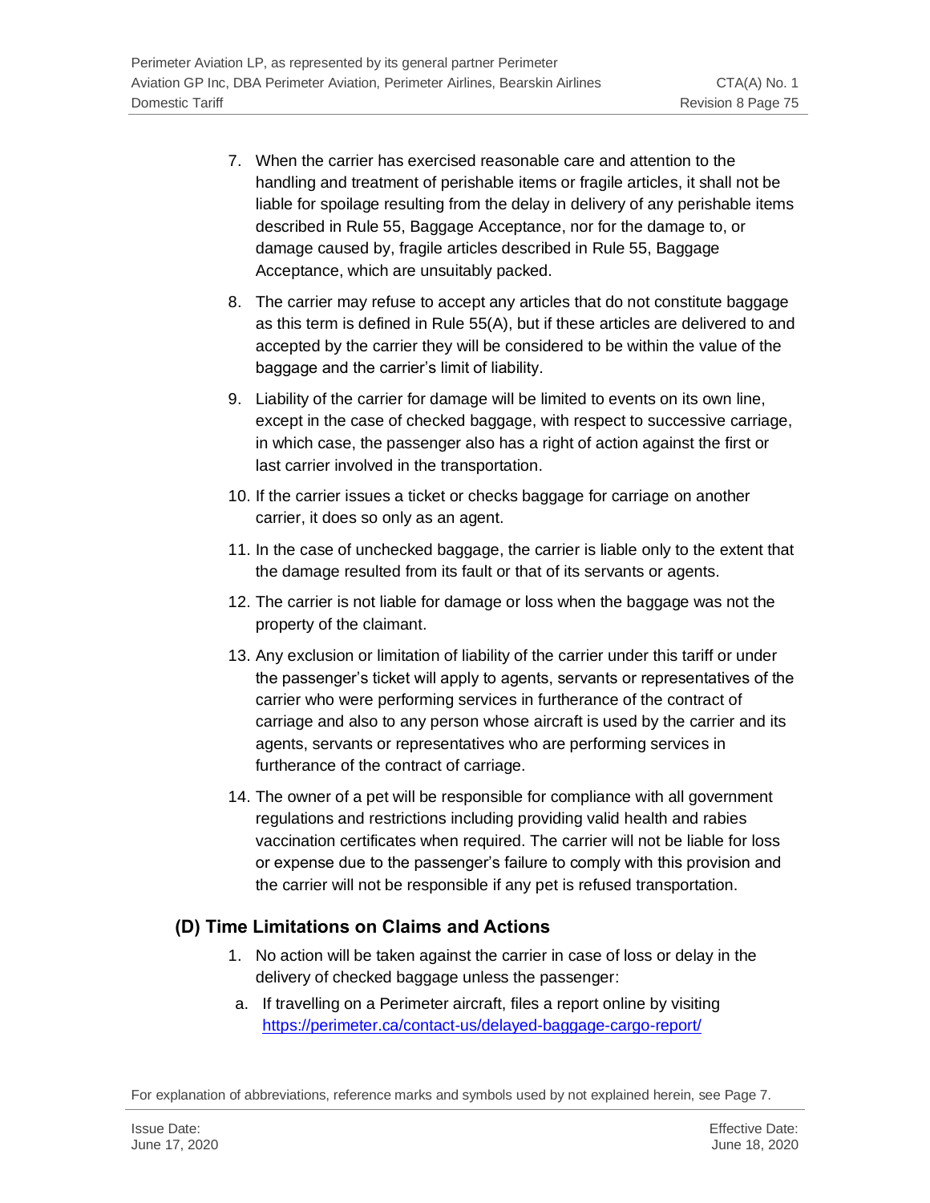7. When the carrier has exercised reasonable care and attention to the handling and treatment of perishable items or fragile articles, it shall not be liable for spoilage resulting from the delay in delivery of any perishable items described in Rule 55, Baggage Acceptance, nor for the damage to, or damage caused by, fragile articles described in Rule 55, Baggage Acceptance, which are unsuitably packed.
8. The carrier may refuse to accept any articles that do not constitute baggage as this term is defined in Rule 55(A), but if these articles are delivered to and accepted by the carrier they will be considered to be within the value of the baggage and the carrier's limit of liability.
9. Liability of the carrier for damage will be limited to events on its own line, except in the case of checked baggage, with respect to successive carriage, in which case, the passenger also has a right of action against the first or last carrier involved in the transportation.
10. If the carrier issues a ticket or checks baggage for carriage on another carrier, it does so only as an agent.
11. In the case of unchecked baggage, the carrier is liable only to the extent that the damage resulted from its fault or that of its servants or agents.
12. The carrier is not liable for damage or loss when the baggage was not the property of the claimant.
13. Any exclusion or limitation of liability of the carrier under this tariff or under the passenger's ticket will apply to agents, servants or representatives of the carrier who were performing services in furtherance of the contract of carriage and also to any person whose aircraft is used by the carrier and its agents, servants or representatives who are performing services in furtherance of the contract of carriage.
14. The owner of a pet will be responsible for compliance with all government regulations and restrictions including providing valid health and rabies vaccination certificates when required. The carrier will not be liable for loss or expense due to the passenger's failure to comply with this provision and the carrier will not be responsible if any pet is refused transportation.

## (D) Time Limitations on Claims and Actions

1. No action will be taken against the carrier in case of loss or delay in the delivery of checked baggage unless the passenger:

   a. If travelling on a Perimeter aircraft, files a report online by visiting https://perimeter.ca/contact-us/delayed-baggage-cargo-report/

For explanation of abbreviations, reference marks and symbols used by not explained herein, see Page 7.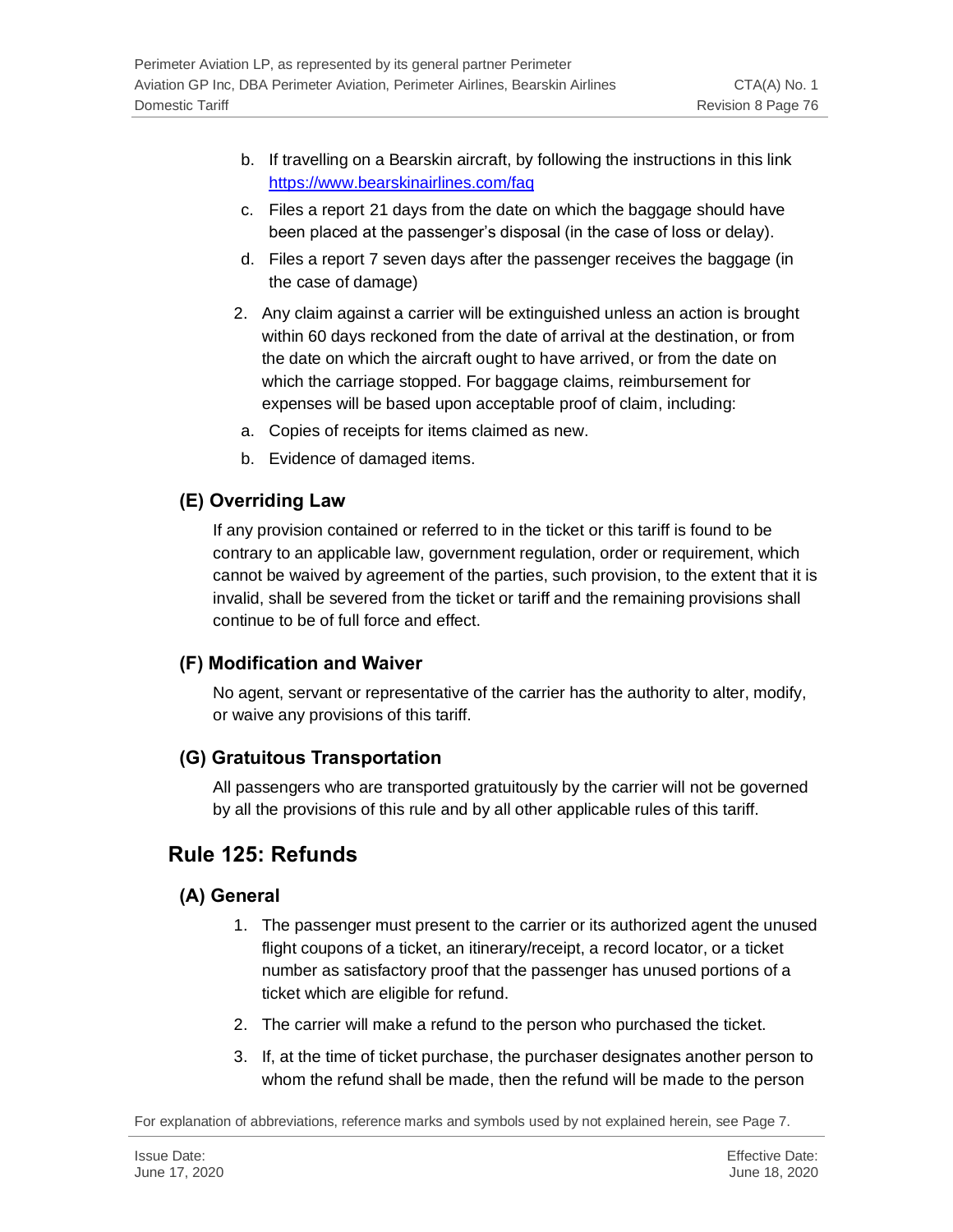b. If travelling on a Bearskin aircraft, by following the instructions in this link https://www.bearskinairlines.com/faq
c. Files a report 21 days from the date on which the baggage should have been placed at the passenger's disposal (in the case of loss or delay).
d. Files a report 7 seven days after the passenger receives the baggage (in the case of damage)

2. Any claim against a carrier will be extinguished unless an action is brought within 60 days reckoned from the date of arrival at the destination, or from the date on which the aircraft ought to have arrived, or from the date on which the carriage stopped. For baggage claims, reimbursement for expenses will be based upon acceptable proof of claim, including:
   a. Copies of receipts for items claimed as new.
   b. Evidence of damaged items.

### (E) Overriding Law

If any provision contained or referred to in the ticket or this tariff is found to be contrary to an applicable law, government regulation, order or requirement, which cannot be waived by agreement of the parties, such provision, to the extent that it is invalid, shall be severed from the ticket or tariff and the remaining provisions shall continue to be of full force and effect.

### (F) Modification and Waiver

No agent, servant or representative of the carrier has the authority to alter, modify, or waive any provisions of this tariff.

### (G) Gratuitous Transportation

All passengers who are transported gratuitously by the carrier will not be governed by all the provisions of this rule and by all other applicable rules of this tariff.

## Rule 125: Refunds

### (A) General

1. The passenger must present to the carrier or its authorized agent the unused flight coupons of a ticket, an itinerary/receipt, a record locator, or a ticket number as satisfactory proof that the passenger has unused portions of a ticket which are eligible for refund.
2. The carrier will make a refund to the person who purchased the ticket.
3. If, at the time of ticket purchase, the purchaser designates another person to whom the refund shall be made, then the refund will be made to the person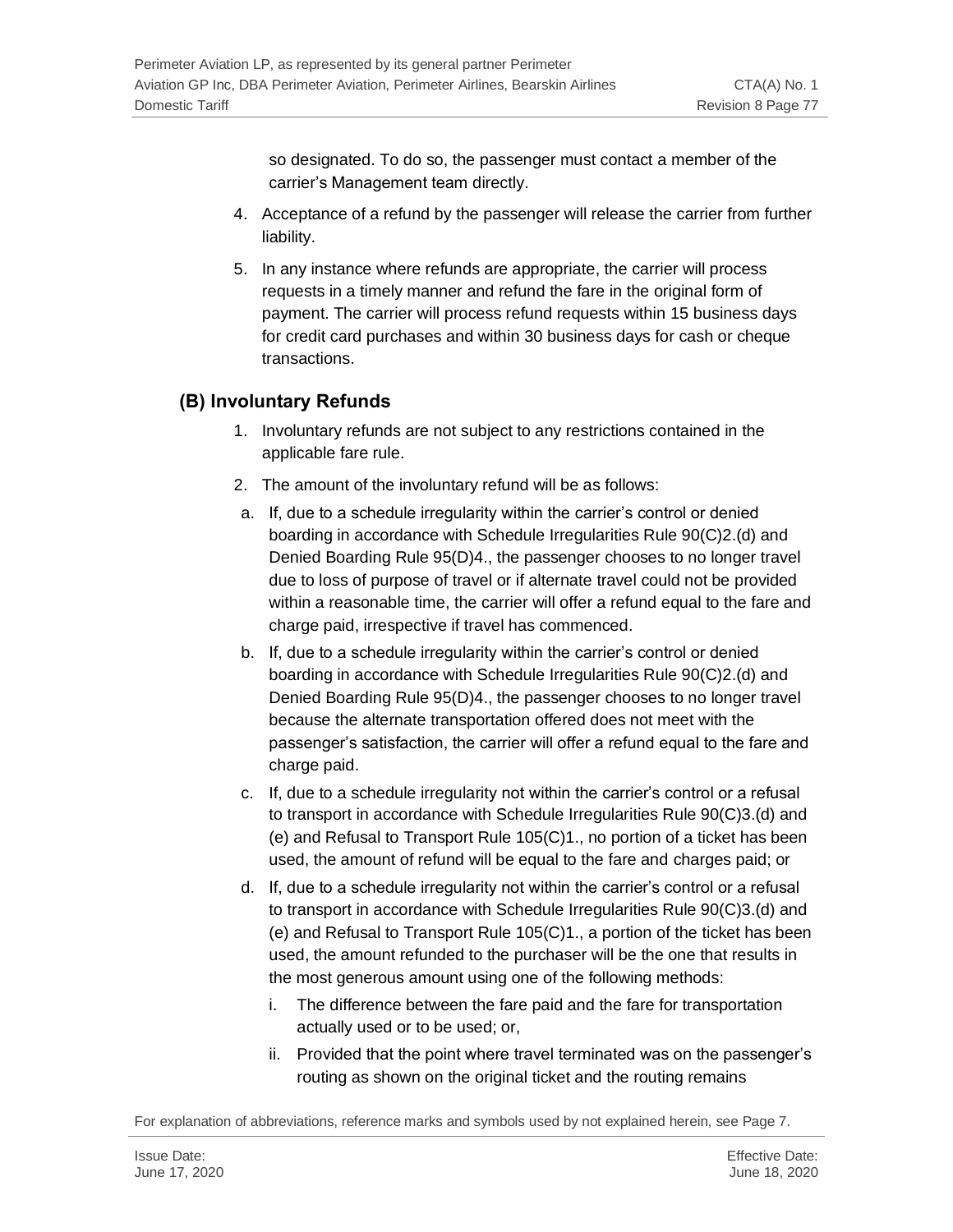so designated. To do so, the passenger must contact a member of the carrier's Management team directly.

4. Acceptance of a refund by the passenger will release the carrier from further liability.
5. In any instance where refunds are appropriate, the carrier will process requests in a timely manner and refund the fare in the original form of payment. The carrier will process refund requests within 15 business days for credit card purchases and within 30 business days for cash or cheque transactions.

## (B) Involuntary Refunds

1. Involuntary refunds are not subject to any restrictions contained in the applicable fare rule.
2. The amount of the involuntary refund will be as follows:
   a. If, due to a schedule irregularity within the carrier's control or denied boarding in accordance with Schedule Irregularities Rule 90(C)2.(d) and Denied Boarding Rule 95(D)4., the passenger chooses to no longer travel due to loss of purpose of travel or if alternate travel could not be provided within a reasonable time, the carrier will offer a refund equal to the fare and charge paid, irrespective if travel has commenced.
   b. If, due to a schedule irregularity within the carrier's control or denied boarding in accordance with Schedule Irregularities Rule 90(C)2.(d) and Denied Boarding Rule 95(D)4., the passenger chooses to no longer travel because the alternate transportation offered does not meet with the passenger's satisfaction, the carrier will offer a refund equal to the fare and charge paid.
   c. If, due to a schedule irregularity not within the carrier's control or a refusal to transport in accordance with Schedule Irregularities Rule 90(C)3.(d) and (e) and Refusal to Transport Rule 105(C)1., no portion of a ticket has been used, the amount of refund will be equal to the fare and charges paid; or
   d. If, due to a schedule irregularity not within the carrier's control or a refusal to transport in accordance with Schedule Irregularities Rule 90(C)3.(d) and (e) and Refusal to Transport Rule 105(C)1., a portion of the ticket has been used, the amount refunded to the purchaser will be the one that results in the most generous amount using one of the following methods:
      i. The difference between the fare paid and the fare for transportation actually used or to be used; or,
      ii. Provided that the point where travel terminated was on the passenger's routing as shown on the original ticket and the routing remains

For explanation of abbreviations, reference marks and symbols used by not explained herein, see Page 7.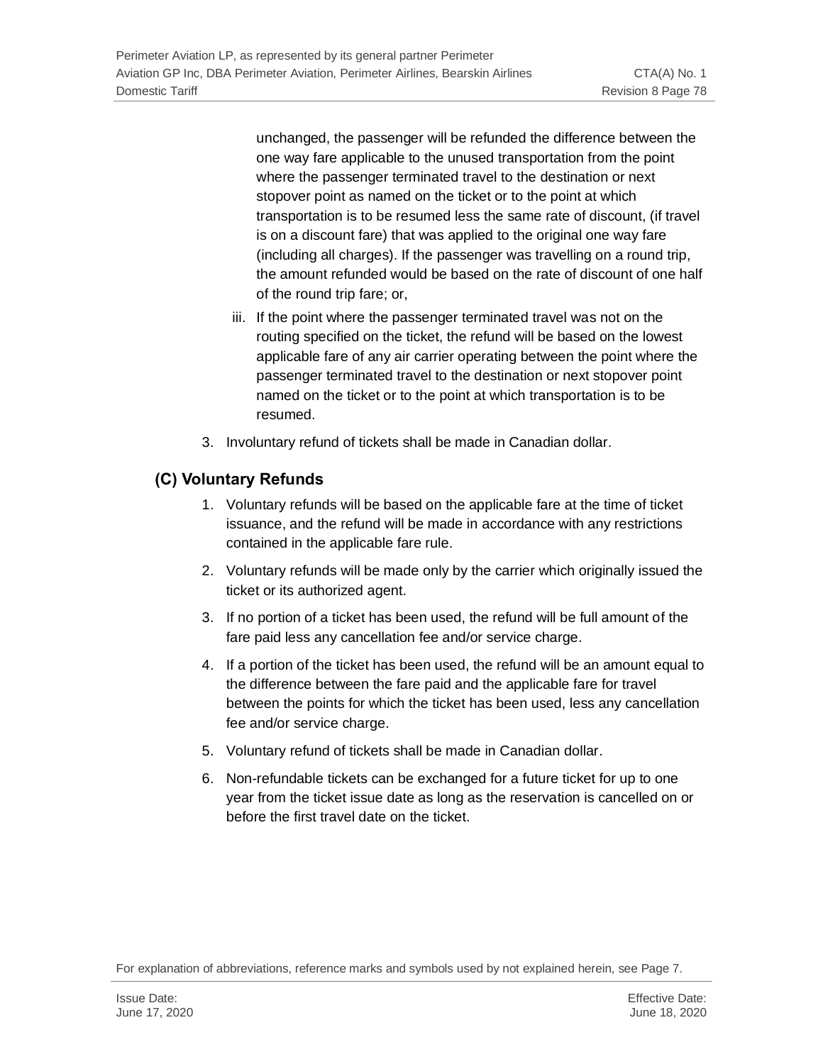unchanged, the passenger will be refunded the difference between the one way fare applicable to the unused transportation from the point where the passenger terminated travel to the destination or next stopover point as named on the ticket or to the point at which transportation is to be resumed less the same rate of discount, (if travel is on a discount fare) that was applied to the original one way fare (including all charges). If the passenger was travelling on a round trip, the amount refunded would be based on the rate of discount of one half of the round trip fare; or,

iii. If the point where the passenger terminated travel was not on the routing specified on the ticket, the refund will be based on the lowest applicable fare of any air carrier operating between the point where the passenger terminated travel to the destination or next stopover point named on the ticket or to the point at which transportation is to be resumed.

3. Involuntary refund of tickets shall be made in Canadian dollar.

## (C) Voluntary Refunds

1. Voluntary refunds will be based on the applicable fare at the time of ticket issuance, and the refund will be made in accordance with any restrictions contained in the applicable fare rule.
2. Voluntary refunds will be made only by the carrier which originally issued the ticket or its authorized agent.
3. If no portion of a ticket has been used, the refund will be full amount of the fare paid less any cancellation fee and/or service charge.
4. If a portion of the ticket has been used, the refund will be an amount equal to the difference between the fare paid and the applicable fare for travel between the points for which the ticket has been used, less any cancellation fee and/or service charge.
5. Voluntary refund of tickets shall be made in Canadian dollar.
6. Non-refundable tickets can be exchanged for a future ticket for up to one year from the ticket issue date as long as the reservation is cancelled on or before the first travel date on the ticket.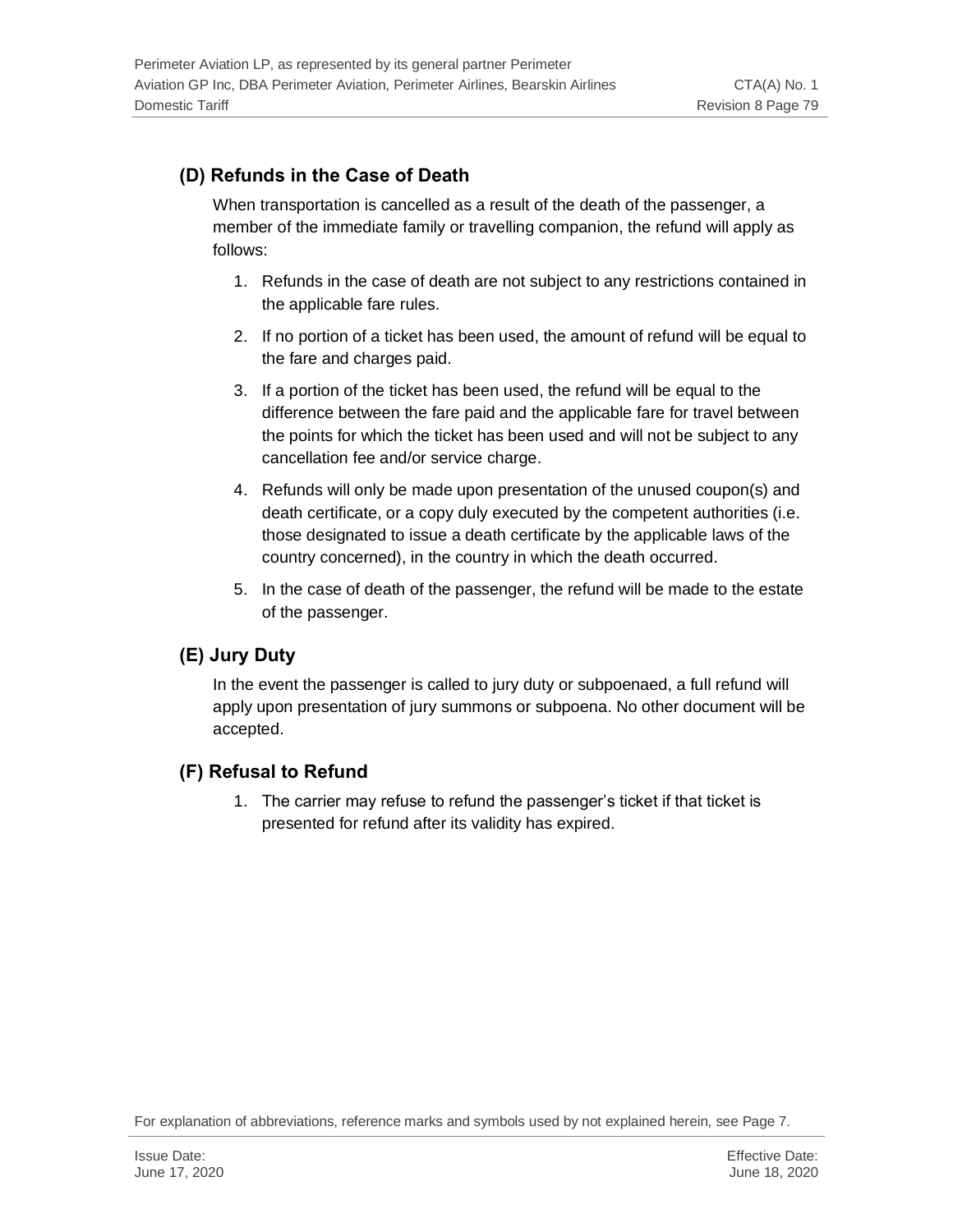## (D) Refunds in the Case of Death

When transportation is cancelled as a result of the death of the passenger, a member of the immediate family or travelling companion, the refund will apply as follows:

1. Refunds in the case of death are not subject to any restrictions contained in the applicable fare rules.
2. If no portion of a ticket has been used, the amount of refund will be equal to the fare and charges paid.
3. If a portion of the ticket has been used, the refund will be equal to the difference between the fare paid and the applicable fare for travel between the points for which the ticket has been used and will not be subject to any cancellation fee and/or service charge.
4. Refunds will only be made upon presentation of the unused coupon(s) and death certificate, or a copy duly executed by the competent authorities (i.e. those designated to issue a death certificate by the applicable laws of the country concerned), in the country in which the death occurred.
5. In the case of death of the passenger, the refund will be made to the estate of the passenger.

## (E) Jury Duty

In the event the passenger is called to jury duty or subpoenaed, a full refund will apply upon presentation of jury summons or subpoena. No other document will be accepted.

## (F) Refusal to Refund

1. The carrier may refuse to refund the passenger's ticket if that ticket is presented for refund after its validity has expired.